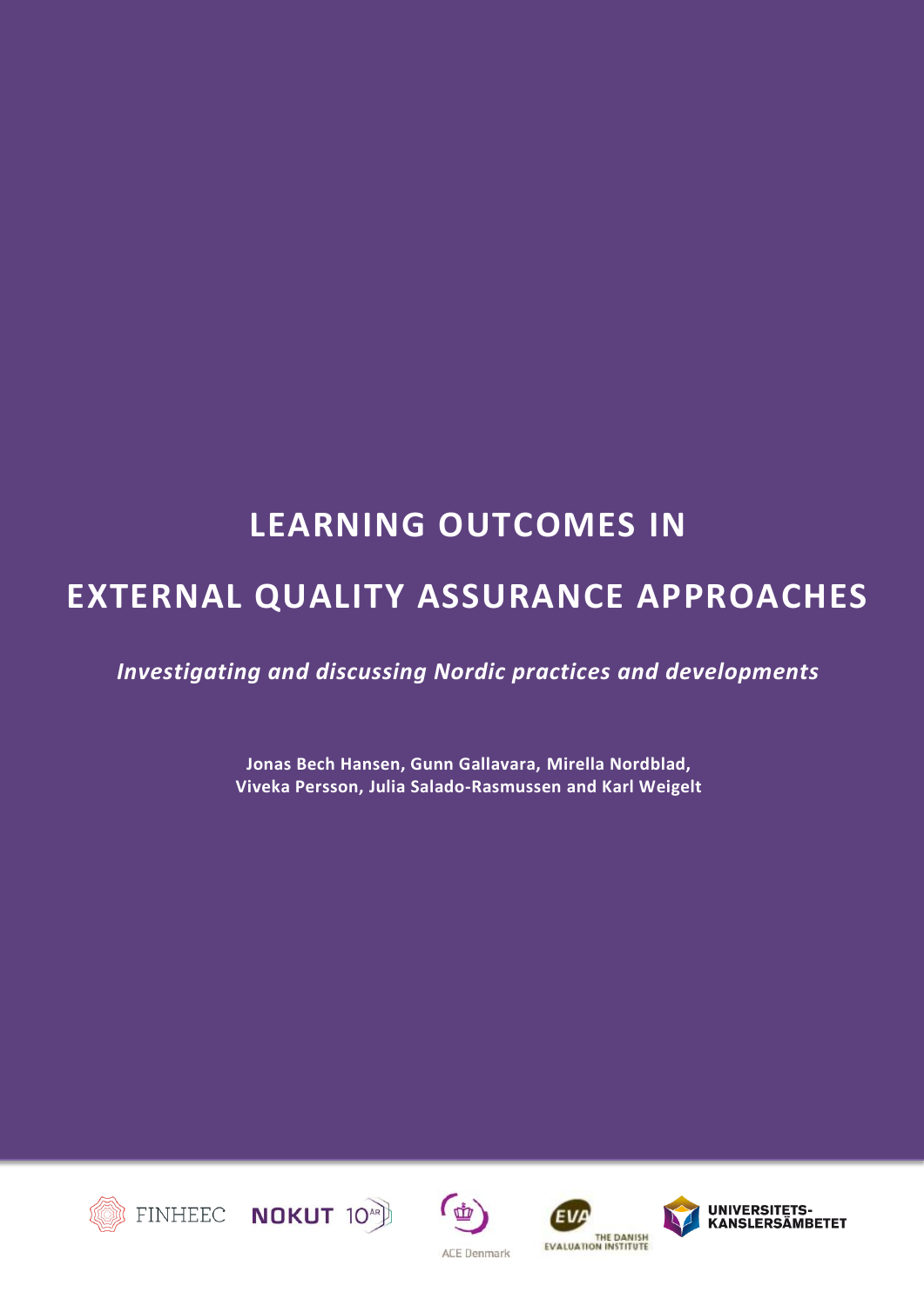# LEARNING OUTCOMES IN EXTERNAL QUALITY ASSURANCE APPROACHES

*Investigating and discussing Nordic practices and developments*

**Jonas Bech Hansen, Gunn Gallavara, Mirella Nordblad, Viveka Persson, Julia Salado-Rasmussen and Karl Weigelt**

FINHEEC NOKUT 10 ÅR ACE Denmark EVA THE DANISH EVALUATION INSTITUTE UNIVERSITETS-KANSLERSÄMBETET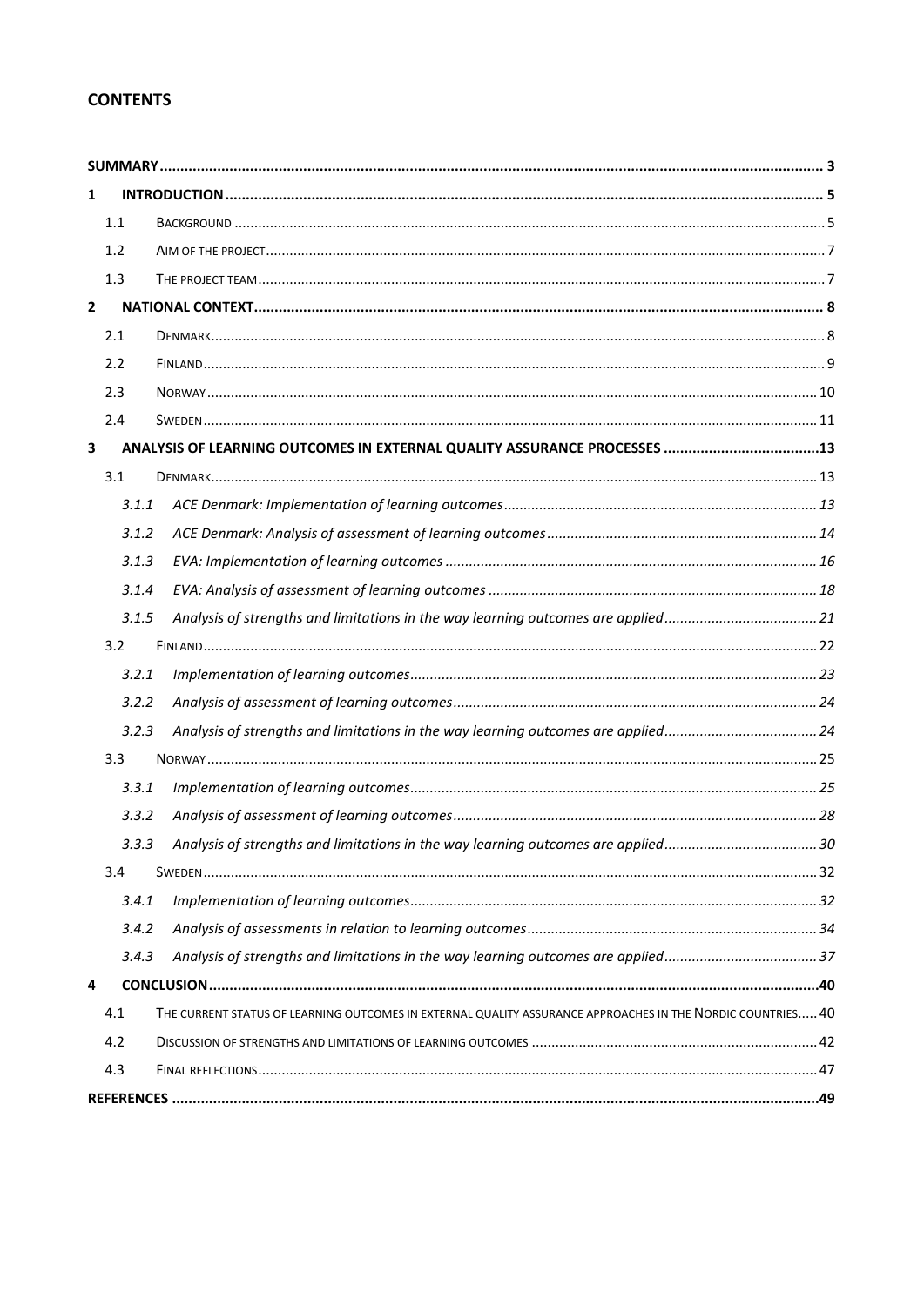## CONTENTS

| | | |
|---|---|---|
| **SUMMARY** | | **3** |
| **1** | **INTRODUCTION** | **5** |
| 1.1 | BACKGROUND | 5 |
| 1.2 | AIM OF THE PROJECT | 7 |
| 1.3 | THE PROJECT TEAM | 7 |
| **2** | **NATIONAL CONTEXT** | **8** |
| 2.1 | DENMARK | 8 |
| 2.2 | FINLAND | 9 |
| 2.3 | NORWAY | 10 |
| 2.4 | SWEDEN | 11 |
| **3** | **ANALYSIS OF LEARNING OUTCOMES IN EXTERNAL QUALITY ASSURANCE PROCESSES** | **13** |
| 3.1 | DENMARK | 13 |
| *3.1.1* | *ACE Denmark: Implementation of learning outcomes* | *13* |
| *3.1.2* | *ACE Denmark: Analysis of assessment of learning outcomes* | *14* |
| *3.1.3* | *EVA: Implementation of learning outcomes* | *16* |
| *3.1.4* | *EVA: Analysis of assessment of learning outcomes* | *18* |
| *3.1.5* | *Analysis of strengths and limitations in the way learning outcomes are applied* | *21* |
| 3.2 | FINLAND | 22 |
| *3.2.1* | *Implementation of learning outcomes* | *23* |
| *3.2.2* | *Analysis of assessment of learning outcomes* | *24* |
| *3.2.3* | *Analysis of strengths and limitations in the way learning outcomes are applied* | *24* |
| 3.3 | NORWAY | 25 |
| *3.3.1* | *Implementation of learning outcomes* | *25* |
| *3.3.2* | *Analysis of assessment of learning outcomes* | *28* |
| *3.3.3* | *Analysis of strengths and limitations in the way learning outcomes are applied* | *30* |
| 3.4 | SWEDEN | 32 |
| *3.4.1* | *Implementation of learning outcomes* | *32* |
| *3.4.2* | *Analysis of assessments in relation to learning outcomes* | *34* |
| *3.4.3* | *Analysis of strengths and limitations in the way learning outcomes are applied* | *37* |
| **4** | **CONCLUSION** | **40** |
| 4.1 | THE CURRENT STATUS OF LEARNING OUTCOMES IN EXTERNAL QUALITY ASSURANCE APPROACHES IN THE NORDIC COUNTRIES | 40 |
| 4.2 | DISCUSSION OF STRENGTHS AND LIMITATIONS OF LEARNING OUTCOMES | 42 |
| 4.3 | FINAL REFLECTIONS | 47 |
| **REFERENCES** | | **49** |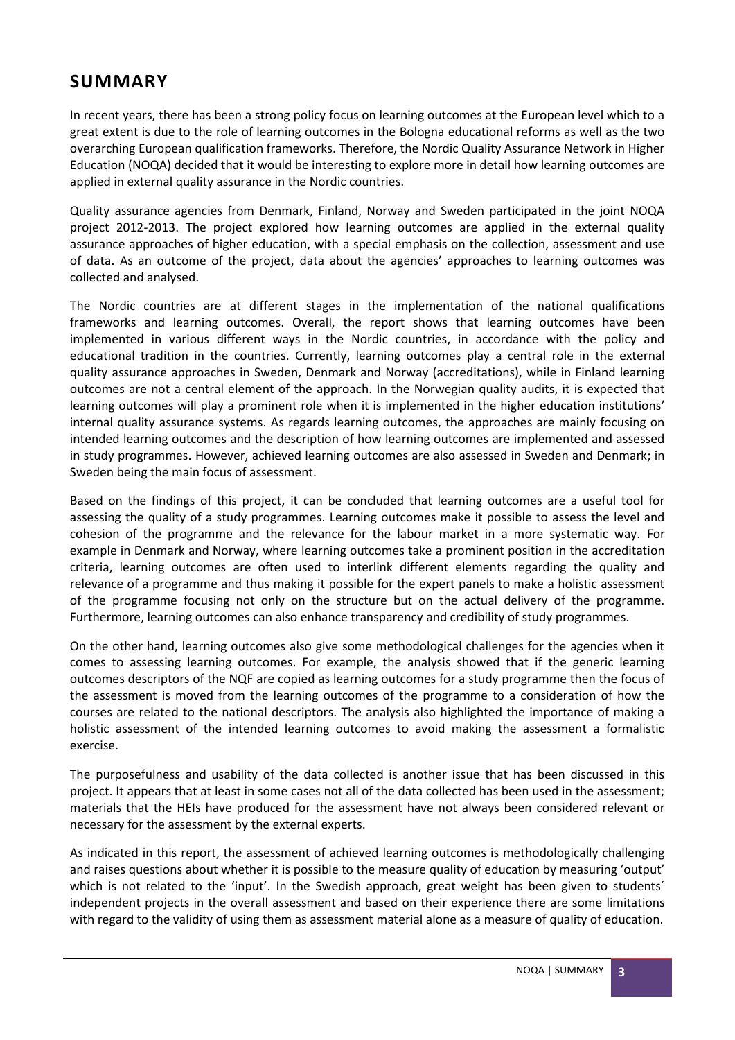# SUMMARY

In recent years, there has been a strong policy focus on learning outcomes at the European level which to a great extent is due to the role of learning outcomes in the Bologna educational reforms as well as the two overarching European qualification frameworks. Therefore, the Nordic Quality Assurance Network in Higher Education (NOQA) decided that it would be interesting to explore more in detail how learning outcomes are applied in external quality assurance in the Nordic countries.

Quality assurance agencies from Denmark, Finland, Norway and Sweden participated in the joint NOQA project 2012-2013. The project explored how learning outcomes are applied in the external quality assurance approaches of higher education, with a special emphasis on the collection, assessment and use of data. As an outcome of the project, data about the agencies' approaches to learning outcomes was collected and analysed.

The Nordic countries are at different stages in the implementation of the national qualifications frameworks and learning outcomes. Overall, the report shows that learning outcomes have been implemented in various different ways in the Nordic countries, in accordance with the policy and educational tradition in the countries. Currently, learning outcomes play a central role in the external quality assurance approaches in Sweden, Denmark and Norway (accreditations), while in Finland learning outcomes are not a central element of the approach. In the Norwegian quality audits, it is expected that learning outcomes will play a prominent role when it is implemented in the higher education institutions' internal quality assurance systems. As regards learning outcomes, the approaches are mainly focusing on intended learning outcomes and the description of how learning outcomes are implemented and assessed in study programmes. However, achieved learning outcomes are also assessed in Sweden and Denmark; in Sweden being the main focus of assessment.

Based on the findings of this project, it can be concluded that learning outcomes are a useful tool for assessing the quality of a study programmes. Learning outcomes make it possible to assess the level and cohesion of the programme and the relevance for the labour market in a more systematic way. For example in Denmark and Norway, where learning outcomes take a prominent position in the accreditation criteria, learning outcomes are often used to interlink different elements regarding the quality and relevance of a programme and thus making it possible for the expert panels to make a holistic assessment of the programme focusing not only on the structure but on the actual delivery of the programme. Furthermore, learning outcomes can also enhance transparency and credibility of study programmes.

On the other hand, learning outcomes also give some methodological challenges for the agencies when it comes to assessing learning outcomes. For example, the analysis showed that if the generic learning outcomes descriptors of the NQF are copied as learning outcomes for a study programme then the focus of the assessment is moved from the learning outcomes of the programme to a consideration of how the courses are related to the national descriptors. The analysis also highlighted the importance of making a holistic assessment of the intended learning outcomes to avoid making the assessment a formalistic exercise.

The purposefulness and usability of the data collected is another issue that has been discussed in this project. It appears that at least in some cases not all of the data collected has been used in the assessment; materials that the HEIs have produced for the assessment have not always been considered relevant or necessary for the assessment by the external experts.

As indicated in this report, the assessment of achieved learning outcomes is methodologically challenging and raises questions about whether it is possible to the measure quality of education by measuring 'output' which is not related to the 'input'. In the Swedish approach, great weight has been given to students´ independent projects in the overall assessment and based on their experience there are some limitations with regard to the validity of using them as assessment material alone as a measure of quality of education.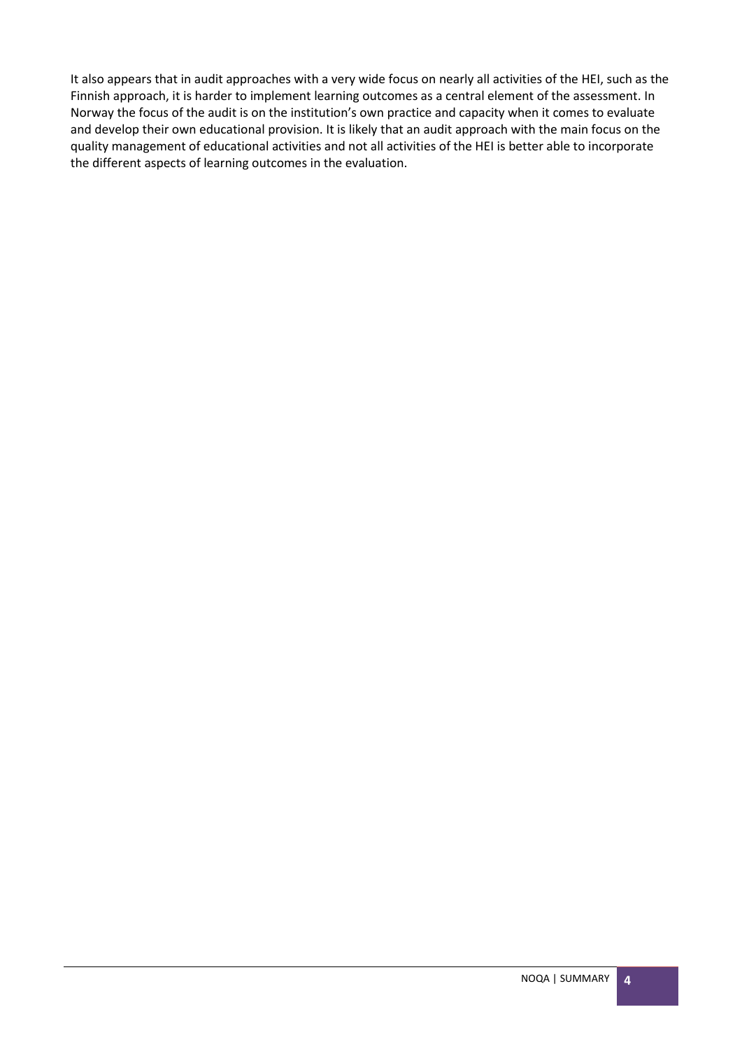It also appears that in audit approaches with a very wide focus on nearly all activities of the HEI, such as the Finnish approach, it is harder to implement learning outcomes as a central element of the assessment. In Norway the focus of the audit is on the institution's own practice and capacity when it comes to evaluate and develop their own educational provision. It is likely that an audit approach with the main focus on the quality management of educational activities and not all activities of the HEI is better able to incorporate the different aspects of learning outcomes in the evaluation.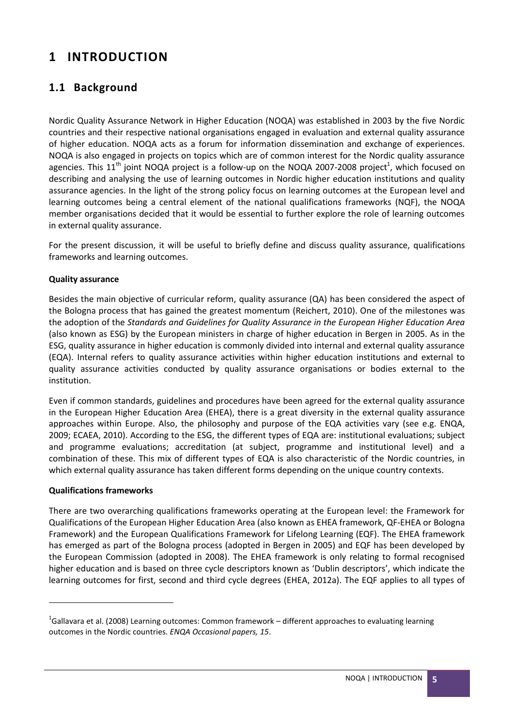# 1 INTRODUCTION

## 1.1 Background

Nordic Quality Assurance Network in Higher Education (NOQA) was established in 2003 by the five Nordic countries and their respective national organisations engaged in evaluation and external quality assurance of higher education. NOQA acts as a forum for information dissemination and exchange of experiences. NOQA is also engaged in projects on topics which are of common interest for the Nordic quality assurance agencies. This 11th joint NOQA project is a follow-up on the NOQA 2007-2008 project[1], which focused on describing and analysing the use of learning outcomes in Nordic higher education institutions and quality assurance agencies. In the light of the strong policy focus on learning outcomes at the European level and learning outcomes being a central element of the national qualifications frameworks (NQF), the NOQA member organisations decided that it would be essential to further explore the role of learning outcomes in external quality assurance.

For the present discussion, it will be useful to briefly define and discuss quality assurance, qualifications frameworks and learning outcomes.

**Quality assurance**

Besides the main objective of curricular reform, quality assurance (QA) has been considered the aspect of the Bologna process that has gained the greatest momentum (Reichert, 2010). One of the milestones was the adoption of the *Standards and Guidelines for Quality Assurance in the European Higher Education Area* (also known as ESG) by the European ministers in charge of higher education in Bergen in 2005. As in the ESG, quality assurance in higher education is commonly divided into internal and external quality assurance (EQA). Internal refers to quality assurance activities within higher education institutions and external to quality assurance activities conducted by quality assurance organisations or bodies external to the institution.

Even if common standards, guidelines and procedures have been agreed for the external quality assurance in the European Higher Education Area (EHEA), there is a great diversity in the external quality assurance approaches within Europe. Also, the philosophy and purpose of the EQA activities vary (see e.g. ENQA, 2009; ECAEA, 2010). According to the ESG, the different types of EQA are: institutional evaluations; subject and programme evaluations; accreditation (at subject, programme and institutional level) and a combination of these. This mix of different types of EQA is also characteristic of the Nordic countries, in which external quality assurance has taken different forms depending on the unique country contexts.

**Qualifications frameworks**

There are two overarching qualifications frameworks operating at the European level: the Framework for Qualifications of the European Higher Education Area (also known as EHEA framework, QF-EHEA or Bologna Framework) and the European Qualifications Framework for Lifelong Learning (EQF). The EHEA framework has emerged as part of the Bologna process (adopted in Bergen in 2005) and EQF has been developed by the European Commission (adopted in 2008). The EHEA framework is only relating to formal recognised higher education and is based on three cycle descriptors known as 'Dublin descriptors', which indicate the learning outcomes for first, second and third cycle degrees (EHEA, 2012a). The EQF applies to all types of

[1] Gallavara et al. (2008) Learning outcomes: Common framework – different approaches to evaluating learning outcomes in the Nordic countries. *ENQA Occasional papers, 15*.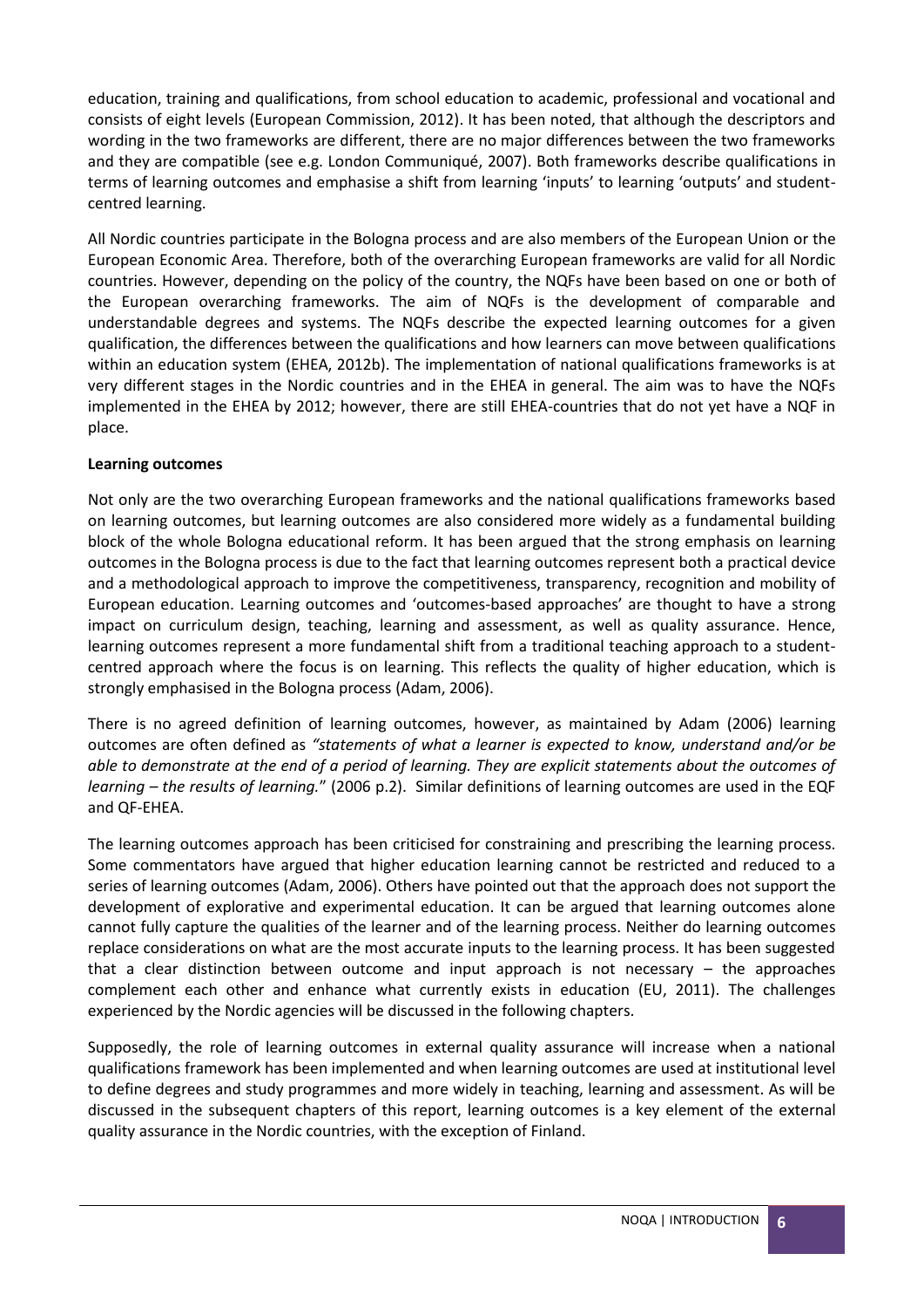education, training and qualifications, from school education to academic, professional and vocational and consists of eight levels (European Commission, 2012). It has been noted, that although the descriptors and wording in the two frameworks are different, there are no major differences between the two frameworks and they are compatible (see e.g. London Communiqué, 2007). Both frameworks describe qualifications in terms of learning outcomes and emphasise a shift from learning 'inputs' to learning 'outputs' and student-centred learning.

All Nordic countries participate in the Bologna process and are also members of the European Union or the European Economic Area. Therefore, both of the overarching European frameworks are valid for all Nordic countries. However, depending on the policy of the country, the NQFs have been based on one or both of the European overarching frameworks. The aim of NQFs is the development of comparable and understandable degrees and systems. The NQFs describe the expected learning outcomes for a given qualification, the differences between the qualifications and how learners can move between qualifications within an education system (EHEA, 2012b). The implementation of national qualifications frameworks is at very different stages in the Nordic countries and in the EHEA in general. The aim was to have the NQFs implemented in the EHEA by 2012; however, there are still EHEA-countries that do not yet have a NQF in place.

**Learning outcomes**

Not only are the two overarching European frameworks and the national qualifications frameworks based on learning outcomes, but learning outcomes are also considered more widely as a fundamental building block of the whole Bologna educational reform. It has been argued that the strong emphasis on learning outcomes in the Bologna process is due to the fact that learning outcomes represent both a practical device and a methodological approach to improve the competitiveness, transparency, recognition and mobility of European education. Learning outcomes and 'outcomes-based approaches' are thought to have a strong impact on curriculum design, teaching, learning and assessment, as well as quality assurance. Hence, learning outcomes represent a more fundamental shift from a traditional teaching approach to a student-centred approach where the focus is on learning. This reflects the quality of higher education, which is strongly emphasised in the Bologna process (Adam, 2006).

There is no agreed definition of learning outcomes, however, as maintained by Adam (2006) learning outcomes are often defined as *"statements of what a learner is expected to know, understand and/or be able to demonstrate at the end of a period of learning. They are explicit statements about the outcomes of learning – the results of learning.*" (2006 p.2). Similar definitions of learning outcomes are used in the EQF and QF-EHEA.

The learning outcomes approach has been criticised for constraining and prescribing the learning process. Some commentators have argued that higher education learning cannot be restricted and reduced to a series of learning outcomes (Adam, 2006). Others have pointed out that the approach does not support the development of explorative and experimental education. It can be argued that learning outcomes alone cannot fully capture the qualities of the learner and of the learning process. Neither do learning outcomes replace considerations on what are the most accurate inputs to the learning process. It has been suggested that a clear distinction between outcome and input approach is not necessary – the approaches complement each other and enhance what currently exists in education (EU, 2011). The challenges experienced by the Nordic agencies will be discussed in the following chapters.

Supposedly, the role of learning outcomes in external quality assurance will increase when a national qualifications framework has been implemented and when learning outcomes are used at institutional level to define degrees and study programmes and more widely in teaching, learning and assessment. As will be discussed in the subsequent chapters of this report, learning outcomes is a key element of the external quality assurance in the Nordic countries, with the exception of Finland.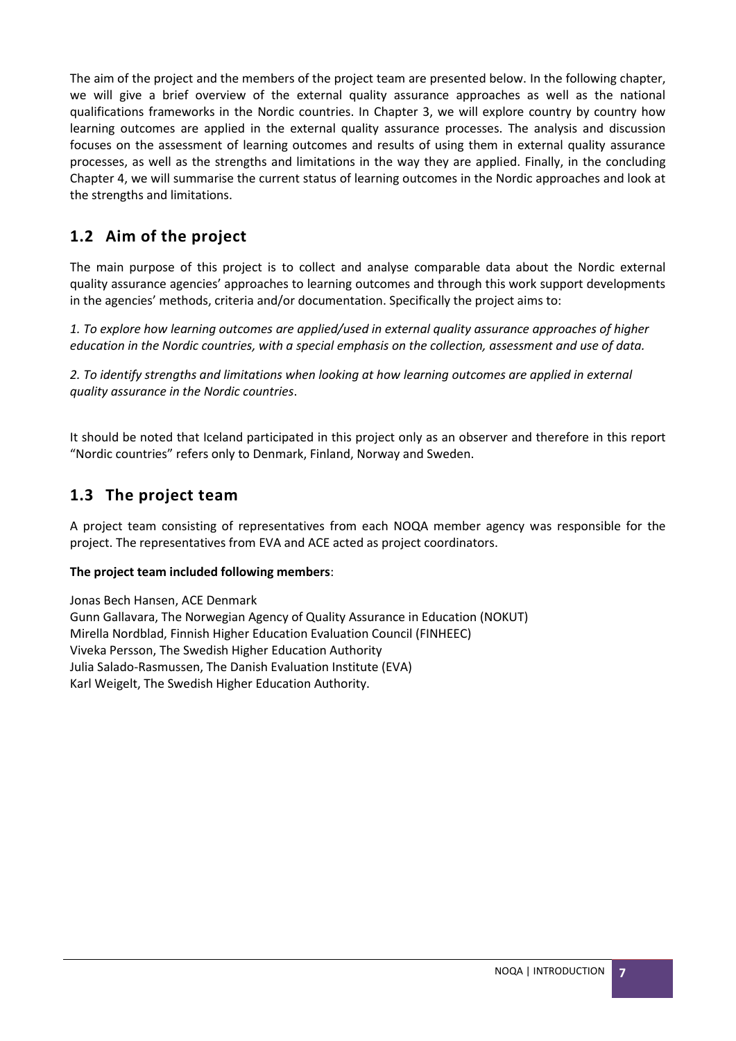The aim of the project and the members of the project team are presented below. In the following chapter, we will give a brief overview of the external quality assurance approaches as well as the national qualifications frameworks in the Nordic countries. In Chapter 3, we will explore country by country how learning outcomes are applied in the external quality assurance processes. The analysis and discussion focuses on the assessment of learning outcomes and results of using them in external quality assurance processes, as well as the strengths and limitations in the way they are applied. Finally, in the concluding Chapter 4, we will summarise the current status of learning outcomes in the Nordic approaches and look at the strengths and limitations.

## 1.2 Aim of the project

The main purpose of this project is to collect and analyse comparable data about the Nordic external quality assurance agencies' approaches to learning outcomes and through this work support developments in the agencies' methods, criteria and/or documentation. Specifically the project aims to:

*1. To explore how learning outcomes are applied/used in external quality assurance approaches of higher education in the Nordic countries, with a special emphasis on the collection, assessment and use of data.*

*2. To identify strengths and limitations when looking at how learning outcomes are applied in external quality assurance in the Nordic countries*.

It should be noted that Iceland participated in this project only as an observer and therefore in this report "Nordic countries" refers only to Denmark, Finland, Norway and Sweden.

## 1.3 The project team

A project team consisting of representatives from each NOQA member agency was responsible for the project. The representatives from EVA and ACE acted as project coordinators.

**The project team included following members**:

Jonas Bech Hansen, ACE Denmark
Gunn Gallavara, The Norwegian Agency of Quality Assurance in Education (NOKUT)
Mirella Nordblad, Finnish Higher Education Evaluation Council (FINHEEC)
Viveka Persson, The Swedish Higher Education Authority
Julia Salado-Rasmussen, The Danish Evaluation Institute (EVA)
Karl Weigelt, The Swedish Higher Education Authority.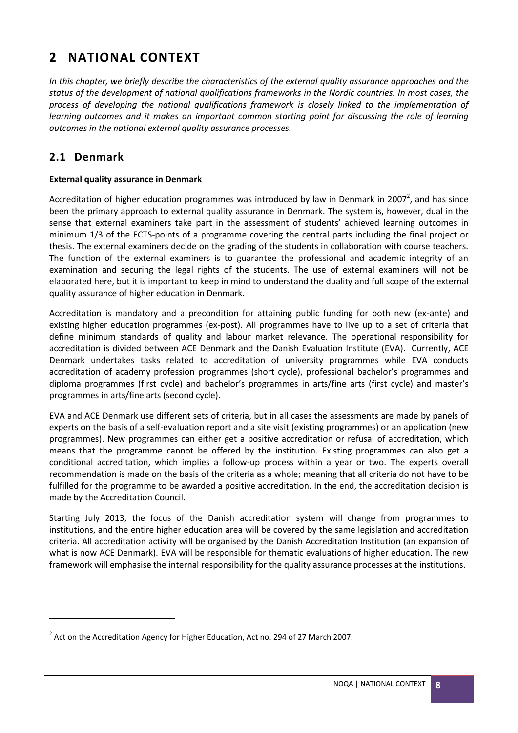# 2 NATIONAL CONTEXT

*In this chapter, we briefly describe the characteristics of the external quality assurance approaches and the status of the development of national qualifications frameworks in the Nordic countries. In most cases, the process of developing the national qualifications framework is closely linked to the implementation of learning outcomes and it makes an important common starting point for discussing the role of learning outcomes in the national external quality assurance processes.*

## 2.1 Denmark

**External quality assurance in Denmark**

Accreditation of higher education programmes was introduced by law in Denmark in 2007[2], and has since been the primary approach to external quality assurance in Denmark. The system is, however, dual in the sense that external examiners take part in the assessment of students' achieved learning outcomes in minimum 1/3 of the ECTS-points of a programme covering the central parts including the final project or thesis. The external examiners decide on the grading of the students in collaboration with course teachers. The function of the external examiners is to guarantee the professional and academic integrity of an examination and securing the legal rights of the students. The use of external examiners will not be elaborated here, but it is important to keep in mind to understand the duality and full scope of the external quality assurance of higher education in Denmark.

Accreditation is mandatory and a precondition for attaining public funding for both new (ex-ante) and existing higher education programmes (ex-post). All programmes have to live up to a set of criteria that define minimum standards of quality and labour market relevance. The operational responsibility for accreditation is divided between ACE Denmark and the Danish Evaluation Institute (EVA). Currently, ACE Denmark undertakes tasks related to accreditation of university programmes while EVA conducts accreditation of academy profession programmes (short cycle), professional bachelor's programmes and diploma programmes (first cycle) and bachelor's programmes in arts/fine arts (first cycle) and master's programmes in arts/fine arts (second cycle).

EVA and ACE Denmark use different sets of criteria, but in all cases the assessments are made by panels of experts on the basis of a self-evaluation report and a site visit (existing programmes) or an application (new programmes). New programmes can either get a positive accreditation or refusal of accreditation, which means that the programme cannot be offered by the institution. Existing programmes can also get a conditional accreditation, which implies a follow-up process within a year or two. The experts overall recommendation is made on the basis of the criteria as a whole; meaning that all criteria do not have to be fulfilled for the programme to be awarded a positive accreditation. In the end, the accreditation decision is made by the Accreditation Council.

Starting July 2013, the focus of the Danish accreditation system will change from programmes to institutions, and the entire higher education area will be covered by the same legislation and accreditation criteria. All accreditation activity will be organised by the Danish Accreditation Institution (an expansion of what is now ACE Denmark). EVA will be responsible for thematic evaluations of higher education. The new framework will emphasise the internal responsibility for the quality assurance processes at the institutions.

---

[2] Act on the Accreditation Agency for Higher Education, Act no. 294 of 27 March 2007.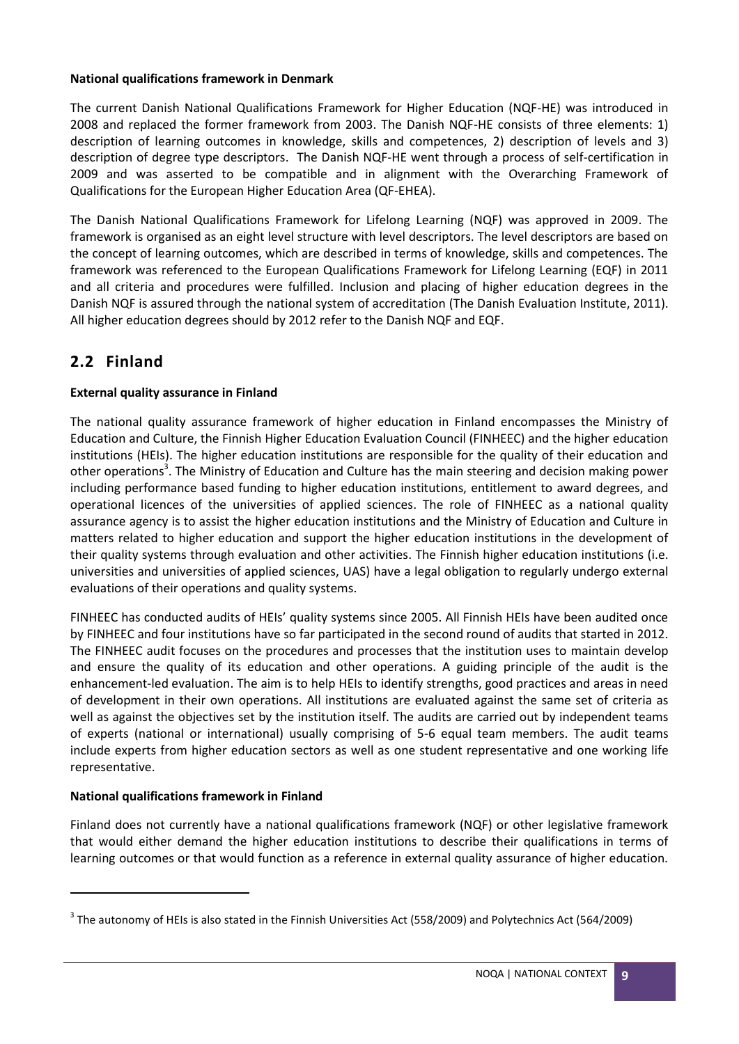**National qualifications framework in Denmark**

The current Danish National Qualifications Framework for Higher Education (NQF-HE) was introduced in 2008 and replaced the former framework from 2003. The Danish NQF-HE consists of three elements: 1) description of learning outcomes in knowledge, skills and competences, 2) description of levels and 3) description of degree type descriptors. The Danish NQF-HE went through a process of self-certification in 2009 and was asserted to be compatible and in alignment with the Overarching Framework of Qualifications for the European Higher Education Area (QF-EHEA).

The Danish National Qualifications Framework for Lifelong Learning (NQF) was approved in 2009. The framework is organised as an eight level structure with level descriptors. The level descriptors are based on the concept of learning outcomes, which are described in terms of knowledge, skills and competences. The framework was referenced to the European Qualifications Framework for Lifelong Learning (EQF) in 2011 and all criteria and procedures were fulfilled. Inclusion and placing of higher education degrees in the Danish NQF is assured through the national system of accreditation (The Danish Evaluation Institute, 2011). All higher education degrees should by 2012 refer to the Danish NQF and EQF.

## 2.2 Finland

**External quality assurance in Finland**

The national quality assurance framework of higher education in Finland encompasses the Ministry of Education and Culture, the Finnish Higher Education Evaluation Council (FINHEEC) and the higher education institutions (HEIs). The higher education institutions are responsible for the quality of their education and other operations[3]. The Ministry of Education and Culture has the main steering and decision making power including performance based funding to higher education institutions, entitlement to award degrees, and operational licences of the universities of applied sciences. The role of FINHEEC as a national quality assurance agency is to assist the higher education institutions and the Ministry of Education and Culture in matters related to higher education and support the higher education institutions in the development of their quality systems through evaluation and other activities. The Finnish higher education institutions (i.e. universities and universities of applied sciences, UAS) have a legal obligation to regularly undergo external evaluations of their operations and quality systems.

FINHEEC has conducted audits of HEIs' quality systems since 2005. All Finnish HEIs have been audited once by FINHEEC and four institutions have so far participated in the second round of audits that started in 2012. The FINHEEC audit focuses on the procedures and processes that the institution uses to maintain develop and ensure the quality of its education and other operations. A guiding principle of the audit is the enhancement-led evaluation. The aim is to help HEIs to identify strengths, good practices and areas in need of development in their own operations. All institutions are evaluated against the same set of criteria as well as against the objectives set by the institution itself. The audits are carried out by independent teams of experts (national or international) usually comprising of 5-6 equal team members. The audit teams include experts from higher education sectors as well as one student representative and one working life representative.

**National qualifications framework in Finland**

Finland does not currently have a national qualifications framework (NQF) or other legislative framework that would either demand the higher education institutions to describe their qualifications in terms of learning outcomes or that would function as a reference in external quality assurance of higher education.

[3] The autonomy of HEIs is also stated in the Finnish Universities Act (558/2009) and Polytechnics Act (564/2009)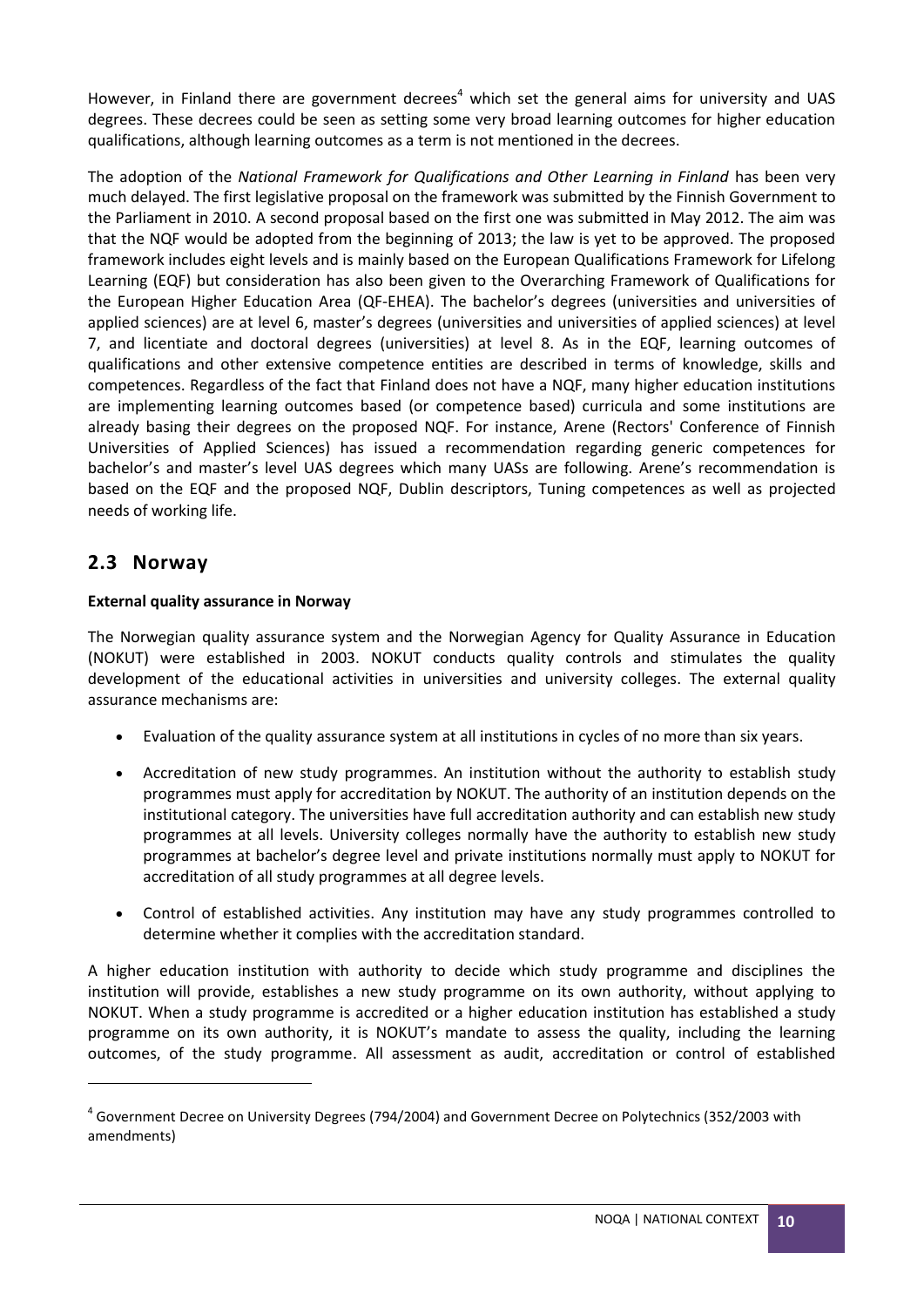However, in Finland there are government decrees[4] which set the general aims for university and UAS degrees. These decrees could be seen as setting some very broad learning outcomes for higher education qualifications, although learning outcomes as a term is not mentioned in the decrees.

The adoption of the *National Framework for Qualifications and Other Learning in Finland* has been very much delayed. The first legislative proposal on the framework was submitted by the Finnish Government to the Parliament in 2010. A second proposal based on the first one was submitted in May 2012. The aim was that the NQF would be adopted from the beginning of 2013; the law is yet to be approved. The proposed framework includes eight levels and is mainly based on the European Qualifications Framework for Lifelong Learning (EQF) but consideration has also been given to the Overarching Framework of Qualifications for the European Higher Education Area (QF-EHEA). The bachelor's degrees (universities and universities of applied sciences) are at level 6, master's degrees (universities and universities of applied sciences) at level 7, and licentiate and doctoral degrees (universities) at level 8. As in the EQF, learning outcomes of qualifications and other extensive competence entities are described in terms of knowledge, skills and competences. Regardless of the fact that Finland does not have a NQF, many higher education institutions are implementing learning outcomes based (or competence based) curricula and some institutions are already basing their degrees on the proposed NQF. For instance, Arene (Rectors' Conference of Finnish Universities of Applied Sciences) has issued a recommendation regarding generic competences for bachelor's and master's level UAS degrees which many UASs are following. Arene's recommendation is based on the EQF and the proposed NQF, Dublin descriptors, Tuning competences as well as projected needs of working life.

## 2.3 Norway

**External quality assurance in Norway**

The Norwegian quality assurance system and the Norwegian Agency for Quality Assurance in Education (NOKUT) were established in 2003. NOKUT conducts quality controls and stimulates the quality development of the educational activities in universities and university colleges. The external quality assurance mechanisms are:

- Evaluation of the quality assurance system at all institutions in cycles of no more than six years.
- Accreditation of new study programmes. An institution without the authority to establish study programmes must apply for accreditation by NOKUT. The authority of an institution depends on the institutional category. The universities have full accreditation authority and can establish new study programmes at all levels. University colleges normally have the authority to establish new study programmes at bachelor's degree level and private institutions normally must apply to NOKUT for accreditation of all study programmes at all degree levels.
- Control of established activities. Any institution may have any study programmes controlled to determine whether it complies with the accreditation standard.

A higher education institution with authority to decide which study programme and disciplines the institution will provide, establishes a new study programme on its own authority, without applying to NOKUT. When a study programme is accredited or a higher education institution has established a study programme on its own authority, it is NOKUT's mandate to assess the quality, including the learning outcomes, of the study programme. All assessment as audit, accreditation or control of established

[4] Government Decree on University Degrees (794/2004) and Government Decree on Polytechnics (352/2003 with amendments)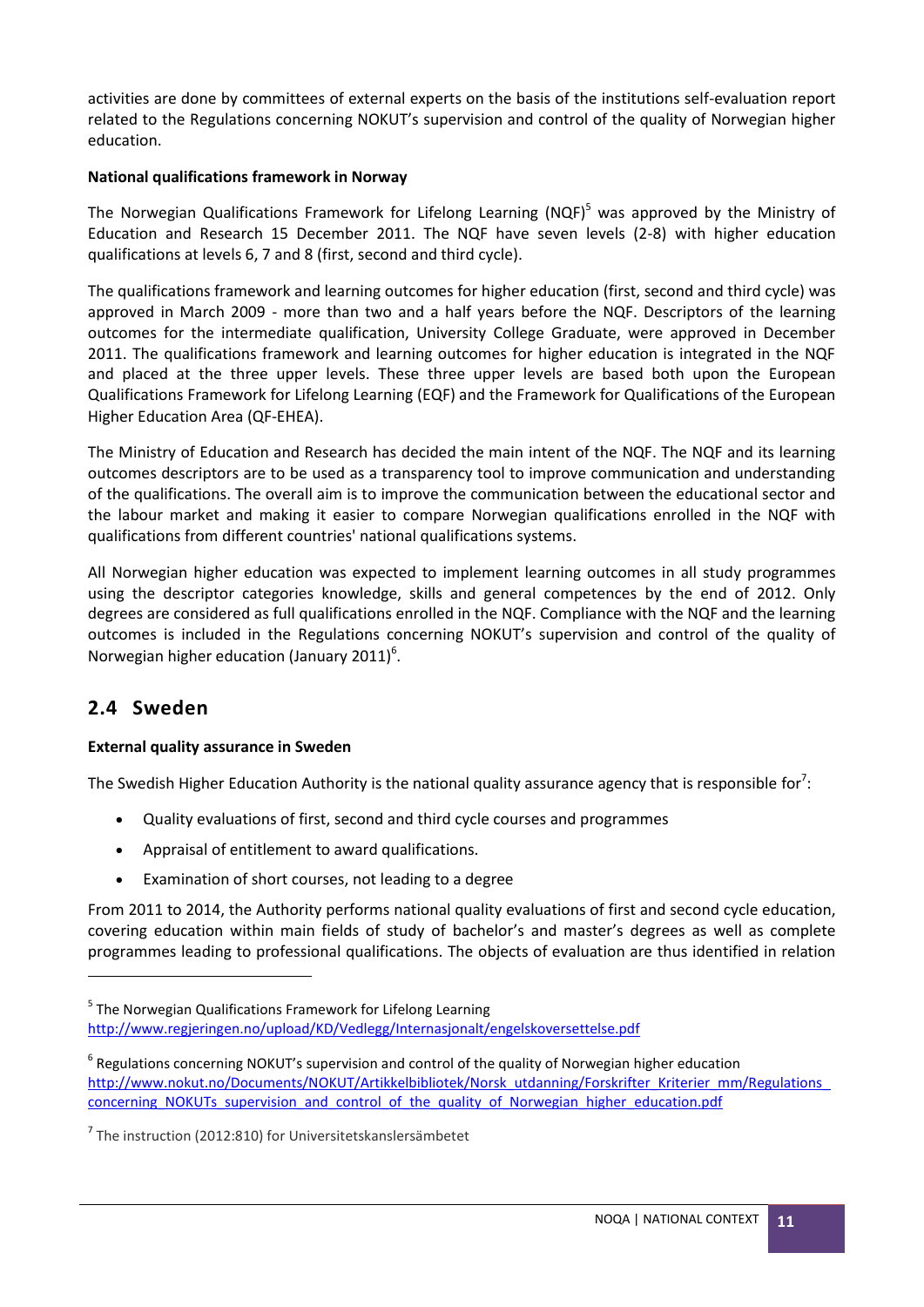activities are done by committees of external experts on the basis of the institutions self-evaluation report related to the Regulations concerning NOKUT's supervision and control of the quality of Norwegian higher education.

**National qualifications framework in Norway**

The Norwegian Qualifications Framework for Lifelong Learning (NQF)[5] was approved by the Ministry of Education and Research 15 December 2011. The NQF have seven levels (2-8) with higher education qualifications at levels 6, 7 and 8 (first, second and third cycle).

The qualifications framework and learning outcomes for higher education (first, second and third cycle) was approved in March 2009 - more than two and a half years before the NQF. Descriptors of the learning outcomes for the intermediate qualification, University College Graduate, were approved in December 2011. The qualifications framework and learning outcomes for higher education is integrated in the NQF and placed at the three upper levels. These three upper levels are based both upon the European Qualifications Framework for Lifelong Learning (EQF) and the Framework for Qualifications of the European Higher Education Area (QF-EHEA).

The Ministry of Education and Research has decided the main intent of the NQF. The NQF and its learning outcomes descriptors are to be used as a transparency tool to improve communication and understanding of the qualifications. The overall aim is to improve the communication between the educational sector and the labour market and making it easier to compare Norwegian qualifications enrolled in the NQF with qualifications from different countries' national qualifications systems.

All Norwegian higher education was expected to implement learning outcomes in all study programmes using the descriptor categories knowledge, skills and general competences by the end of 2012. Only degrees are considered as full qualifications enrolled in the NQF. Compliance with the NQF and the learning outcomes is included in the Regulations concerning NOKUT's supervision and control of the quality of Norwegian higher education (January 2011)[6].

## 2.4 Sweden

**External quality assurance in Sweden**

The Swedish Higher Education Authority is the national quality assurance agency that is responsible for[7]:

- Quality evaluations of first, second and third cycle courses and programmes
- Appraisal of entitlement to award qualifications.
- Examination of short courses, not leading to a degree

From 2011 to 2014, the Authority performs national quality evaluations of first and second cycle education, covering education within main fields of study of bachelor's and master's degrees as well as complete programmes leading to professional qualifications. The objects of evaluation are thus identified in relation

---

[5] The Norwegian Qualifications Framework for Lifelong Learning
http://www.regjeringen.no/upload/KD/Vedlegg/Internasjonalt/engelskoversettelse.pdf

[6] Regulations concerning NOKUT's supervision and control of the quality of Norwegian higher education
http://www.nokut.no/Documents/NOKUT/Artikkelbibliotek/Norsk_utdanning/Forskrifter_Kriterier_mm/Regulations_concerning_NOKUTs_supervision_and_control_of_the_quality_of_Norwegian_higher_education.pdf

[7] The instruction (2012:810) for Universitetskanslersämbetet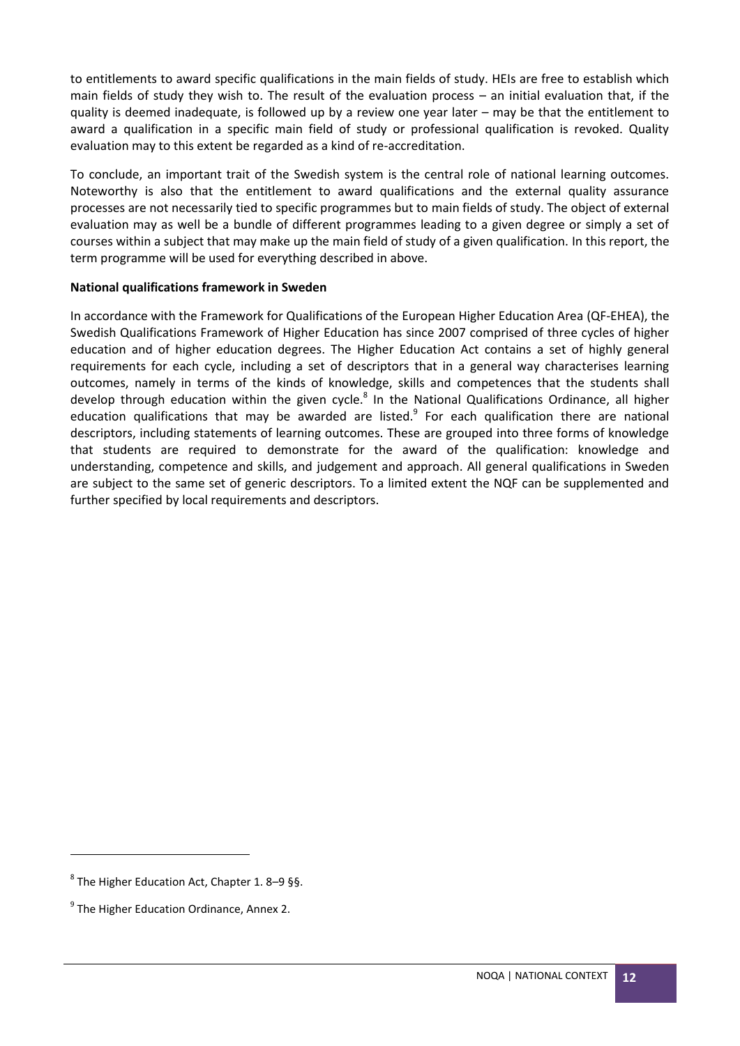to entitlements to award specific qualifications in the main fields of study. HEIs are free to establish which main fields of study they wish to. The result of the evaluation process – an initial evaluation that, if the quality is deemed inadequate, is followed up by a review one year later – may be that the entitlement to award a qualification in a specific main field of study or professional qualification is revoked. Quality evaluation may to this extent be regarded as a kind of re-accreditation.

To conclude, an important trait of the Swedish system is the central role of national learning outcomes. Noteworthy is also that the entitlement to award qualifications and the external quality assurance processes are not necessarily tied to specific programmes but to main fields of study. The object of external evaluation may as well be a bundle of different programmes leading to a given degree or simply a set of courses within a subject that may make up the main field of study of a given qualification. In this report, the term programme will be used for everything described in above.

**National qualifications framework in Sweden**

In accordance with the Framework for Qualifications of the European Higher Education Area (QF-EHEA), the Swedish Qualifications Framework of Higher Education has since 2007 comprised of three cycles of higher education and of higher education degrees. The Higher Education Act contains a set of highly general requirements for each cycle, including a set of descriptors that in a general way characterises learning outcomes, namely in terms of the kinds of knowledge, skills and competences that the students shall develop through education within the given cycle.[8] In the National Qualifications Ordinance, all higher education qualifications that may be awarded are listed.[9] For each qualification there are national descriptors, including statements of learning outcomes. These are grouped into three forms of knowledge that students are required to demonstrate for the award of the qualification: knowledge and understanding, competence and skills, and judgement and approach. All general qualifications in Sweden are subject to the same set of generic descriptors. To a limited extent the NQF can be supplemented and further specified by local requirements and descriptors.

[8] The Higher Education Act, Chapter 1. 8–9 §§.

[9] The Higher Education Ordinance, Annex 2.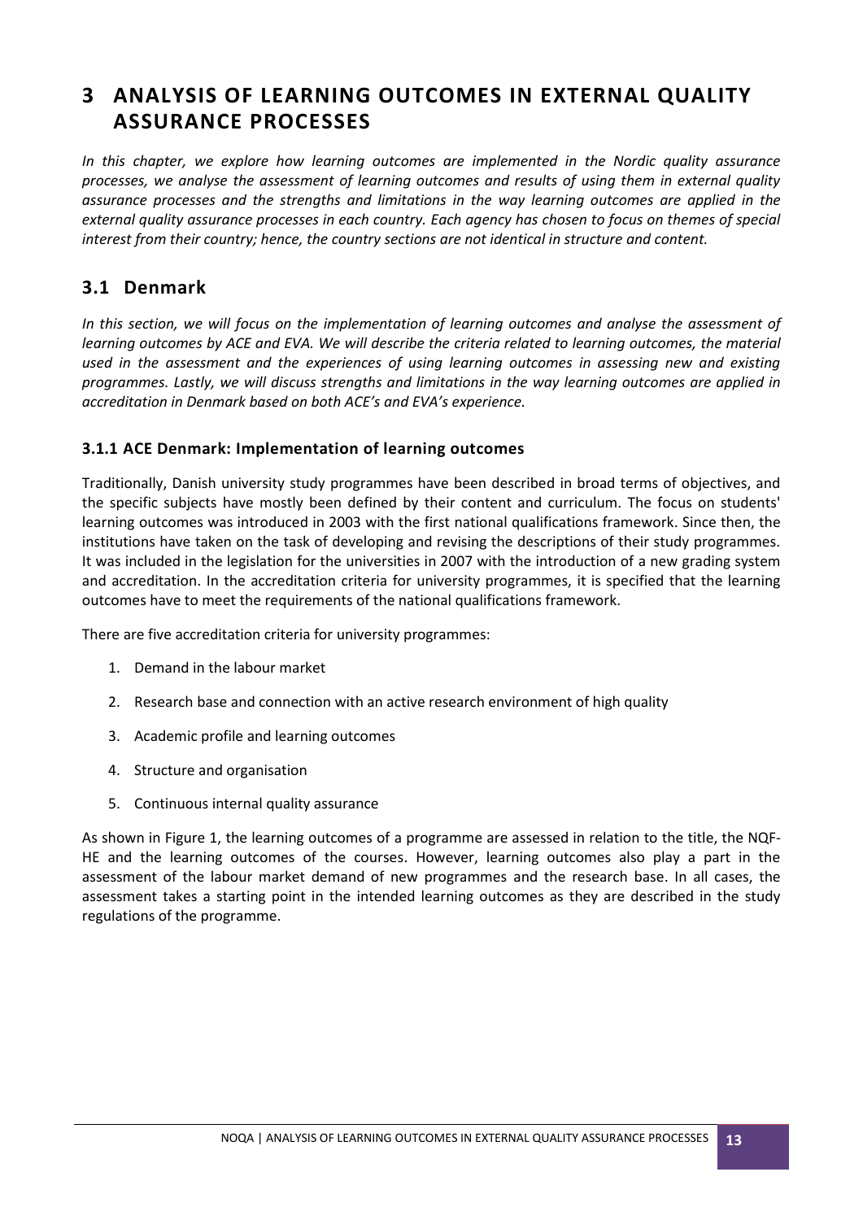# 3 ANALYSIS OF LEARNING OUTCOMES IN EXTERNAL QUALITY ASSURANCE PROCESSES

*In this chapter, we explore how learning outcomes are implemented in the Nordic quality assurance processes, we analyse the assessment of learning outcomes and results of using them in external quality assurance processes and the strengths and limitations in the way learning outcomes are applied in the external quality assurance processes in each country. Each agency has chosen to focus on themes of special interest from their country; hence, the country sections are not identical in structure and content.*

## 3.1 Denmark

*In this section, we will focus on the implementation of learning outcomes and analyse the assessment of learning outcomes by ACE and EVA. We will describe the criteria related to learning outcomes, the material used in the assessment and the experiences of using learning outcomes in assessing new and existing programmes. Lastly, we will discuss strengths and limitations in the way learning outcomes are applied in accreditation in Denmark based on both ACE's and EVA's experience.*

### 3.1.1 ACE Denmark: Implementation of learning outcomes

Traditionally, Danish university study programmes have been described in broad terms of objectives, and the specific subjects have mostly been defined by their content and curriculum. The focus on students' learning outcomes was introduced in 2003 with the first national qualifications framework. Since then, the institutions have taken on the task of developing and revising the descriptions of their study programmes. It was included in the legislation for the universities in 2007 with the introduction of a new grading system and accreditation. In the accreditation criteria for university programmes, it is specified that the learning outcomes have to meet the requirements of the national qualifications framework.

There are five accreditation criteria for university programmes:

1. Demand in the labour market
2. Research base and connection with an active research environment of high quality
3. Academic profile and learning outcomes
4. Structure and organisation
5. Continuous internal quality assurance

As shown in Figure 1, the learning outcomes of a programme are assessed in relation to the title, the NQF-HE and the learning outcomes of the courses. However, learning outcomes also play a part in the assessment of the labour market demand of new programmes and the research base. In all cases, the assessment takes a starting point in the intended learning outcomes as they are described in the study regulations of the programme.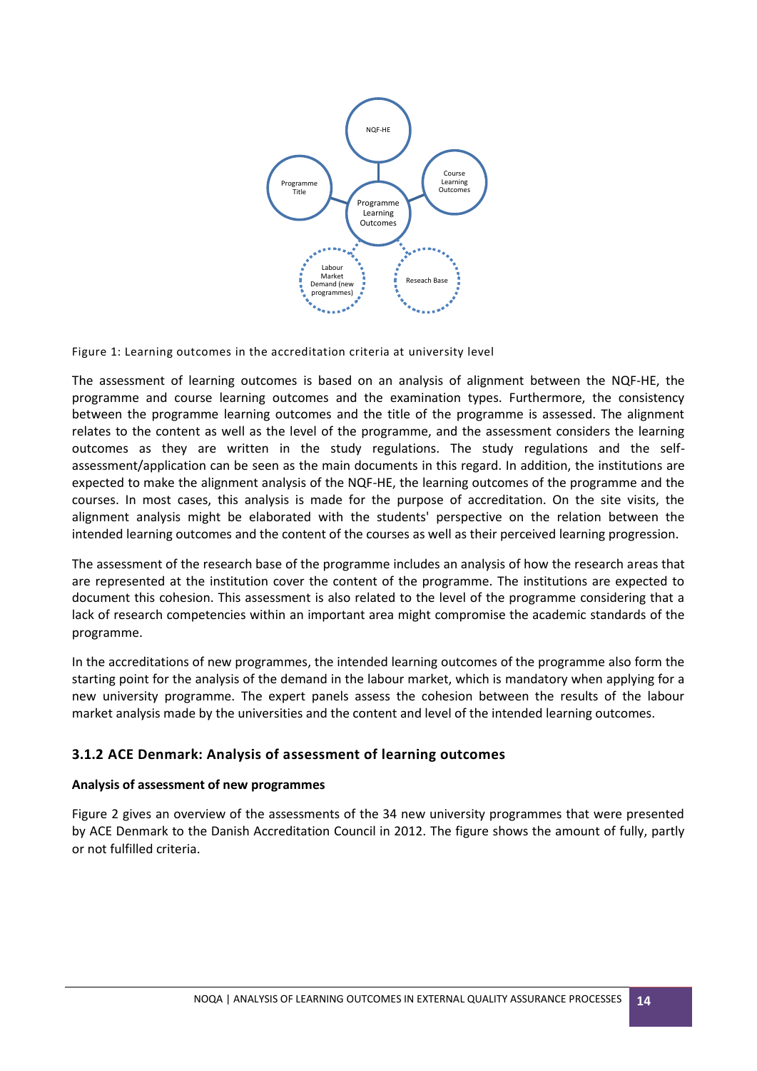Figure 1: Learning outcomes in the accreditation criteria at university level

The assessment of learning outcomes is based on an analysis of alignment between the NQF-HE, the programme and course learning outcomes and the examination types. Furthermore, the consistency between the programme learning outcomes and the title of the programme is assessed. The alignment relates to the content as well as the level of the programme, and the assessment considers the learning outcomes as they are written in the study regulations. The study regulations and the self-assessment/application can be seen as the main documents in this regard. In addition, the institutions are expected to make the alignment analysis of the NQF-HE, the learning outcomes of the programme and the courses. In most cases, this analysis is made for the purpose of accreditation. On the site visits, the alignment analysis might be elaborated with the students' perspective on the relation between the intended learning outcomes and the content of the courses as well as their perceived learning progression.

The assessment of the research base of the programme includes an analysis of how the research areas that are represented at the institution cover the content of the programme. The institutions are expected to document this cohesion. This assessment is also related to the level of the programme considering that a lack of research competencies within an important area might compromise the academic standards of the programme.

In the accreditations of new programmes, the intended learning outcomes of the programme also form the starting point for the analysis of the demand in the labour market, which is mandatory when applying for a new university programme. The expert panels assess the cohesion between the results of the labour market analysis made by the universities and the content and level of the intended learning outcomes.

### 3.1.2 ACE Denmark: Analysis of assessment of learning outcomes

**Analysis of assessment of new programmes**

Figure 2 gives an overview of the assessments of the 34 new university programmes that were presented by ACE Denmark to the Danish Accreditation Council in 2012. The figure shows the amount of fully, partly or not fulfilled criteria.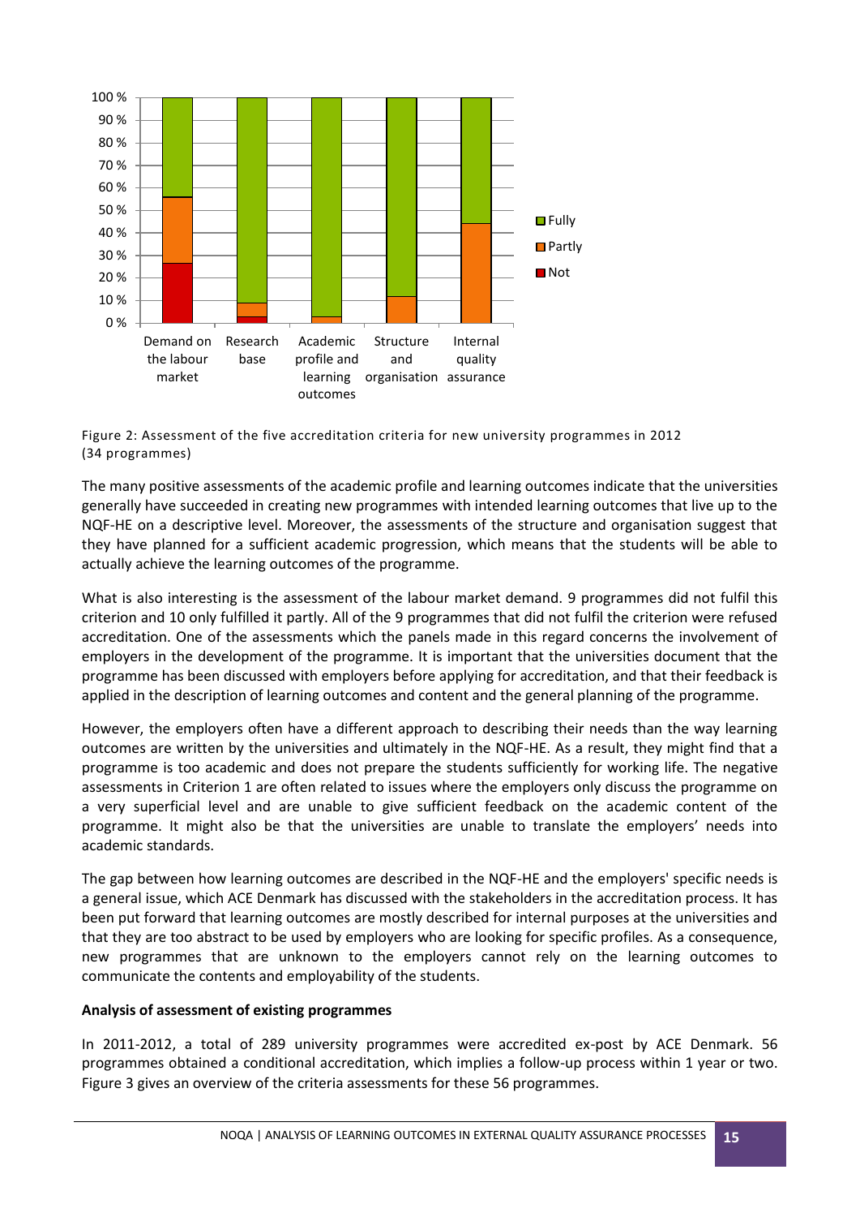Figure 2: Assessment of the five accreditation criteria for new university programmes in 2012 (34 programmes)

The many positive assessments of the academic profile and learning outcomes indicate that the universities generally have succeeded in creating new programmes with intended learning outcomes that live up to the NQF-HE on a descriptive level. Moreover, the assessments of the structure and organisation suggest that they have planned for a sufficient academic progression, which means that the students will be able to actually achieve the learning outcomes of the programme.

What is also interesting is the assessment of the labour market demand. 9 programmes did not fulfil this criterion and 10 only fulfilled it partly. All of the 9 programmes that did not fulfil the criterion were refused accreditation. One of the assessments which the panels made in this regard concerns the involvement of employers in the development of the programme. It is important that the universities document that the programme has been discussed with employers before applying for accreditation, and that their feedback is applied in the description of learning outcomes and content and the general planning of the programme.

However, the employers often have a different approach to describing their needs than the way learning outcomes are written by the universities and ultimately in the NQF-HE. As a result, they might find that a programme is too academic and does not prepare the students sufficiently for working life. The negative assessments in Criterion 1 are often related to issues where the employers only discuss the programme on a very superficial level and are unable to give sufficient feedback on the academic content of the programme. It might also be that the universities are unable to translate the employers' needs into academic standards.

The gap between how learning outcomes are described in the NQF-HE and the employers' specific needs is a general issue, which ACE Denmark has discussed with the stakeholders in the accreditation process. It has been put forward that learning outcomes are mostly described for internal purposes at the universities and that they are too abstract to be used by employers who are looking for specific profiles. As a consequence, new programmes that are unknown to the employers cannot rely on the learning outcomes to communicate the contents and employability of the students.

**Analysis of assessment of existing programmes**

In 2011-2012, a total of 289 university programmes were accredited ex-post by ACE Denmark. 56 programmes obtained a conditional accreditation, which implies a follow-up process within 1 year or two. Figure 3 gives an overview of the criteria assessments for these 56 programmes.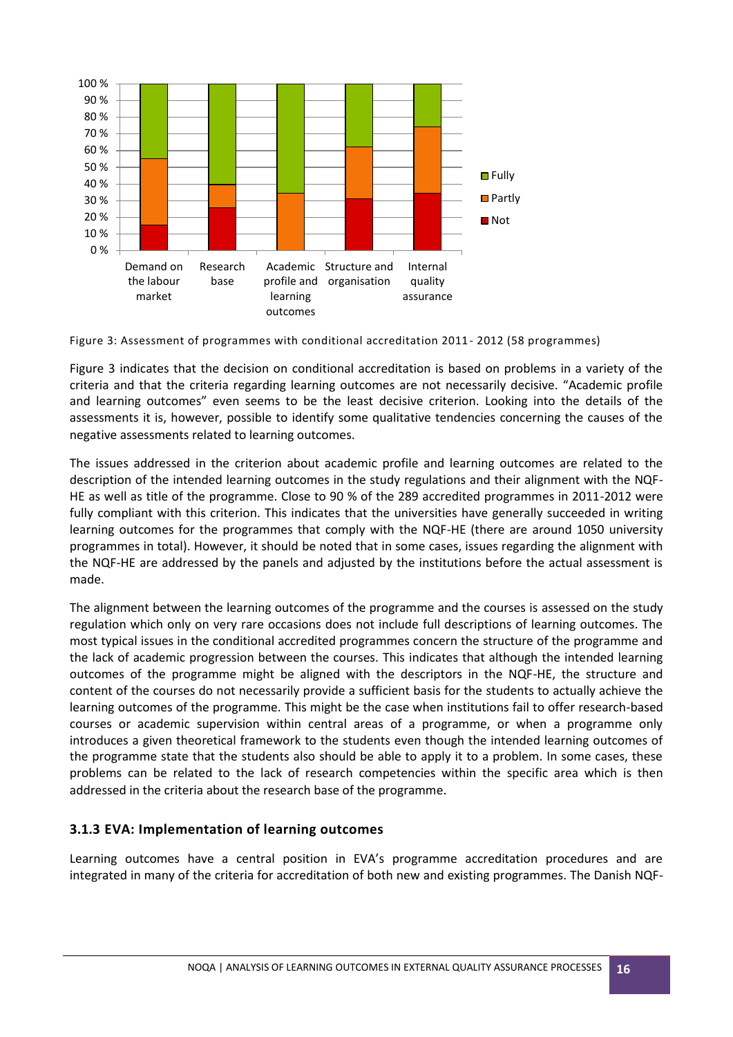Figure 3: Assessment of programmes with conditional accreditation 2011- 2012 (58 programmes)

Figure 3 indicates that the decision on conditional accreditation is based on problems in a variety of the criteria and that the criteria regarding learning outcomes are not necessarily decisive. "Academic profile and learning outcomes" even seems to be the least decisive criterion. Looking into the details of the assessments it is, however, possible to identify some qualitative tendencies concerning the causes of the negative assessments related to learning outcomes.

The issues addressed in the criterion about academic profile and learning outcomes are related to the description of the intended learning outcomes in the study regulations and their alignment with the NQF-HE as well as title of the programme. Close to 90 % of the 289 accredited programmes in 2011-2012 were fully compliant with this criterion. This indicates that the universities have generally succeeded in writing learning outcomes for the programmes that comply with the NQF-HE (there are around 1050 university programmes in total). However, it should be noted that in some cases, issues regarding the alignment with the NQF-HE are addressed by the panels and adjusted by the institutions before the actual assessment is made.

The alignment between the learning outcomes of the programme and the courses is assessed on the study regulation which only on very rare occasions does not include full descriptions of learning outcomes. The most typical issues in the conditional accredited programmes concern the structure of the programme and the lack of academic progression between the courses. This indicates that although the intended learning outcomes of the programme might be aligned with the descriptors in the NQF-HE, the structure and content of the courses do not necessarily provide a sufficient basis for the students to actually achieve the learning outcomes of the programme. This might be the case when institutions fail to offer research-based courses or academic supervision within central areas of a programme, or when a programme only introduces a given theoretical framework to the students even though the intended learning outcomes of the programme state that the students also should be able to apply it to a problem. In some cases, these problems can be related to the lack of research competencies within the specific area which is then addressed in the criteria about the research base of the programme.

### 3.1.3 EVA: Implementation of learning outcomes

Learning outcomes have a central position in EVA's programme accreditation procedures and are integrated in many of the criteria for accreditation of both new and existing programmes. The Danish NQF-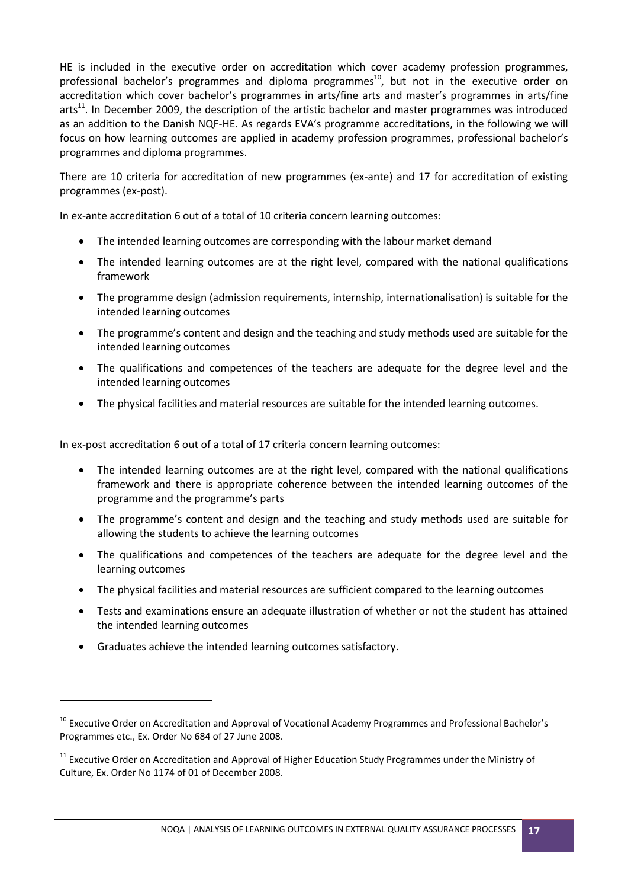HE is included in the executive order on accreditation which cover academy profession programmes, professional bachelor's programmes and diploma programmes[10], but not in the executive order on accreditation which cover bachelor's programmes in arts/fine arts and master's programmes in arts/fine arts[11]. In December 2009, the description of the artistic bachelor and master programmes was introduced as an addition to the Danish NQF-HE. As regards EVA's programme accreditations, in the following we will focus on how learning outcomes are applied in academy profession programmes, professional bachelor's programmes and diploma programmes.

There are 10 criteria for accreditation of new programmes (ex-ante) and 17 for accreditation of existing programmes (ex-post).

In ex-ante accreditation 6 out of a total of 10 criteria concern learning outcomes:

- The intended learning outcomes are corresponding with the labour market demand
- The intended learning outcomes are at the right level, compared with the national qualifications framework
- The programme design (admission requirements, internship, internationalisation) is suitable for the intended learning outcomes
- The programme's content and design and the teaching and study methods used are suitable for the intended learning outcomes
- The qualifications and competences of the teachers are adequate for the degree level and the intended learning outcomes
- The physical facilities and material resources are suitable for the intended learning outcomes.

In ex-post accreditation 6 out of a total of 17 criteria concern learning outcomes:

- The intended learning outcomes are at the right level, compared with the national qualifications framework and there is appropriate coherence between the intended learning outcomes of the programme and the programme's parts
- The programme's content and design and the teaching and study methods used are suitable for allowing the students to achieve the learning outcomes
- The qualifications and competences of the teachers are adequate for the degree level and the learning outcomes
- The physical facilities and material resources are sufficient compared to the learning outcomes
- Tests and examinations ensure an adequate illustration of whether or not the student has attained the intended learning outcomes
- Graduates achieve the intended learning outcomes satisfactory.

---

[10] Executive Order on Accreditation and Approval of Vocational Academy Programmes and Professional Bachelor's Programmes etc., Ex. Order No 684 of 27 June 2008.

[11] Executive Order on Accreditation and Approval of Higher Education Study Programmes under the Ministry of Culture, Ex. Order No 1174 of 01 of December 2008.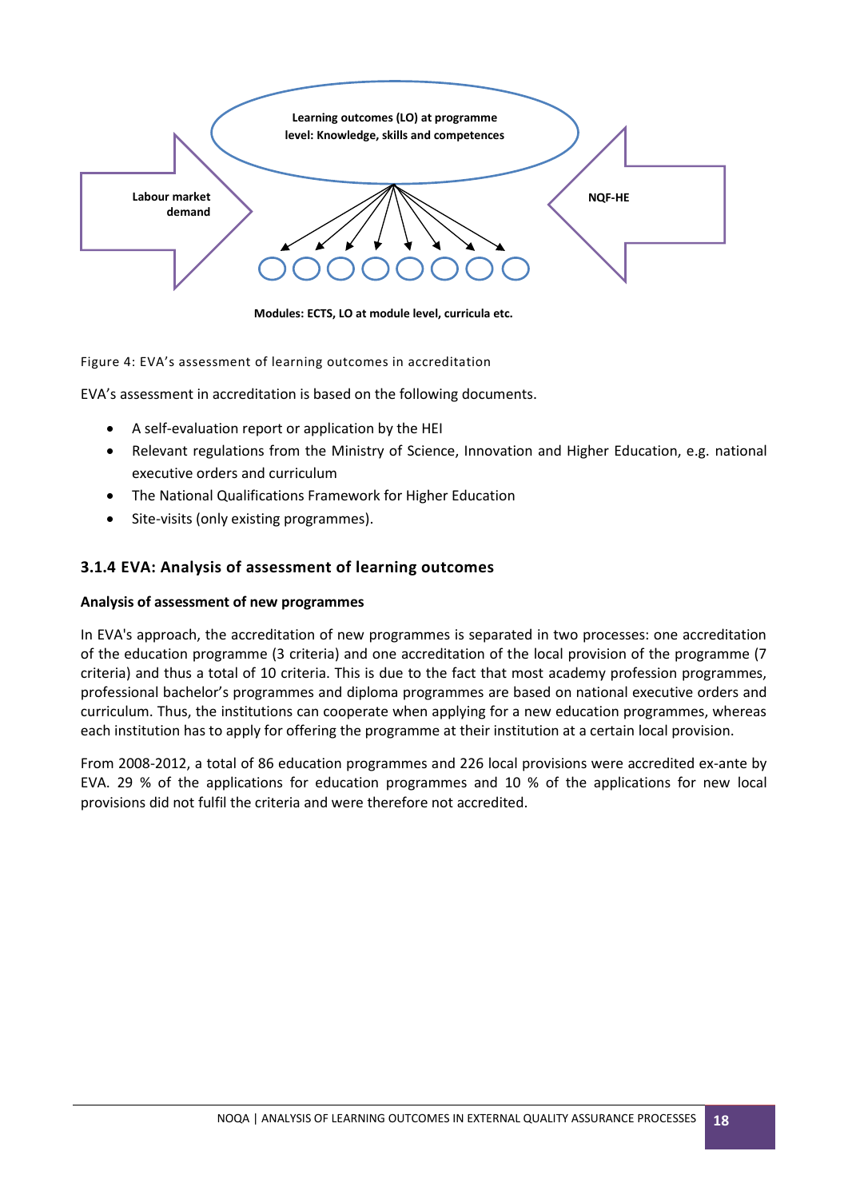Learning outcomes (LO) at programme level: Knowledge, skills and competences

Labour market demand

NQF-HE

Modules: ECTS, LO at module level, curricula etc.

Figure 4: EVA's assessment of learning outcomes in accreditation

EVA's assessment in accreditation is based on the following documents.

- A self-evaluation report or application by the HEI
- Relevant regulations from the Ministry of Science, Innovation and Higher Education, e.g. national executive orders and curriculum
- The National Qualifications Framework for Higher Education
- Site-visits (only existing programmes).

### 3.1.4 EVA: Analysis of assessment of learning outcomes

**Analysis of assessment of new programmes**

In EVA's approach, the accreditation of new programmes is separated in two processes: one accreditation of the education programme (3 criteria) and one accreditation of the local provision of the programme (7 criteria) and thus a total of 10 criteria. This is due to the fact that most academy profession programmes, professional bachelor's programmes and diploma programmes are based on national executive orders and curriculum. Thus, the institutions can cooperate when applying for a new education programmes, whereas each institution has to apply for offering the programme at their institution at a certain local provision.

From 2008-2012, a total of 86 education programmes and 226 local provisions were accredited ex-ante by EVA. 29 % of the applications for education programmes and 10 % of the applications for new local provisions did not fulfil the criteria and were therefore not accredited.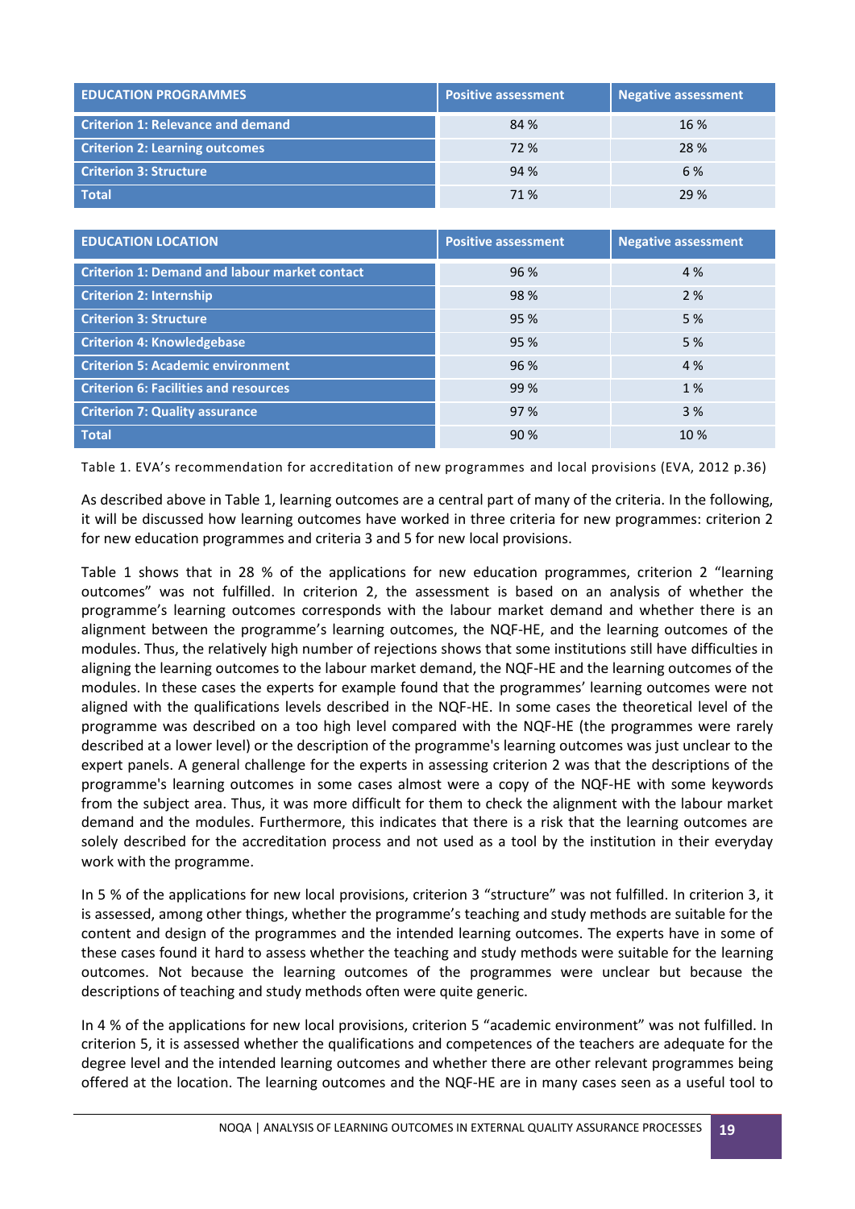| EDUCATION PROGRAMMES | Positive assessment | Negative assessment |
|---|---|---|
| Criterion 1: Relevance and demand | 84 % | 16 % |
| Criterion 2: Learning outcomes | 72 % | 28 % |
| Criterion 3: Structure | 94 % | 6 % |
| Total | 71 % | 29 % |

| EDUCATION LOCATION | Positive assessment | Negative assessment |
|---|---|---|
| Criterion 1: Demand and labour market contact | 96 % | 4 % |
| Criterion 2: Internship | 98 % | 2 % |
| Criterion 3: Structure | 95 % | 5 % |
| Criterion 4: Knowledgebase | 95 % | 5 % |
| Criterion 5: Academic environment | 96 % | 4 % |
| Criterion 6: Facilities and resources | 99 % | 1 % |
| Criterion 7: Quality assurance | 97 % | 3 % |
| Total | 90 % | 10 % |

Table 1. EVA's recommendation for accreditation of new programmes and local provisions (EVA, 2012 p.36)

As described above in Table 1, learning outcomes are a central part of many of the criteria. In the following, it will be discussed how learning outcomes have worked in three criteria for new programmes: criterion 2 for new education programmes and criteria 3 and 5 for new local provisions.

Table 1 shows that in 28 % of the applications for new education programmes, criterion 2 "learning outcomes" was not fulfilled. In criterion 2, the assessment is based on an analysis of whether the programme's learning outcomes corresponds with the labour market demand and whether there is an alignment between the programme's learning outcomes, the NQF-HE, and the learning outcomes of the modules. Thus, the relatively high number of rejections shows that some institutions still have difficulties in aligning the learning outcomes to the labour market demand, the NQF-HE and the learning outcomes of the modules. In these cases the experts for example found that the programmes' learning outcomes were not aligned with the qualifications levels described in the NQF-HE. In some cases the theoretical level of the programme was described on a too high level compared with the NQF-HE (the programmes were rarely described at a lower level) or the description of the programme's learning outcomes was just unclear to the expert panels. A general challenge for the experts in assessing criterion 2 was that the descriptions of the programme's learning outcomes in some cases almost were a copy of the NQF-HE with some keywords from the subject area. Thus, it was more difficult for them to check the alignment with the labour market demand and the modules. Furthermore, this indicates that there is a risk that the learning outcomes are solely described for the accreditation process and not used as a tool by the institution in their everyday work with the programme.

In 5 % of the applications for new local provisions, criterion 3 "structure" was not fulfilled. In criterion 3, it is assessed, among other things, whether the programme's teaching and study methods are suitable for the content and design of the programmes and the intended learning outcomes. The experts have in some of these cases found it hard to assess whether the teaching and study methods were suitable for the learning outcomes. Not because the learning outcomes of the programmes were unclear but because the descriptions of teaching and study methods often were quite generic.

In 4 % of the applications for new local provisions, criterion 5 "academic environment" was not fulfilled. In criterion 5, it is assessed whether the qualifications and competences of the teachers are adequate for the degree level and the intended learning outcomes and whether there are other relevant programmes being offered at the location. The learning outcomes and the NQF-HE are in many cases seen as a useful tool to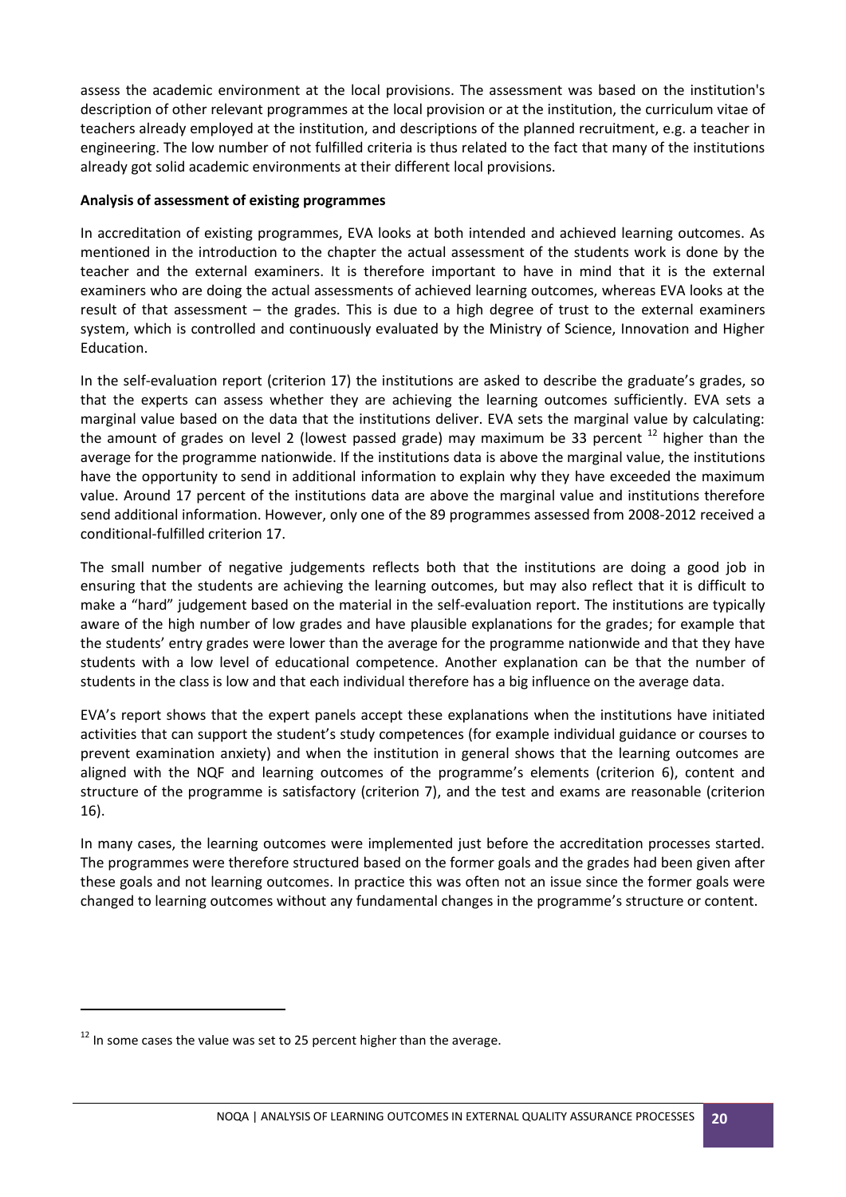assess the academic environment at the local provisions. The assessment was based on the institution's description of other relevant programmes at the local provision or at the institution, the curriculum vitae of teachers already employed at the institution, and descriptions of the planned recruitment, e.g. a teacher in engineering. The low number of not fulfilled criteria is thus related to the fact that many of the institutions already got solid academic environments at their different local provisions.

**Analysis of assessment of existing programmes**

In accreditation of existing programmes, EVA looks at both intended and achieved learning outcomes. As mentioned in the introduction to the chapter the actual assessment of the students work is done by the teacher and the external examiners. It is therefore important to have in mind that it is the external examiners who are doing the actual assessments of achieved learning outcomes, whereas EVA looks at the result of that assessment – the grades. This is due to a high degree of trust to the external examiners system, which is controlled and continuously evaluated by the Ministry of Science, Innovation and Higher Education.

In the self-evaluation report (criterion 17) the institutions are asked to describe the graduate's grades, so that the experts can assess whether they are achieving the learning outcomes sufficiently. EVA sets a marginal value based on the data that the institutions deliver. EVA sets the marginal value by calculating: the amount of grades on level 2 (lowest passed grade) may maximum be 33 percent [12] higher than the average for the programme nationwide. If the institutions data is above the marginal value, the institutions have the opportunity to send in additional information to explain why they have exceeded the maximum value. Around 17 percent of the institutions data are above the marginal value and institutions therefore send additional information. However, only one of the 89 programmes assessed from 2008-2012 received a conditional-fulfilled criterion 17.

The small number of negative judgements reflects both that the institutions are doing a good job in ensuring that the students are achieving the learning outcomes, but may also reflect that it is difficult to make a "hard" judgement based on the material in the self-evaluation report. The institutions are typically aware of the high number of low grades and have plausible explanations for the grades; for example that the students' entry grades were lower than the average for the programme nationwide and that they have students with a low level of educational competence. Another explanation can be that the number of students in the class is low and that each individual therefore has a big influence on the average data.

EVA's report shows that the expert panels accept these explanations when the institutions have initiated activities that can support the student's study competences (for example individual guidance or courses to prevent examination anxiety) and when the institution in general shows that the learning outcomes are aligned with the NQF and learning outcomes of the programme's elements (criterion 6), content and structure of the programme is satisfactory (criterion 7), and the test and exams are reasonable (criterion 16).

In many cases, the learning outcomes were implemented just before the accreditation processes started. The programmes were therefore structured based on the former goals and the grades had been given after these goals and not learning outcomes. In practice this was often not an issue since the former goals were changed to learning outcomes without any fundamental changes in the programme's structure or content.

[12] In some cases the value was set to 25 percent higher than the average.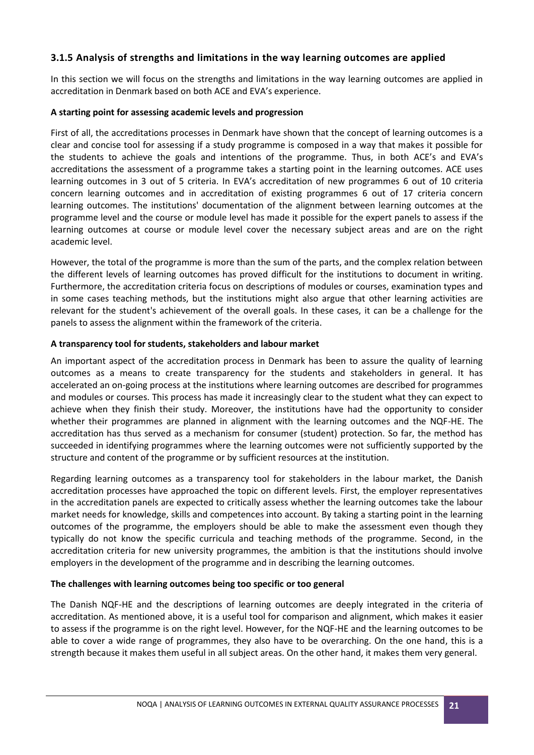### 3.1.5 Analysis of strengths and limitations in the way learning outcomes are applied

In this section we will focus on the strengths and limitations in the way learning outcomes are applied in accreditation in Denmark based on both ACE and EVA's experience.

**A starting point for assessing academic levels and progression**

First of all, the accreditations processes in Denmark have shown that the concept of learning outcomes is a clear and concise tool for assessing if a study programme is composed in a way that makes it possible for the students to achieve the goals and intentions of the programme. Thus, in both ACE's and EVA's accreditations the assessment of a programme takes a starting point in the learning outcomes. ACE uses learning outcomes in 3 out of 5 criteria. In EVA's accreditation of new programmes 6 out of 10 criteria concern learning outcomes and in accreditation of existing programmes 6 out of 17 criteria concern learning outcomes. The institutions' documentation of the alignment between learning outcomes at the programme level and the course or module level has made it possible for the expert panels to assess if the learning outcomes at course or module level cover the necessary subject areas and are on the right academic level.

However, the total of the programme is more than the sum of the parts, and the complex relation between the different levels of learning outcomes has proved difficult for the institutions to document in writing. Furthermore, the accreditation criteria focus on descriptions of modules or courses, examination types and in some cases teaching methods, but the institutions might also argue that other learning activities are relevant for the student's achievement of the overall goals. In these cases, it can be a challenge for the panels to assess the alignment within the framework of the criteria.

**A transparency tool for students, stakeholders and labour market**

An important aspect of the accreditation process in Denmark has been to assure the quality of learning outcomes as a means to create transparency for the students and stakeholders in general. It has accelerated an on-going process at the institutions where learning outcomes are described for programmes and modules or courses. This process has made it increasingly clear to the student what they can expect to achieve when they finish their study. Moreover, the institutions have had the opportunity to consider whether their programmes are planned in alignment with the learning outcomes and the NQF-HE. The accreditation has thus served as a mechanism for consumer (student) protection. So far, the method has succeeded in identifying programmes where the learning outcomes were not sufficiently supported by the structure and content of the programme or by sufficient resources at the institution.

Regarding learning outcomes as a transparency tool for stakeholders in the labour market, the Danish accreditation processes have approached the topic on different levels. First, the employer representatives in the accreditation panels are expected to critically assess whether the learning outcomes take the labour market needs for knowledge, skills and competences into account. By taking a starting point in the learning outcomes of the programme, the employers should be able to make the assessment even though they typically do not know the specific curricula and teaching methods of the programme. Second, in the accreditation criteria for new university programmes, the ambition is that the institutions should involve employers in the development of the programme and in describing the learning outcomes.

**The challenges with learning outcomes being too specific or too general**

The Danish NQF-HE and the descriptions of learning outcomes are deeply integrated in the criteria of accreditation. As mentioned above, it is a useful tool for comparison and alignment, which makes it easier to assess if the programme is on the right level. However, for the NQF-HE and the learning outcomes to be able to cover a wide range of programmes, they also have to be overarching. On the one hand, this is a strength because it makes them useful in all subject areas. On the other hand, it makes them very general.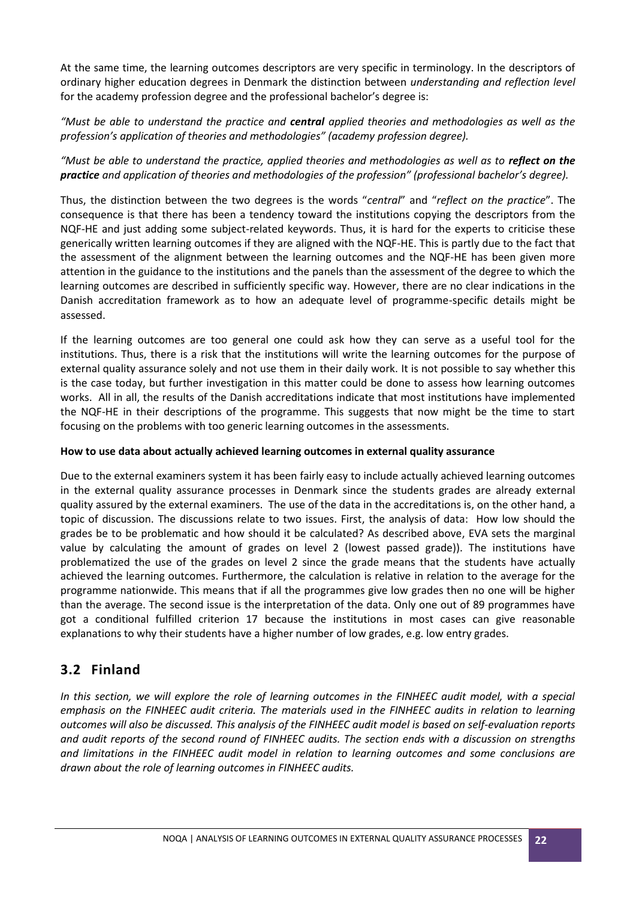At the same time, the learning outcomes descriptors are very specific in terminology. In the descriptors of ordinary higher education degrees in Denmark the distinction between *understanding and reflection level* for the academy profession degree and the professional bachelor's degree is:

*"Must be able to understand the practice and* ***central*** *applied theories and methodologies as well as the profession's application of theories and methodologies" (academy profession degree).*

*"Must be able to understand the practice, applied theories and methodologies as well as to* ***reflect on the practice*** *and application of theories and methodologies of the profession" (professional bachelor's degree).*

Thus, the distinction between the two degrees is the words "*central*" and "*reflect on the practice*". The consequence is that there has been a tendency toward the institutions copying the descriptors from the NQF-HE and just adding some subject-related keywords. Thus, it is hard for the experts to criticise these generically written learning outcomes if they are aligned with the NQF-HE. This is partly due to the fact that the assessment of the alignment between the learning outcomes and the NQF-HE has been given more attention in the guidance to the institutions and the panels than the assessment of the degree to which the learning outcomes are described in sufficiently specific way. However, there are no clear indications in the Danish accreditation framework as to how an adequate level of programme-specific details might be assessed.

If the learning outcomes are too general one could ask how they can serve as a useful tool for the institutions. Thus, there is a risk that the institutions will write the learning outcomes for the purpose of external quality assurance solely and not use them in their daily work. It is not possible to say whether this is the case today, but further investigation in this matter could be done to assess how learning outcomes works. All in all, the results of the Danish accreditations indicate that most institutions have implemented the NQF-HE in their descriptions of the programme. This suggests that now might be the time to start focusing on the problems with too generic learning outcomes in the assessments.

**How to use data about actually achieved learning outcomes in external quality assurance**

Due to the external examiners system it has been fairly easy to include actually achieved learning outcomes in the external quality assurance processes in Denmark since the students grades are already external quality assured by the external examiners. The use of the data in the accreditations is, on the other hand, a topic of discussion. The discussions relate to two issues. First, the analysis of data: How low should the grades be to be problematic and how should it be calculated? As described above, EVA sets the marginal value by calculating the amount of grades on level 2 (lowest passed grade)). The institutions have problematized the use of the grades on level 2 since the grade means that the students have actually achieved the learning outcomes. Furthermore, the calculation is relative in relation to the average for the programme nationwide. This means that if all the programmes give low grades then no one will be higher than the average. The second issue is the interpretation of the data. Only one out of 89 programmes have got a conditional fulfilled criterion 17 because the institutions in most cases can give reasonable explanations to why their students have a higher number of low grades, e.g. low entry grades.

## 3.2 Finland

*In this section, we will explore the role of learning outcomes in the FINHEEC audit model, with a special emphasis on the FINHEEC audit criteria. The materials used in the FINHEEC audits in relation to learning outcomes will also be discussed. This analysis of the FINHEEC audit model is based on self-evaluation reports and audit reports of the second round of FINHEEC audits. The section ends with a discussion on strengths and limitations in the FINHEEC audit model in relation to learning outcomes and some conclusions are drawn about the role of learning outcomes in FINHEEC audits.*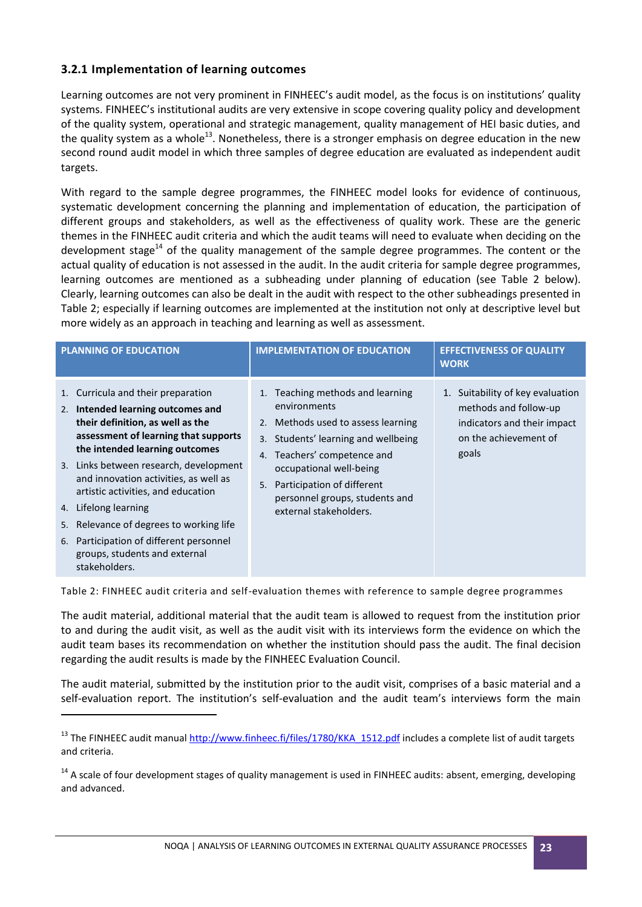### 3.2.1 Implementation of learning outcomes

Learning outcomes are not very prominent in FINHEEC's audit model, as the focus is on institutions' quality systems. FINHEEC's institutional audits are very extensive in scope covering quality policy and development of the quality system, operational and strategic management, quality management of HEI basic duties, and the quality system as a whole[13]. Nonetheless, there is a stronger emphasis on degree education in the new second round audit model in which three samples of degree education are evaluated as independent audit targets.

With regard to the sample degree programmes, the FINHEEC model looks for evidence of continuous, systematic development concerning the planning and implementation of education, the participation of different groups and stakeholders, as well as the effectiveness of quality work. These are the generic themes in the FINHEEC audit criteria and which the audit teams will need to evaluate when deciding on the development stage[14] of the quality management of the sample degree programmes. The content or the actual quality of education is not assessed in the audit. In the audit criteria for sample degree programmes, learning outcomes are mentioned as a subheading under planning of education (see Table 2 below). Clearly, learning outcomes can also be dealt in the audit with respect to the other subheadings presented in Table 2; especially if learning outcomes are implemented at the institution not only at descriptive level but more widely as an approach in teaching and learning as well as assessment.

| PLANNING OF EDUCATION | IMPLEMENTATION OF EDUCATION | EFFECTIVENESS OF QUALITY WORK |
|---|---|---|
| 1. Curricula and their preparation<br>2. **Intended learning outcomes and their definition, as well as the assessment of learning that supports the intended learning outcomes**<br>3. Links between research, development and innovation activities, as well as artistic activities, and education<br>4. Lifelong learning<br>5. Relevance of degrees to working life<br>6. Participation of different personnel groups, students and external stakeholders. | 1. Teaching methods and learning environments<br>2. Methods used to assess learning<br>3. Students' learning and wellbeing<br>4. Teachers' competence and occupational well-being<br>5. Participation of different personnel groups, students and external stakeholders. | 1. Suitability of key evaluation methods and follow-up indicators and their impact on the achievement of goals |

Table 2: FINHEEC audit criteria and self-evaluation themes with reference to sample degree programmes

The audit material, additional material that the audit team is allowed to request from the institution prior to and during the audit visit, as well as the audit visit with its interviews form the evidence on which the audit team bases its recommendation on whether the institution should pass the audit. The final decision regarding the audit results is made by the FINHEEC Evaluation Council.

The audit material, submitted by the institution prior to the audit visit, comprises of a basic material and a self-evaluation report. The institution's self-evaluation and the audit team's interviews form the main

---

[13] The FINHEEC audit manual http://www.finheec.fi/files/1780/KKA_1512.pdf includes a complete list of audit targets and criteria.

[14] A scale of four development stages of quality management is used in FINHEEC audits: absent, emerging, developing and advanced.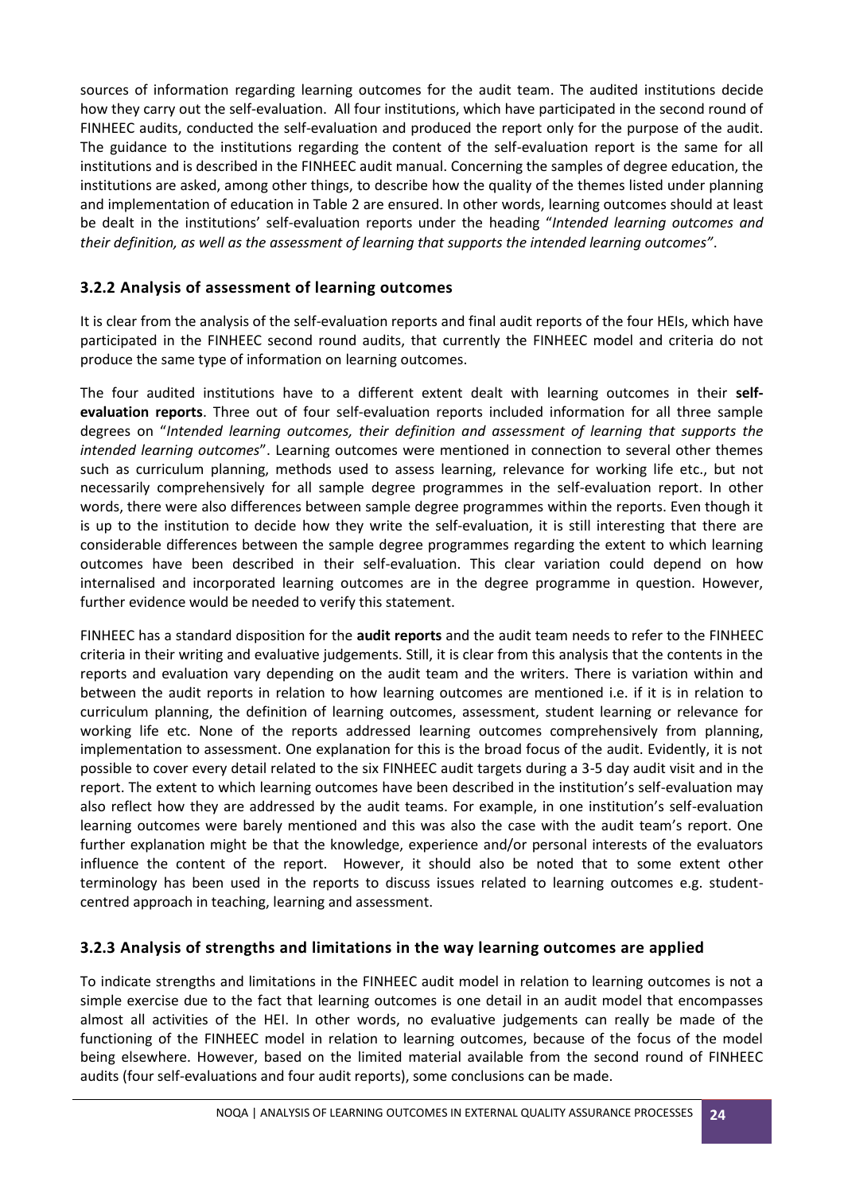sources of information regarding learning outcomes for the audit team. The audited institutions decide how they carry out the self-evaluation. All four institutions, which have participated in the second round of FINHEEC audits, conducted the self-evaluation and produced the report only for the purpose of the audit. The guidance to the institutions regarding the content of the self-evaluation report is the same for all institutions and is described in the FINHEEC audit manual. Concerning the samples of degree education, the institutions are asked, among other things, to describe how the quality of the themes listed under planning and implementation of education in Table 2 are ensured. In other words, learning outcomes should at least be dealt in the institutions' self-evaluation reports under the heading "*Intended learning outcomes and their definition, as well as the assessment of learning that supports the intended learning outcomes"*.

### 3.2.2 Analysis of assessment of learning outcomes

It is clear from the analysis of the self-evaluation reports and final audit reports of the four HEIs, which have participated in the FINHEEC second round audits, that currently the FINHEEC model and criteria do not produce the same type of information on learning outcomes.

The four audited institutions have to a different extent dealt with learning outcomes in their **self-evaluation reports**. Three out of four self-evaluation reports included information for all three sample degrees on "*Intended learning outcomes, their definition and assessment of learning that supports the intended learning outcomes*". Learning outcomes were mentioned in connection to several other themes such as curriculum planning, methods used to assess learning, relevance for working life etc., but not necessarily comprehensively for all sample degree programmes in the self-evaluation report. In other words, there were also differences between sample degree programmes within the reports. Even though it is up to the institution to decide how they write the self-evaluation, it is still interesting that there are considerable differences between the sample degree programmes regarding the extent to which learning outcomes have been described in their self-evaluation. This clear variation could depend on how internalised and incorporated learning outcomes are in the degree programme in question. However, further evidence would be needed to verify this statement.

FINHEEC has a standard disposition for the **audit reports** and the audit team needs to refer to the FINHEEC criteria in their writing and evaluative judgements. Still, it is clear from this analysis that the contents in the reports and evaluation vary depending on the audit team and the writers. There is variation within and between the audit reports in relation to how learning outcomes are mentioned i.e. if it is in relation to curriculum planning, the definition of learning outcomes, assessment, student learning or relevance for working life etc. None of the reports addressed learning outcomes comprehensively from planning, implementation to assessment. One explanation for this is the broad focus of the audit. Evidently, it is not possible to cover every detail related to the six FINHEEC audit targets during a 3-5 day audit visit and in the report. The extent to which learning outcomes have been described in the institution's self-evaluation may also reflect how they are addressed by the audit teams. For example, in one institution's self-evaluation learning outcomes were barely mentioned and this was also the case with the audit team's report. One further explanation might be that the knowledge, experience and/or personal interests of the evaluators influence the content of the report. However, it should also be noted that to some extent other terminology has been used in the reports to discuss issues related to learning outcomes e.g. student-centred approach in teaching, learning and assessment.

### 3.2.3 Analysis of strengths and limitations in the way learning outcomes are applied

To indicate strengths and limitations in the FINHEEC audit model in relation to learning outcomes is not a simple exercise due to the fact that learning outcomes is one detail in an audit model that encompasses almost all activities of the HEI. In other words, no evaluative judgements can really be made of the functioning of the FINHEEC model in relation to learning outcomes, because of the focus of the model being elsewhere. However, based on the limited material available from the second round of FINHEEC audits (four self-evaluations and four audit reports), some conclusions can be made.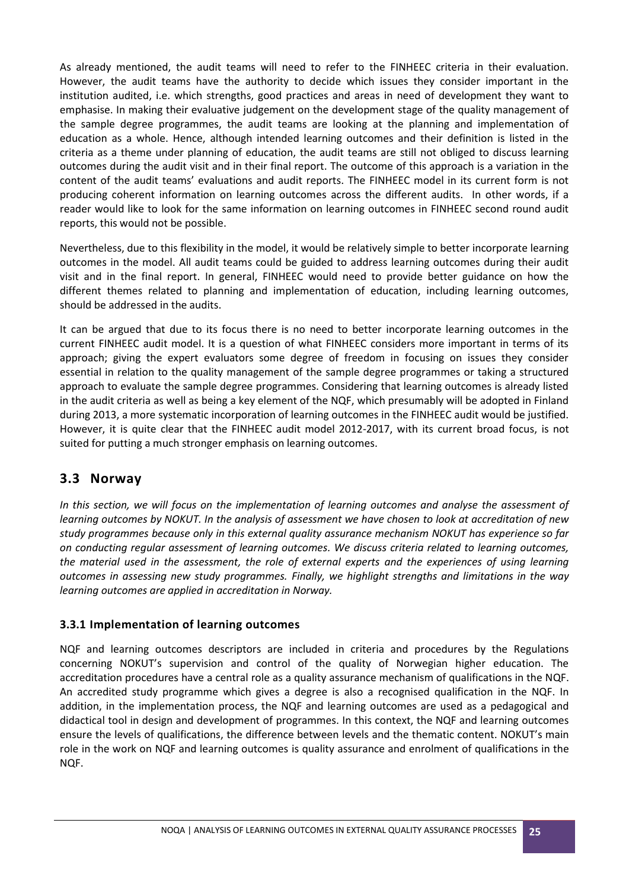As already mentioned, the audit teams will need to refer to the FINHEEC criteria in their evaluation. However, the audit teams have the authority to decide which issues they consider important in the institution audited, i.e. which strengths, good practices and areas in need of development they want to emphasise. In making their evaluative judgement on the development stage of the quality management of the sample degree programmes, the audit teams are looking at the planning and implementation of education as a whole. Hence, although intended learning outcomes and their definition is listed in the criteria as a theme under planning of education, the audit teams are still not obliged to discuss learning outcomes during the audit visit and in their final report. The outcome of this approach is a variation in the content of the audit teams' evaluations and audit reports. The FINHEEC model in its current form is not producing coherent information on learning outcomes across the different audits. In other words, if a reader would like to look for the same information on learning outcomes in FINHEEC second round audit reports, this would not be possible.

Nevertheless, due to this flexibility in the model, it would be relatively simple to better incorporate learning outcomes in the model. All audit teams could be guided to address learning outcomes during their audit visit and in the final report. In general, FINHEEC would need to provide better guidance on how the different themes related to planning and implementation of education, including learning outcomes, should be addressed in the audits.

It can be argued that due to its focus there is no need to better incorporate learning outcomes in the current FINHEEC audit model. It is a question of what FINHEEC considers more important in terms of its approach; giving the expert evaluators some degree of freedom in focusing on issues they consider essential in relation to the quality management of the sample degree programmes or taking a structured approach to evaluate the sample degree programmes. Considering that learning outcomes is already listed in the audit criteria as well as being a key element of the NQF, which presumably will be adopted in Finland during 2013, a more systematic incorporation of learning outcomes in the FINHEEC audit would be justified. However, it is quite clear that the FINHEEC audit model 2012-2017, with its current broad focus, is not suited for putting a much stronger emphasis on learning outcomes.

## 3.3 Norway

*In this section, we will focus on the implementation of learning outcomes and analyse the assessment of learning outcomes by NOKUT. In the analysis of assessment we have chosen to look at accreditation of new study programmes because only in this external quality assurance mechanism NOKUT has experience so far on conducting regular assessment of learning outcomes. We discuss criteria related to learning outcomes, the material used in the assessment, the role of external experts and the experiences of using learning outcomes in assessing new study programmes. Finally, we highlight strengths and limitations in the way learning outcomes are applied in accreditation in Norway.*

### 3.3.1 Implementation of learning outcomes

NQF and learning outcomes descriptors are included in criteria and procedures by the Regulations concerning NOKUT's supervision and control of the quality of Norwegian higher education. The accreditation procedures have a central role as a quality assurance mechanism of qualifications in the NQF. An accredited study programme which gives a degree is also a recognised qualification in the NQF. In addition, in the implementation process, the NQF and learning outcomes are used as a pedagogical and didactical tool in design and development of programmes. In this context, the NQF and learning outcomes ensure the levels of qualifications, the difference between levels and the thematic content. NOKUT's main role in the work on NQF and learning outcomes is quality assurance and enrolment of qualifications in the NQF.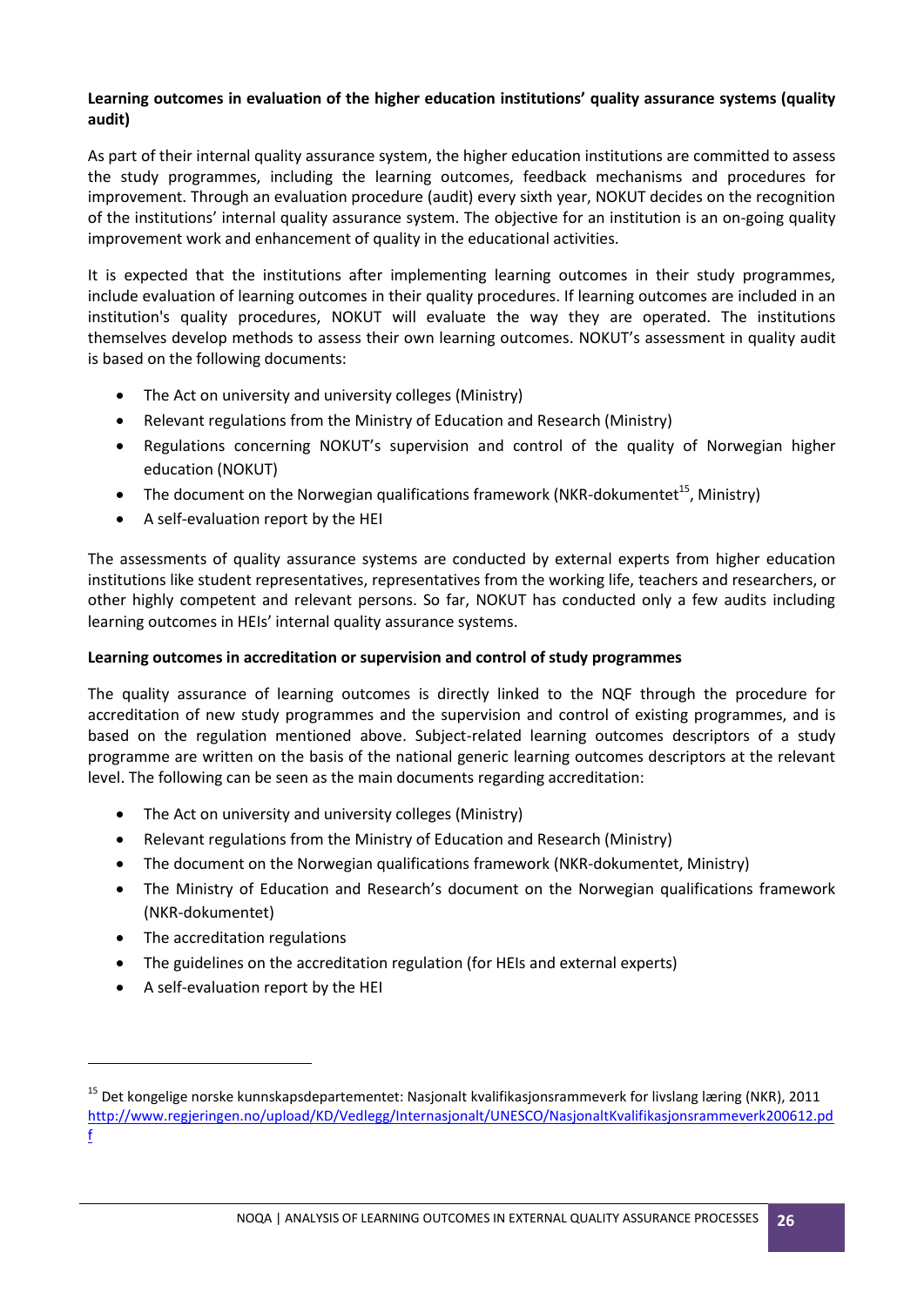**Learning outcomes in evaluation of the higher education institutions' quality assurance systems (quality audit)**

As part of their internal quality assurance system, the higher education institutions are committed to assess the study programmes, including the learning outcomes, feedback mechanisms and procedures for improvement. Through an evaluation procedure (audit) every sixth year, NOKUT decides on the recognition of the institutions' internal quality assurance system. The objective for an institution is an on-going quality improvement work and enhancement of quality in the educational activities.

It is expected that the institutions after implementing learning outcomes in their study programmes, include evaluation of learning outcomes in their quality procedures. If learning outcomes are included in an institution's quality procedures, NOKUT will evaluate the way they are operated. The institutions themselves develop methods to assess their own learning outcomes. NOKUT's assessment in quality audit is based on the following documents:

- The Act on university and university colleges (Ministry)
- Relevant regulations from the Ministry of Education and Research (Ministry)
- Regulations concerning NOKUT's supervision and control of the quality of Norwegian higher education (NOKUT)
- The document on the Norwegian qualifications framework (NKR-dokumentet[15], Ministry)
- A self-evaluation report by the HEI

The assessments of quality assurance systems are conducted by external experts from higher education institutions like student representatives, representatives from the working life, teachers and researchers, or other highly competent and relevant persons. So far, NOKUT has conducted only a few audits including learning outcomes in HEIs' internal quality assurance systems.

**Learning outcomes in accreditation or supervision and control of study programmes**

The quality assurance of learning outcomes is directly linked to the NQF through the procedure for accreditation of new study programmes and the supervision and control of existing programmes, and is based on the regulation mentioned above. Subject-related learning outcomes descriptors of a study programme are written on the basis of the national generic learning outcomes descriptors at the relevant level. The following can be seen as the main documents regarding accreditation:

- The Act on university and university colleges (Ministry)
- Relevant regulations from the Ministry of Education and Research (Ministry)
- The document on the Norwegian qualifications framework (NKR-dokumentet, Ministry)
- The Ministry of Education and Research's document on the Norwegian qualifications framework (NKR-dokumentet)
- The accreditation regulations
- The guidelines on the accreditation regulation (for HEIs and external experts)
- A self-evaluation report by the HEI

---

[15] Det kongelige norske kunnskapsdepartementet: Nasjonalt kvalifikasjonsrammeverk for livslang læring (NKR), 2011 http://www.regjeringen.no/upload/KD/Vedlegg/Internasjonalt/UNESCO/NasjonaltKvalifikasjonsrammeverk200612.pdf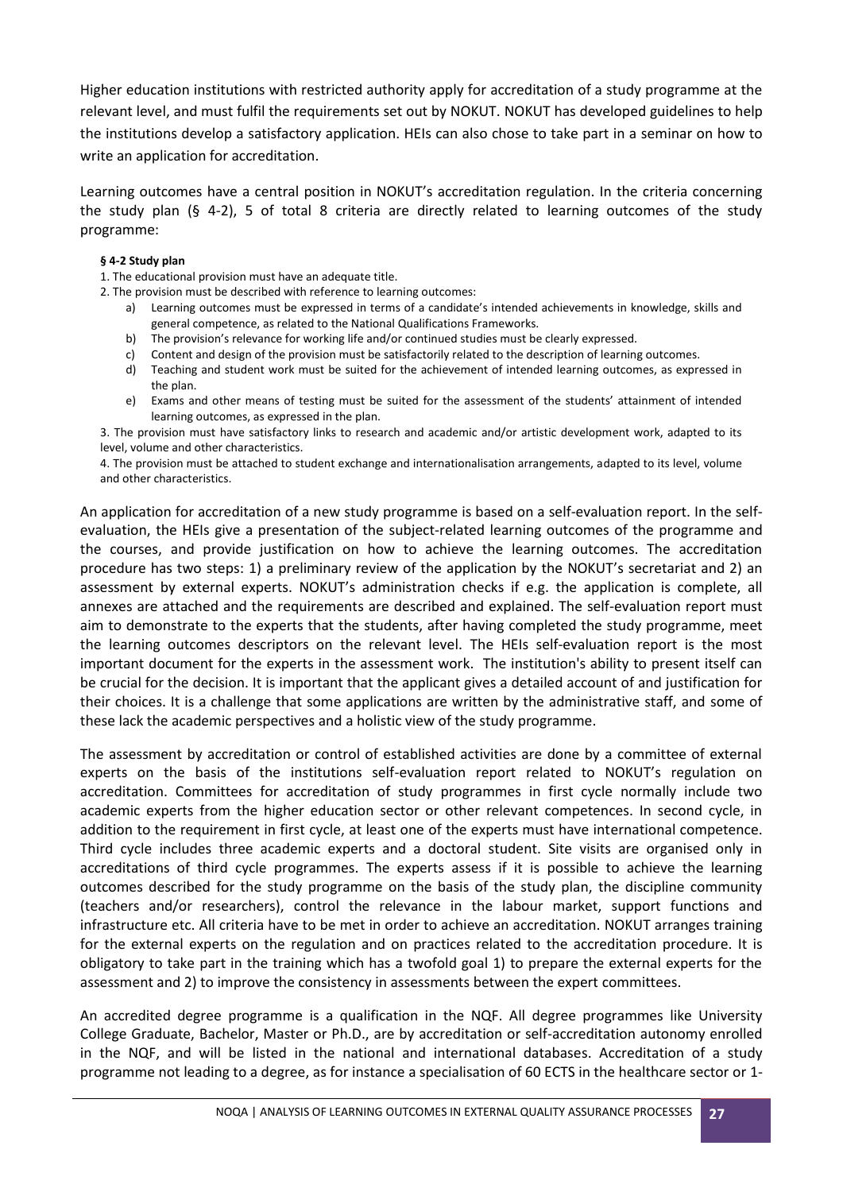Higher education institutions with restricted authority apply for accreditation of a study programme at the relevant level, and must fulfil the requirements set out by NOKUT. NOKUT has developed guidelines to help the institutions develop a satisfactory application. HEIs can also chose to take part in a seminar on how to write an application for accreditation.

Learning outcomes have a central position in NOKUT's accreditation regulation. In the criteria concerning the study plan (§ 4-2), 5 of total 8 criteria are directly related to learning outcomes of the study programme:

> **§ 4-2 Study plan**
>
> 1. The educational provision must have an adequate title.
> 2. The provision must be described with reference to learning outcomes:
>    a) Learning outcomes must be expressed in terms of a candidate's intended achievements in knowledge, skills and general competence, as related to the National Qualifications Frameworks.
>    b) The provision's relevance for working life and/or continued studies must be clearly expressed.
>    c) Content and design of the provision must be satisfactorily related to the description of learning outcomes.
>    d) Teaching and student work must be suited for the achievement of intended learning outcomes, as expressed in the plan.
>    e) Exams and other means of testing must be suited for the assessment of the students' attainment of intended learning outcomes, as expressed in the plan.
> 3. The provision must have satisfactory links to research and academic and/or artistic development work, adapted to its level, volume and other characteristics.
> 4. The provision must be attached to student exchange and internationalisation arrangements, adapted to its level, volume and other characteristics.

An application for accreditation of a new study programme is based on a self-evaluation report. In the self-evaluation, the HEIs give a presentation of the subject-related learning outcomes of the programme and the courses, and provide justification on how to achieve the learning outcomes. The accreditation procedure has two steps: 1) a preliminary review of the application by the NOKUT's secretariat and 2) an assessment by external experts. NOKUT's administration checks if e.g. the application is complete, all annexes are attached and the requirements are described and explained. The self-evaluation report must aim to demonstrate to the experts that the students, after having completed the study programme, meet the learning outcomes descriptors on the relevant level. The HEIs self-evaluation report is the most important document for the experts in the assessment work. The institution's ability to present itself can be crucial for the decision. It is important that the applicant gives a detailed account of and justification for their choices. It is a challenge that some applications are written by the administrative staff, and some of these lack the academic perspectives and a holistic view of the study programme.

The assessment by accreditation or control of established activities are done by a committee of external experts on the basis of the institutions self-evaluation report related to NOKUT's regulation on accreditation. Committees for accreditation of study programmes in first cycle normally include two academic experts from the higher education sector or other relevant competences. In second cycle, in addition to the requirement in first cycle, at least one of the experts must have international competence. Third cycle includes three academic experts and a doctoral student. Site visits are organised only in accreditations of third cycle programmes. The experts assess if it is possible to achieve the learning outcomes described for the study programme on the basis of the study plan, the discipline community (teachers and/or researchers), control the relevance in the labour market, support functions and infrastructure etc. All criteria have to be met in order to achieve an accreditation. NOKUT arranges training for the external experts on the regulation and on practices related to the accreditation procedure. It is obligatory to take part in the training which has a twofold goal 1) to prepare the external experts for the assessment and 2) to improve the consistency in assessments between the expert committees.

An accredited degree programme is a qualification in the NQF. All degree programmes like University College Graduate, Bachelor, Master or Ph.D., are by accreditation or self-accreditation autonomy enrolled in the NQF, and will be listed in the national and international databases. Accreditation of a study programme not leading to a degree, as for instance a specialisation of 60 ECTS in the healthcare sector or 1-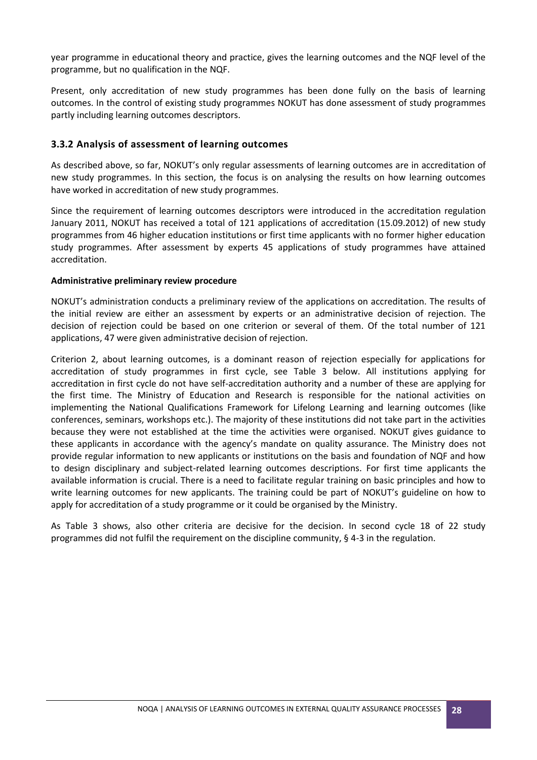year programme in educational theory and practice, gives the learning outcomes and the NQF level of the programme, but no qualification in the NQF.

Present, only accreditation of new study programmes has been done fully on the basis of learning outcomes. In the control of existing study programmes NOKUT has done assessment of study programmes partly including learning outcomes descriptors.

### 3.3.2 Analysis of assessment of learning outcomes

As described above, so far, NOKUT's only regular assessments of learning outcomes are in accreditation of new study programmes. In this section, the focus is on analysing the results on how learning outcomes have worked in accreditation of new study programmes.

Since the requirement of learning outcomes descriptors were introduced in the accreditation regulation January 2011, NOKUT has received a total of 121 applications of accreditation (15.09.2012) of new study programmes from 46 higher education institutions or first time applicants with no former higher education study programmes. After assessment by experts 45 applications of study programmes have attained accreditation.

**Administrative preliminary review procedure**

NOKUT's administration conducts a preliminary review of the applications on accreditation. The results of the initial review are either an assessment by experts or an administrative decision of rejection. The decision of rejection could be based on one criterion or several of them. Of the total number of 121 applications, 47 were given administrative decision of rejection.

Criterion 2, about learning outcomes, is a dominant reason of rejection especially for applications for accreditation of study programmes in first cycle, see Table 3 below. All institutions applying for accreditation in first cycle do not have self-accreditation authority and a number of these are applying for the first time. The Ministry of Education and Research is responsible for the national activities on implementing the National Qualifications Framework for Lifelong Learning and learning outcomes (like conferences, seminars, workshops etc.). The majority of these institutions did not take part in the activities because they were not established at the time the activities were organised. NOKUT gives guidance to these applicants in accordance with the agency's mandate on quality assurance. The Ministry does not provide regular information to new applicants or institutions on the basis and foundation of NQF and how to design disciplinary and subject-related learning outcomes descriptions. For first time applicants the available information is crucial. There is a need to facilitate regular training on basic principles and how to write learning outcomes for new applicants. The training could be part of NOKUT's guideline on how to apply for accreditation of a study programme or it could be organised by the Ministry.

As Table 3 shows, also other criteria are decisive for the decision. In second cycle 18 of 22 study programmes did not fulfil the requirement on the discipline community, § 4-3 in the regulation.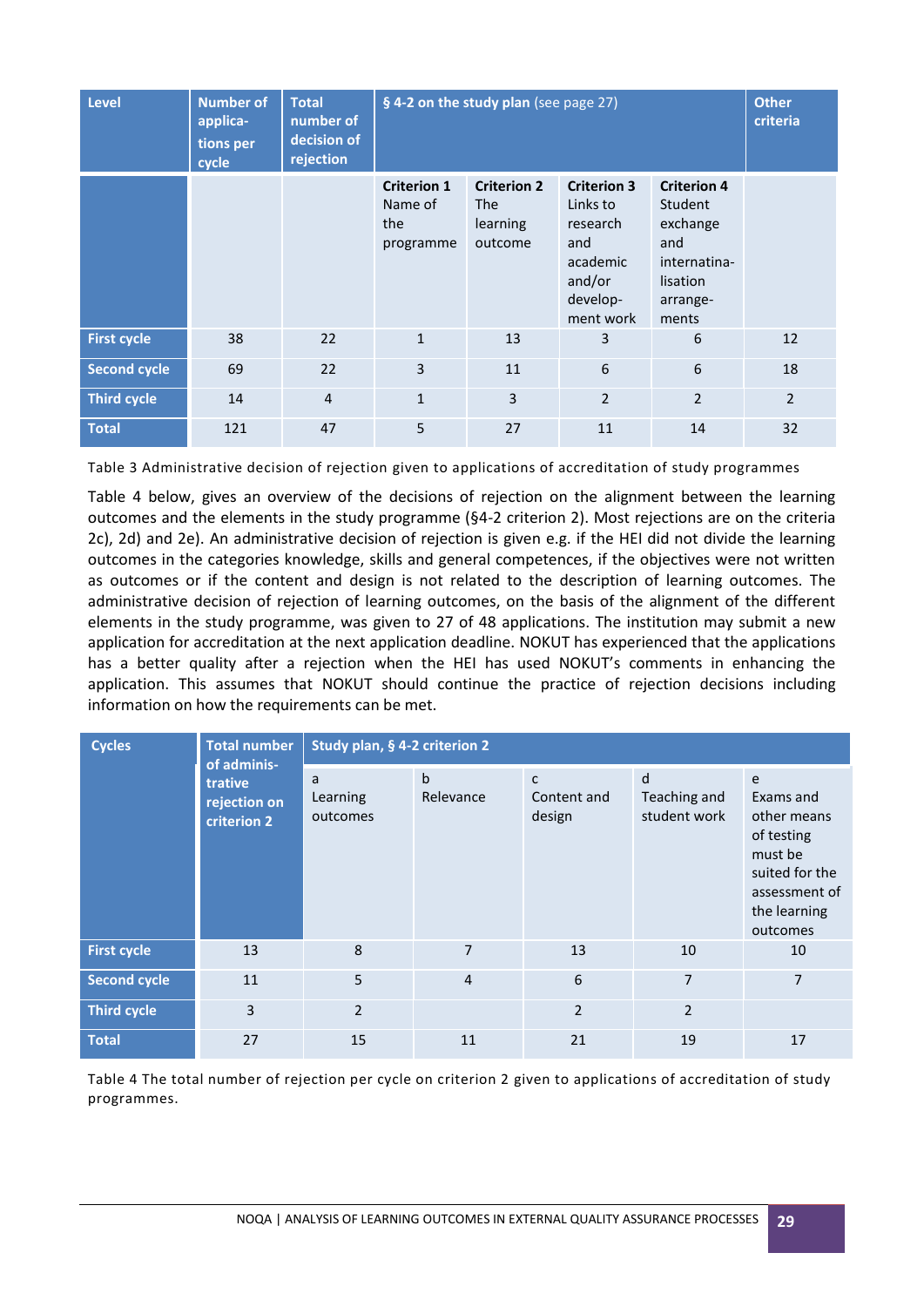| Level | Number of applications per cycle | Total number of decision of rejection | § 4-2 on the study plan (see page 27) | | | | Other criteria |
|---|---|---|---|---|---|---|---|
| | | | **Criterion 1** Name of the programme | **Criterion 2** The learning outcome | **Criterion 3** Links to research and academic and/or development work | **Criterion 4** Student exchange and internationalisation arrangements | |
| **First cycle** | 38 | 22 | 1 | 13 | 3 | 6 | 12 |
| **Second cycle** | 69 | 22 | 3 | 11 | 6 | 6 | 18 |
| **Third cycle** | 14 | 4 | 1 | 3 | 2 | 2 | 2 |
| **Total** | 121 | 47 | 5 | 27 | 11 | 14 | 32 |

Table 3 Administrative decision of rejection given to applications of accreditation of study programmes

Table 4 below, gives an overview of the decisions of rejection on the alignment between the learning outcomes and the elements in the study programme (§4-2 criterion 2). Most rejections are on the criteria 2c), 2d) and 2e). An administrative decision of rejection is given e.g. if the HEI did not divide the learning outcomes in the categories knowledge, skills and general competences, if the objectives were not written as outcomes or if the content and design is not related to the description of learning outcomes. The administrative decision of rejection of learning outcomes, on the basis of the alignment of the different elements in the study programme, was given to 27 of 48 applications. The institution may submit a new application for accreditation at the next application deadline. NOKUT has experienced that the applications has a better quality after a rejection when the HEI has used NOKUT's comments in enhancing the application. This assumes that NOKUT should continue the practice of rejection decisions including information on how the requirements can be met.

| Cycles | Total number of administrative rejection on criterion 2 | Study plan, § 4-2 criterion 2 | | | | |
|---|---|---|---|---|---|---|
| | | a Learning outcomes | b Relevance | c Content and design | d Teaching and student work | e Exams and other means of testing must be suited for the assessment of the learning outcomes |
| **First cycle** | 13 | 8 | 7 | 13 | 10 | 10 |
| **Second cycle** | 11 | 5 | 4 | 6 | 7 | 7 |
| **Third cycle** | 3 | 2 | | 2 | 2 | |
| **Total** | 27 | 15 | 11 | 21 | 19 | 17 |

Table 4 The total number of rejection per cycle on criterion 2 given to applications of accreditation of study programmes.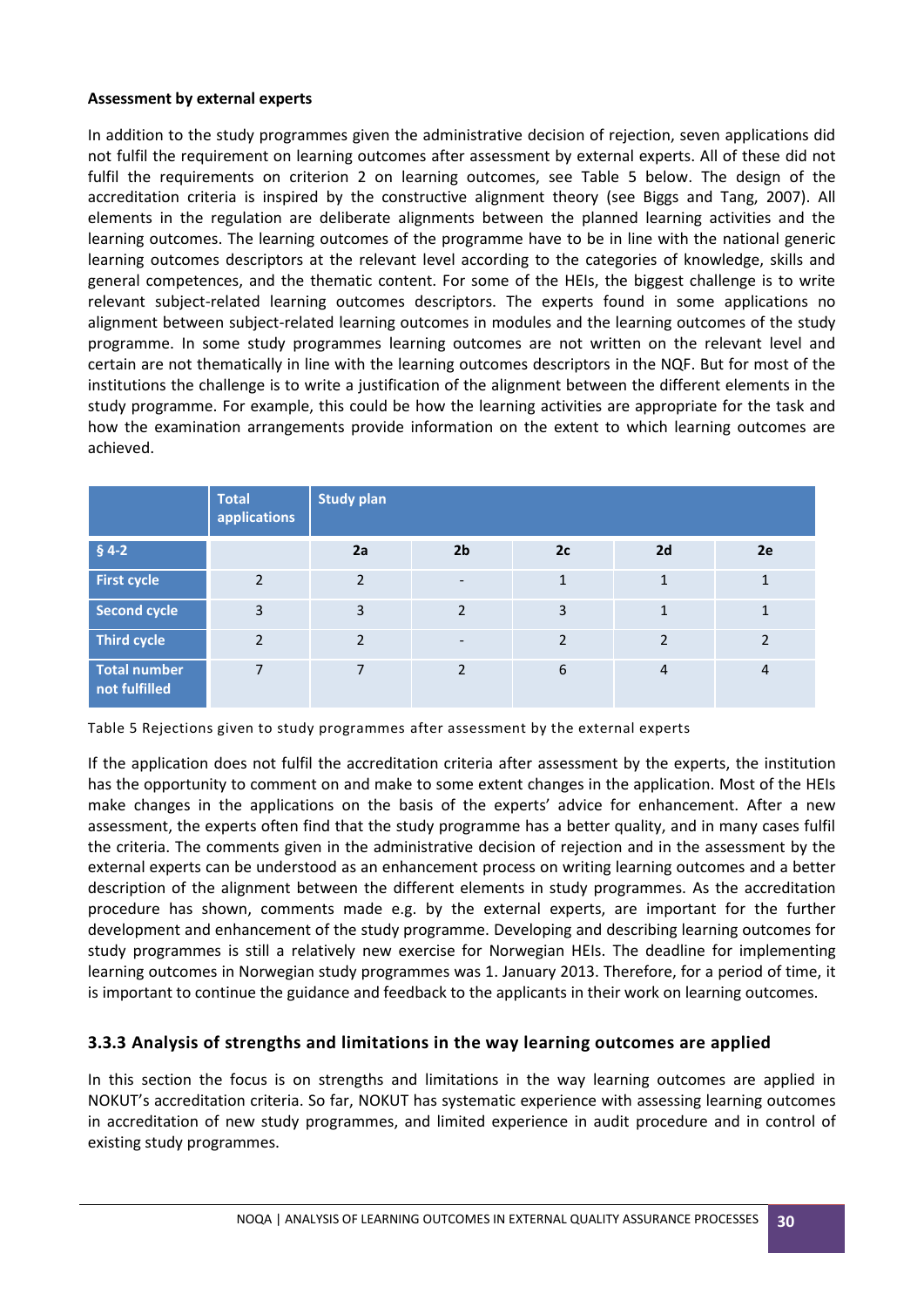**Assessment by external experts**

In addition to the study programmes given the administrative decision of rejection, seven applications did not fulfil the requirement on learning outcomes after assessment by external experts. All of these did not fulfil the requirements on criterion 2 on learning outcomes, see Table 5 below. The design of the accreditation criteria is inspired by the constructive alignment theory (see Biggs and Tang, 2007). All elements in the regulation are deliberate alignments between the planned learning activities and the learning outcomes. The learning outcomes of the programme have to be in line with the national generic learning outcomes descriptors at the relevant level according to the categories of knowledge, skills and general competences, and the thematic content. For some of the HEIs, the biggest challenge is to write relevant subject-related learning outcomes descriptors. The experts found in some applications no alignment between subject-related learning outcomes in modules and the learning outcomes of the study programme. In some study programmes learning outcomes are not written on the relevant level and certain are not thematically in line with the learning outcomes descriptors in the NQF. But for most of the institutions the challenge is to write a justification of the alignment between the different elements in the study programme. For example, this could be how the learning activities are appropriate for the task and how the examination arrangements provide information on the extent to which learning outcomes are achieved.

| | Total applications | Study plan | | | | |
|---|---|---|---|---|---|---|
| § 4-2 | | 2a | 2b | 2c | 2d | 2e |
| First cycle | 2 | 2 | - | 1 | 1 | 1 |
| Second cycle | 3 | 3 | 2 | 3 | 1 | 1 |
| Third cycle | 2 | 2 | - | 2 | 2 | 2 |
| Total number not fulfilled | 7 | 7 | 2 | 6 | 4 | 4 |

Table 5 Rejections given to study programmes after assessment by the external experts

If the application does not fulfil the accreditation criteria after assessment by the experts, the institution has the opportunity to comment on and make to some extent changes in the application. Most of the HEIs make changes in the applications on the basis of the experts' advice for enhancement. After a new assessment, the experts often find that the study programme has a better quality, and in many cases fulfil the criteria. The comments given in the administrative decision of rejection and in the assessment by the external experts can be understood as an enhancement process on writing learning outcomes and a better description of the alignment between the different elements in study programmes. As the accreditation procedure has shown, comments made e.g. by the external experts, are important for the further development and enhancement of the study programme. Developing and describing learning outcomes for study programmes is still a relatively new exercise for Norwegian HEIs. The deadline for implementing learning outcomes in Norwegian study programmes was 1. January 2013. Therefore, for a period of time, it is important to continue the guidance and feedback to the applicants in their work on learning outcomes.

### 3.3.3 Analysis of strengths and limitations in the way learning outcomes are applied

In this section the focus is on strengths and limitations in the way learning outcomes are applied in NOKUT's accreditation criteria. So far, NOKUT has systematic experience with assessing learning outcomes in accreditation of new study programmes, and limited experience in audit procedure and in control of existing study programmes.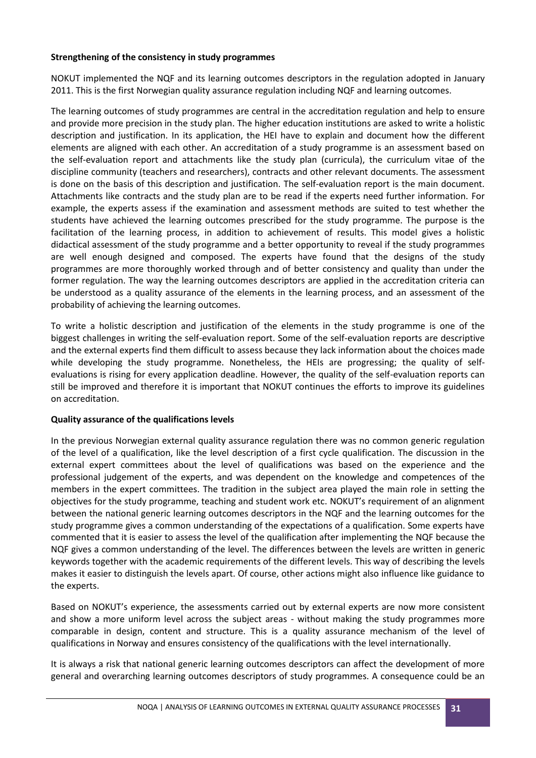**Strengthening of the consistency in study programmes**

NOKUT implemented the NQF and its learning outcomes descriptors in the regulation adopted in January 2011. This is the first Norwegian quality assurance regulation including NQF and learning outcomes.

The learning outcomes of study programmes are central in the accreditation regulation and help to ensure and provide more precision in the study plan. The higher education institutions are asked to write a holistic description and justification. In its application, the HEI have to explain and document how the different elements are aligned with each other. An accreditation of a study programme is an assessment based on the self-evaluation report and attachments like the study plan (curricula), the curriculum vitae of the discipline community (teachers and researchers), contracts and other relevant documents. The assessment is done on the basis of this description and justification. The self-evaluation report is the main document. Attachments like contracts and the study plan are to be read if the experts need further information. For example, the experts assess if the examination and assessment methods are suited to test whether the students have achieved the learning outcomes prescribed for the study programme. The purpose is the facilitation of the learning process, in addition to achievement of results. This model gives a holistic didactical assessment of the study programme and a better opportunity to reveal if the study programmes are well enough designed and composed. The experts have found that the designs of the study programmes are more thoroughly worked through and of better consistency and quality than under the former regulation. The way the learning outcomes descriptors are applied in the accreditation criteria can be understood as a quality assurance of the elements in the learning process, and an assessment of the probability of achieving the learning outcomes.

To write a holistic description and justification of the elements in the study programme is one of the biggest challenges in writing the self-evaluation report. Some of the self-evaluation reports are descriptive and the external experts find them difficult to assess because they lack information about the choices made while developing the study programme. Nonetheless, the HEIs are progressing; the quality of self-evaluations is rising for every application deadline. However, the quality of the self-evaluation reports can still be improved and therefore it is important that NOKUT continues the efforts to improve its guidelines on accreditation.

**Quality assurance of the qualifications levels**

In the previous Norwegian external quality assurance regulation there was no common generic regulation of the level of a qualification, like the level description of a first cycle qualification. The discussion in the external expert committees about the level of qualifications was based on the experience and the professional judgement of the experts, and was dependent on the knowledge and competences of the members in the expert committees. The tradition in the subject area played the main role in setting the objectives for the study programme, teaching and student work etc. NOKUT's requirement of an alignment between the national generic learning outcomes descriptors in the NQF and the learning outcomes for the study programme gives a common understanding of the expectations of a qualification. Some experts have commented that it is easier to assess the level of the qualification after implementing the NQF because the NQF gives a common understanding of the level. The differences between the levels are written in generic keywords together with the academic requirements of the different levels. This way of describing the levels makes it easier to distinguish the levels apart. Of course, other actions might also influence like guidance to the experts.

Based on NOKUT's experience, the assessments carried out by external experts are now more consistent and show a more uniform level across the subject areas - without making the study programmes more comparable in design, content and structure. This is a quality assurance mechanism of the level of qualifications in Norway and ensures consistency of the qualifications with the level internationally.

It is always a risk that national generic learning outcomes descriptors can affect the development of more general and overarching learning outcomes descriptors of study programmes. A consequence could be an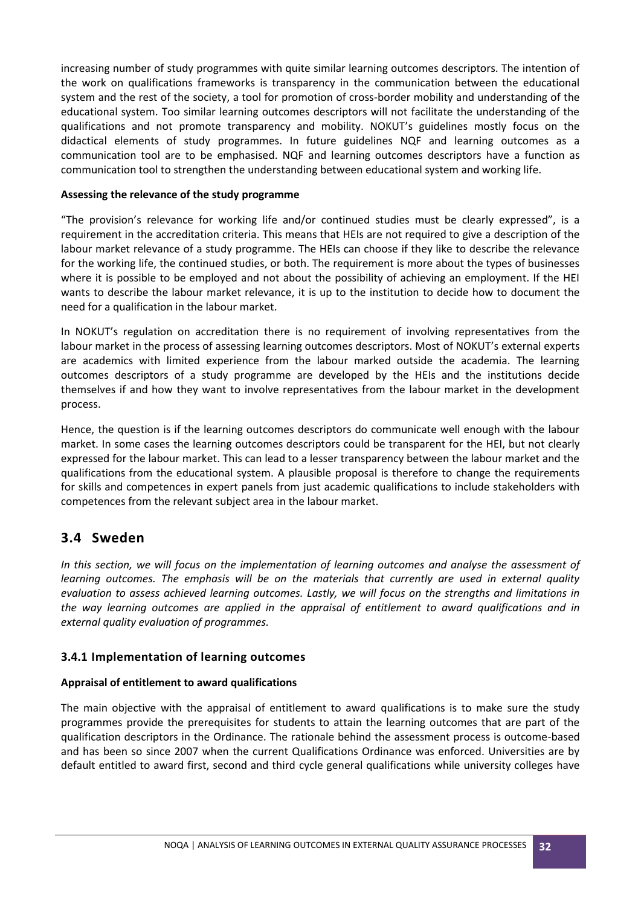increasing number of study programmes with quite similar learning outcomes descriptors. The intention of the work on qualifications frameworks is transparency in the communication between the educational system and the rest of the society, a tool for promotion of cross-border mobility and understanding of the educational system. Too similar learning outcomes descriptors will not facilitate the understanding of the qualifications and not promote transparency and mobility. NOKUT's guidelines mostly focus on the didactical elements of study programmes. In future guidelines NQF and learning outcomes as a communication tool are to be emphasised. NQF and learning outcomes descriptors have a function as communication tool to strengthen the understanding between educational system and working life.

**Assessing the relevance of the study programme**

"The provision's relevance for working life and/or continued studies must be clearly expressed", is a requirement in the accreditation criteria. This means that HEIs are not required to give a description of the labour market relevance of a study programme. The HEIs can choose if they like to describe the relevance for the working life, the continued studies, or both. The requirement is more about the types of businesses where it is possible to be employed and not about the possibility of achieving an employment. If the HEI wants to describe the labour market relevance, it is up to the institution to decide how to document the need for a qualification in the labour market.

In NOKUT's regulation on accreditation there is no requirement of involving representatives from the labour market in the process of assessing learning outcomes descriptors. Most of NOKUT's external experts are academics with limited experience from the labour marked outside the academia. The learning outcomes descriptors of a study programme are developed by the HEIs and the institutions decide themselves if and how they want to involve representatives from the labour market in the development process.

Hence, the question is if the learning outcomes descriptors do communicate well enough with the labour market. In some cases the learning outcomes descriptors could be transparent for the HEI, but not clearly expressed for the labour market. This can lead to a lesser transparency between the labour market and the qualifications from the educational system. A plausible proposal is therefore to change the requirements for skills and competences in expert panels from just academic qualifications to include stakeholders with competences from the relevant subject area in the labour market.

## 3.4 Sweden

*In this section, we will focus on the implementation of learning outcomes and analyse the assessment of learning outcomes. The emphasis will be on the materials that currently are used in external quality evaluation to assess achieved learning outcomes. Lastly, we will focus on the strengths and limitations in the way learning outcomes are applied in the appraisal of entitlement to award qualifications and in external quality evaluation of programmes.*

### 3.4.1 Implementation of learning outcomes

**Appraisal of entitlement to award qualifications**

The main objective with the appraisal of entitlement to award qualifications is to make sure the study programmes provide the prerequisites for students to attain the learning outcomes that are part of the qualification descriptors in the Ordinance. The rationale behind the assessment process is outcome-based and has been so since 2007 when the current Qualifications Ordinance was enforced. Universities are by default entitled to award first, second and third cycle general qualifications while university colleges have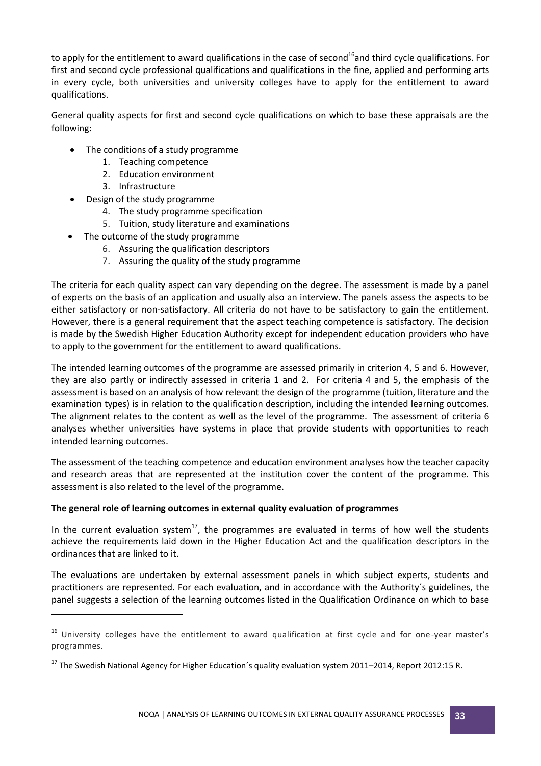to apply for the entitlement to award qualifications in the case of second[16]and third cycle qualifications. For first and second cycle professional qualifications and qualifications in the fine, applied and performing arts in every cycle, both universities and university colleges have to apply for the entitlement to award qualifications.

General quality aspects for first and second cycle qualifications on which to base these appraisals are the following:

- The conditions of a study programme
    1. Teaching competence
    2. Education environment
    3. Infrastructure
- Design of the study programme
    4. The study programme specification
    5. Tuition, study literature and examinations
- The outcome of the study programme
    6. Assuring the qualification descriptors
    7. Assuring the quality of the study programme

The criteria for each quality aspect can vary depending on the degree. The assessment is made by a panel of experts on the basis of an application and usually also an interview. The panels assess the aspects to be either satisfactory or non-satisfactory. All criteria do not have to be satisfactory to gain the entitlement. However, there is a general requirement that the aspect teaching competence is satisfactory. The decision is made by the Swedish Higher Education Authority except for independent education providers who have to apply to the government for the entitlement to award qualifications.

The intended learning outcomes of the programme are assessed primarily in criterion 4, 5 and 6. However, they are also partly or indirectly assessed in criteria 1 and 2. For criteria 4 and 5, the emphasis of the assessment is based on an analysis of how relevant the design of the programme (tuition, literature and the examination types) is in relation to the qualification description, including the intended learning outcomes. The alignment relates to the content as well as the level of the programme. The assessment of criteria 6 analyses whether universities have systems in place that provide students with opportunities to reach intended learning outcomes.

The assessment of the teaching competence and education environment analyses how the teacher capacity and research areas that are represented at the institution cover the content of the programme. This assessment is also related to the level of the programme.

**The general role of learning outcomes in external quality evaluation of programmes**

In the current evaluation system[17], the programmes are evaluated in terms of how well the students achieve the requirements laid down in the Higher Education Act and the qualification descriptors in the ordinances that are linked to it.

The evaluations are undertaken by external assessment panels in which subject experts, students and practitioners are represented. For each evaluation, and in accordance with the Authority´s guidelines, the panel suggests a selection of the learning outcomes listed in the Qualification Ordinance on which to base

---

[16] University colleges have the entitlement to award qualification at first cycle and for one-year master's programmes.

[17] The Swedish National Agency for Higher Education´s quality evaluation system 2011–2014, Report 2012:15 R.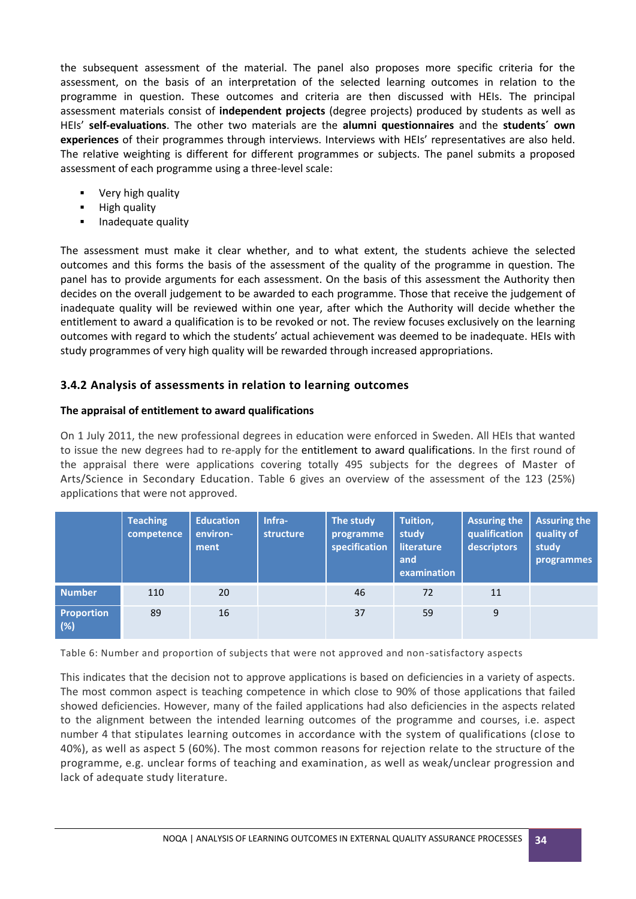the subsequent assessment of the material. The panel also proposes more specific criteria for the assessment, on the basis of an interpretation of the selected learning outcomes in relation to the programme in question. These outcomes and criteria are then discussed with HEIs. The principal assessment materials consist of **independent projects** (degree projects) produced by students as well as HEIs' **self-evaluations**. The other two materials are the **alumni questionnaires** and the **students´ own experiences** of their programmes through interviews. Interviews with HEIs' representatives are also held. The relative weighting is different for different programmes or subjects. The panel submits a proposed assessment of each programme using a three-level scale:

- Very high quality
- High quality
- Inadequate quality

The assessment must make it clear whether, and to what extent, the students achieve the selected outcomes and this forms the basis of the assessment of the quality of the programme in question. The panel has to provide arguments for each assessment. On the basis of this assessment the Authority then decides on the overall judgement to be awarded to each programme. Those that receive the judgement of inadequate quality will be reviewed within one year, after which the Authority will decide whether the entitlement to award a qualification is to be revoked or not. The review focuses exclusively on the learning outcomes with regard to which the students' actual achievement was deemed to be inadequate. HEIs with study programmes of very high quality will be rewarded through increased appropriations.

### 3.4.2 Analysis of assessments in relation to learning outcomes

**The appraisal of entitlement to award qualifications**

On 1 July 2011, the new professional degrees in education were enforced in Sweden. All HEIs that wanted to issue the new degrees had to re-apply for the entitlement to award qualifications. In the first round of the appraisal there were applications covering totally 495 subjects for the degrees of Master of Arts/Science in Secondary Education. Table 6 gives an overview of the assessment of the 123 (25%) applications that were not approved.

| | Teaching competence | Education environment | Infra-structure | The study programme specification | Tuition, study literature and examination | Assuring the qualification descriptors | Assuring the quality of study programmes |
|---|---|---|---|---|---|---|---|
| **Number** | 110 | 20 | | 46 | 72 | 11 | |
| **Proportion (%)** | 89 | 16 | | 37 | 59 | 9 | |

Table 6: Number and proportion of subjects that were not approved and non-satisfactory aspects

This indicates that the decision not to approve applications is based on deficiencies in a variety of aspects. The most common aspect is teaching competence in which close to 90% of those applications that failed showed deficiencies. However, many of the failed applications had also deficiencies in the aspects related to the alignment between the intended learning outcomes of the programme and courses, i.e. aspect number 4 that stipulates learning outcomes in accordance with the system of qualifications (close to 40%), as well as aspect 5 (60%). The most common reasons for rejection relate to the structure of the programme, e.g. unclear forms of teaching and examination, as well as weak/unclear progression and lack of adequate study literature.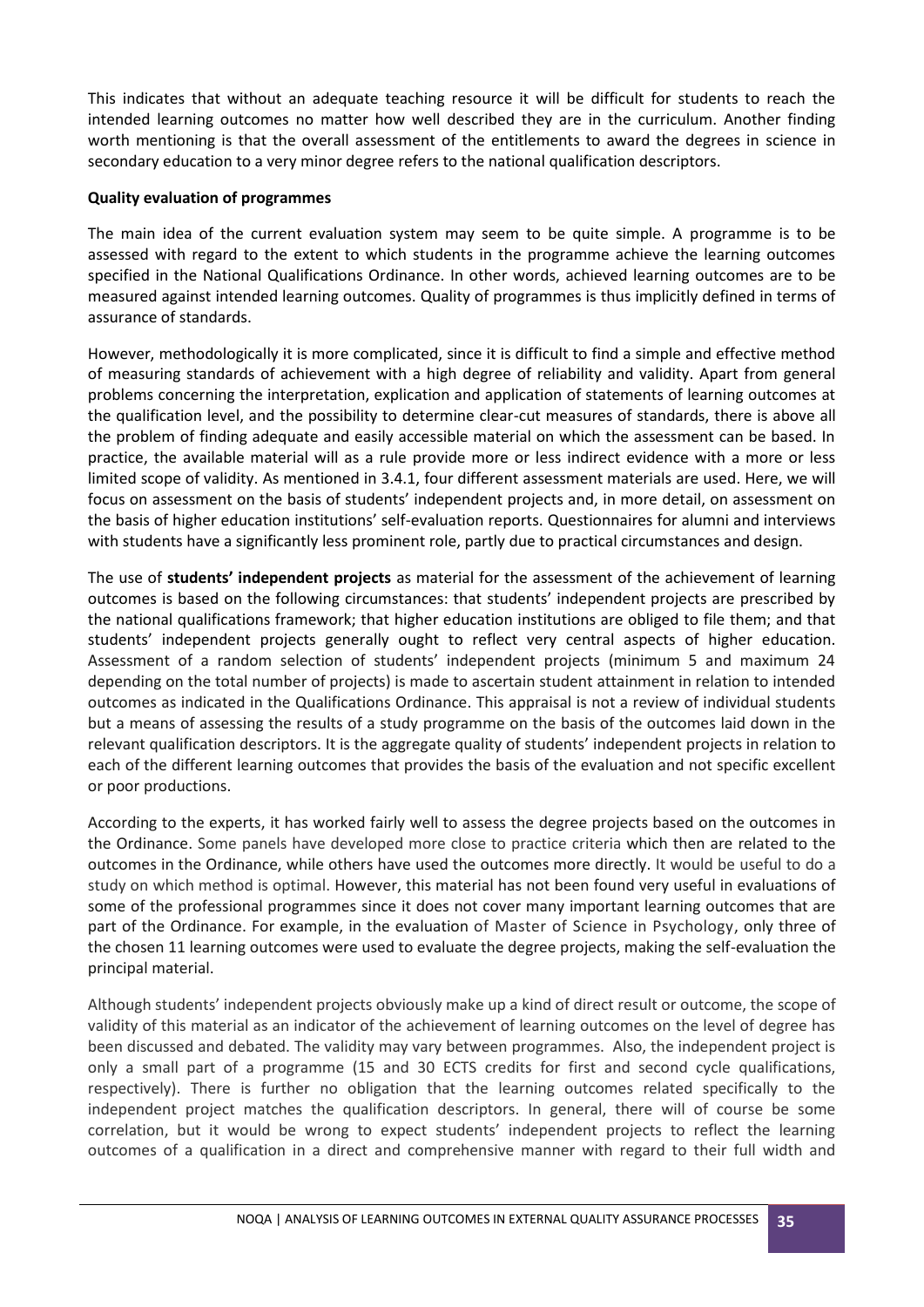This indicates that without an adequate teaching resource it will be difficult for students to reach the intended learning outcomes no matter how well described they are in the curriculum. Another finding worth mentioning is that the overall assessment of the entitlements to award the degrees in science in secondary education to a very minor degree refers to the national qualification descriptors.

**Quality evaluation of programmes**

The main idea of the current evaluation system may seem to be quite simple. A programme is to be assessed with regard to the extent to which students in the programme achieve the learning outcomes specified in the National Qualifications Ordinance. In other words, achieved learning outcomes are to be measured against intended learning outcomes. Quality of programmes is thus implicitly defined in terms of assurance of standards.

However, methodologically it is more complicated, since it is difficult to find a simple and effective method of measuring standards of achievement with a high degree of reliability and validity. Apart from general problems concerning the interpretation, explication and application of statements of learning outcomes at the qualification level, and the possibility to determine clear-cut measures of standards, there is above all the problem of finding adequate and easily accessible material on which the assessment can be based. In practice, the available material will as a rule provide more or less indirect evidence with a more or less limited scope of validity. As mentioned in 3.4.1, four different assessment materials are used. Here, we will focus on assessment on the basis of students' independent projects and, in more detail, on assessment on the basis of higher education institutions' self-evaluation reports. Questionnaires for alumni and interviews with students have a significantly less prominent role, partly due to practical circumstances and design.

The use of **students' independent projects** as material for the assessment of the achievement of learning outcomes is based on the following circumstances: that students' independent projects are prescribed by the national qualifications framework; that higher education institutions are obliged to file them; and that students' independent projects generally ought to reflect very central aspects of higher education. Assessment of a random selection of students' independent projects (minimum 5 and maximum 24 depending on the total number of projects) is made to ascertain student attainment in relation to intended outcomes as indicated in the Qualifications Ordinance. This appraisal is not a review of individual students but a means of assessing the results of a study programme on the basis of the outcomes laid down in the relevant qualification descriptors. It is the aggregate quality of students' independent projects in relation to each of the different learning outcomes that provides the basis of the evaluation and not specific excellent or poor productions.

According to the experts, it has worked fairly well to assess the degree projects based on the outcomes in the Ordinance. Some panels have developed more close to practice criteria which then are related to the outcomes in the Ordinance, while others have used the outcomes more directly. It would be useful to do a study on which method is optimal. However, this material has not been found very useful in evaluations of some of the professional programmes since it does not cover many important learning outcomes that are part of the Ordinance. For example, in the evaluation of Master of Science in Psychology, only three of the chosen 11 learning outcomes were used to evaluate the degree projects, making the self-evaluation the principal material.

Although students' independent projects obviously make up a kind of direct result or outcome, the scope of validity of this material as an indicator of the achievement of learning outcomes on the level of degree has been discussed and debated. The validity may vary between programmes. Also, the independent project is only a small part of a programme (15 and 30 ECTS credits for first and second cycle qualifications, respectively). There is further no obligation that the learning outcomes related specifically to the independent project matches the qualification descriptors. In general, there will of course be some correlation, but it would be wrong to expect students' independent projects to reflect the learning outcomes of a qualification in a direct and comprehensive manner with regard to their full width and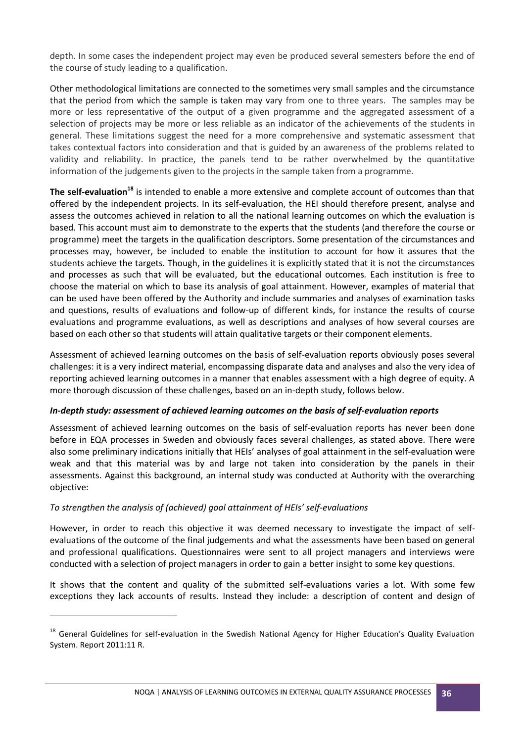depth. In some cases the independent project may even be produced several semesters before the end of the course of study leading to a qualification.

Other methodological limitations are connected to the sometimes very small samples and the circumstance that the period from which the sample is taken may vary from one to three years. The samples may be more or less representative of the output of a given programme and the aggregated assessment of a selection of projects may be more or less reliable as an indicator of the achievements of the students in general. These limitations suggest the need for a more comprehensive and systematic assessment that takes contextual factors into consideration and that is guided by an awareness of the problems related to validity and reliability. In practice, the panels tend to be rather overwhelmed by the quantitative information of the judgements given to the projects in the sample taken from a programme.

**The self-evaluation**[18] is intended to enable a more extensive and complete account of outcomes than that offered by the independent projects. In its self-evaluation, the HEI should therefore present, analyse and assess the outcomes achieved in relation to all the national learning outcomes on which the evaluation is based. This account must aim to demonstrate to the experts that the students (and therefore the course or programme) meet the targets in the qualification descriptors. Some presentation of the circumstances and processes may, however, be included to enable the institution to account for how it assures that the students achieve the targets. Though, in the guidelines it is explicitly stated that it is not the circumstances and processes as such that will be evaluated, but the educational outcomes*.* Each institution is free to choose the material on which to base its analysis of goal attainment. However, examples of material that can be used have been offered by the Authority and include summaries and analyses of examination tasks and questions, results of evaluations and follow-up of different kinds, for instance the results of course evaluations and programme evaluations, as well as descriptions and analyses of how several courses are based on each other so that students will attain qualitative targets or their component elements.

Assessment of achieved learning outcomes on the basis of self-evaluation reports obviously poses several challenges: it is a very indirect material, encompassing disparate data and analyses and also the very idea of reporting achieved learning outcomes in a manner that enables assessment with a high degree of equity. A more thorough discussion of these challenges, based on an in-depth study, follows below.

***In-depth study: assessment of achieved learning outcomes on the basis of self-evaluation reports***

Assessment of achieved learning outcomes on the basis of self-evaluation reports has never been done before in EQA processes in Sweden and obviously faces several challenges, as stated above. There were also some preliminary indications initially that HEIs' analyses of goal attainment in the self-evaluation were weak and that this material was by and large not taken into consideration by the panels in their assessments. Against this background, an internal study was conducted at Authority with the overarching objective:

*To strengthen the analysis of (achieved) goal attainment of HEIs' self-evaluations*

However, in order to reach this objective it was deemed necessary to investigate the impact of self-evaluations of the outcome of the final judgements and what the assessments have been based on general and professional qualifications. Questionnaires were sent to all project managers and interviews were conducted with a selection of project managers in order to gain a better insight to some key questions.

It shows that the content and quality of the submitted self-evaluations varies a lot. With some few exceptions they lack accounts of results. Instead they include: a description of content and design of

[18] General Guidelines for self-evaluation in the Swedish National Agency for Higher Education's Quality Evaluation System. Report 2011:11 R.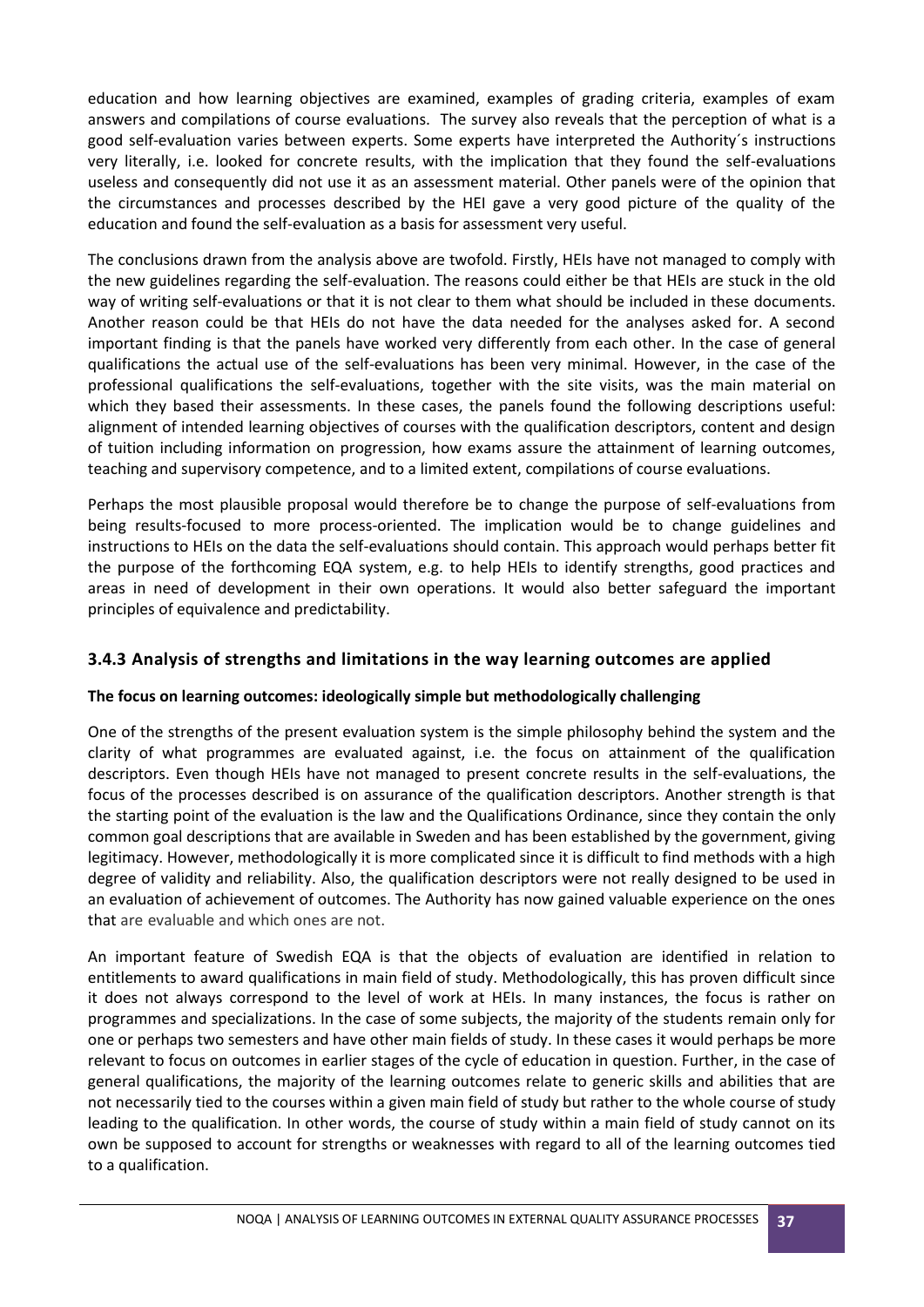education and how learning objectives are examined, examples of grading criteria, examples of exam answers and compilations of course evaluations. The survey also reveals that the perception of what is a good self-evaluation varies between experts. Some experts have interpreted the Authority´s instructions very literally, i.e. looked for concrete results, with the implication that they found the self-evaluations useless and consequently did not use it as an assessment material. Other panels were of the opinion that the circumstances and processes described by the HEI gave a very good picture of the quality of the education and found the self-evaluation as a basis for assessment very useful.

The conclusions drawn from the analysis above are twofold. Firstly, HEIs have not managed to comply with the new guidelines regarding the self-evaluation. The reasons could either be that HEIs are stuck in the old way of writing self-evaluations or that it is not clear to them what should be included in these documents. Another reason could be that HEIs do not have the data needed for the analyses asked for. A second important finding is that the panels have worked very differently from each other. In the case of general qualifications the actual use of the self-evaluations has been very minimal. However, in the case of the professional qualifications the self-evaluations, together with the site visits, was the main material on which they based their assessments. In these cases, the panels found the following descriptions useful: alignment of intended learning objectives of courses with the qualification descriptors, content and design of tuition including information on progression, how exams assure the attainment of learning outcomes, teaching and supervisory competence, and to a limited extent, compilations of course evaluations.

Perhaps the most plausible proposal would therefore be to change the purpose of self-evaluations from being results-focused to more process-oriented. The implication would be to change guidelines and instructions to HEIs on the data the self-evaluations should contain. This approach would perhaps better fit the purpose of the forthcoming EQA system, e.g. to help HEIs to identify strengths, good practices and areas in need of development in their own operations. It would also better safeguard the important principles of equivalence and predictability.

### 3.4.3 Analysis of strengths and limitations in the way learning outcomes are applied

**The focus on learning outcomes: ideologically simple but methodologically challenging**

One of the strengths of the present evaluation system is the simple philosophy behind the system and the clarity of what programmes are evaluated against, i.e. the focus on attainment of the qualification descriptors. Even though HEIs have not managed to present concrete results in the self-evaluations, the focus of the processes described is on assurance of the qualification descriptors. Another strength is that the starting point of the evaluation is the law and the Qualifications Ordinance, since they contain the only common goal descriptions that are available in Sweden and has been established by the government, giving legitimacy. However, methodologically it is more complicated since it is difficult to find methods with a high degree of validity and reliability. Also, the qualification descriptors were not really designed to be used in an evaluation of achievement of outcomes. The Authority has now gained valuable experience on the ones that are evaluable and which ones are not.

An important feature of Swedish EQA is that the objects of evaluation are identified in relation to entitlements to award qualifications in main field of study. Methodologically, this has proven difficult since it does not always correspond to the level of work at HEIs. In many instances, the focus is rather on programmes and specializations. In the case of some subjects, the majority of the students remain only for one or perhaps two semesters and have other main fields of study. In these cases it would perhaps be more relevant to focus on outcomes in earlier stages of the cycle of education in question. Further, in the case of general qualifications, the majority of the learning outcomes relate to generic skills and abilities that are not necessarily tied to the courses within a given main field of study but rather to the whole course of study leading to the qualification. In other words, the course of study within a main field of study cannot on its own be supposed to account for strengths or weaknesses with regard to all of the learning outcomes tied to a qualification.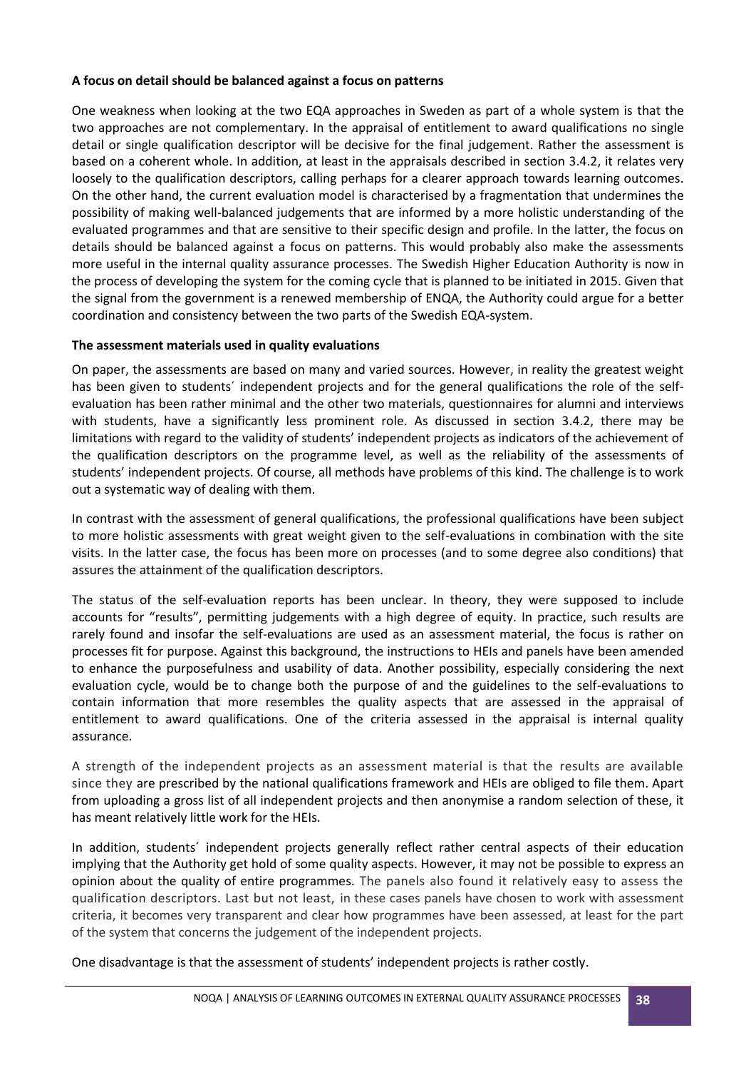**A focus on detail should be balanced against a focus on patterns**

One weakness when looking at the two EQA approaches in Sweden as part of a whole system is that the two approaches are not complementary. In the appraisal of entitlement to award qualifications no single detail or single qualification descriptor will be decisive for the final judgement. Rather the assessment is based on a coherent whole. In addition, at least in the appraisals described in section 3.4.2, it relates very loosely to the qualification descriptors, calling perhaps for a clearer approach towards learning outcomes. On the other hand, the current evaluation model is characterised by a fragmentation that undermines the possibility of making well-balanced judgements that are informed by a more holistic understanding of the evaluated programmes and that are sensitive to their specific design and profile. In the latter, the focus on details should be balanced against a focus on patterns. This would probably also make the assessments more useful in the internal quality assurance processes. The Swedish Higher Education Authority is now in the process of developing the system for the coming cycle that is planned to be initiated in 2015. Given that the signal from the government is a renewed membership of ENQA, the Authority could argue for a better coordination and consistency between the two parts of the Swedish EQA-system.

**The assessment materials used in quality evaluations**

On paper, the assessments are based on many and varied sources. However, in reality the greatest weight has been given to students´ independent projects and for the general qualifications the role of the self-evaluation has been rather minimal and the other two materials, questionnaires for alumni and interviews with students, have a significantly less prominent role. As discussed in section 3.4.2, there may be limitations with regard to the validity of students' independent projects as indicators of the achievement of the qualification descriptors on the programme level, as well as the reliability of the assessments of students' independent projects. Of course, all methods have problems of this kind. The challenge is to work out a systematic way of dealing with them.

In contrast with the assessment of general qualifications, the professional qualifications have been subject to more holistic assessments with great weight given to the self-evaluations in combination with the site visits. In the latter case, the focus has been more on processes (and to some degree also conditions) that assures the attainment of the qualification descriptors.

The status of the self-evaluation reports has been unclear. In theory, they were supposed to include accounts for "results", permitting judgements with a high degree of equity. In practice, such results are rarely found and insofar the self-evaluations are used as an assessment material, the focus is rather on processes fit for purpose. Against this background, the instructions to HEIs and panels have been amended to enhance the purposefulness and usability of data. Another possibility, especially considering the next evaluation cycle, would be to change both the purpose of and the guidelines to the self-evaluations to contain information that more resembles the quality aspects that are assessed in the appraisal of entitlement to award qualifications. One of the criteria assessed in the appraisal is internal quality assurance.

A strength of the independent projects as an assessment material is that the results are available since they are prescribed by the national qualifications framework and HEIs are obliged to file them. Apart from uploading a gross list of all independent projects and then anonymise a random selection of these, it has meant relatively little work for the HEIs.

In addition, students´ independent projects generally reflect rather central aspects of their education implying that the Authority get hold of some quality aspects. However, it may not be possible to express an opinion about the quality of entire programmes. The panels also found it relatively easy to assess the qualification descriptors. Last but not least, in these cases panels have chosen to work with assessment criteria, it becomes very transparent and clear how programmes have been assessed, at least for the part of the system that concerns the judgement of the independent projects.

One disadvantage is that the assessment of students' independent projects is rather costly.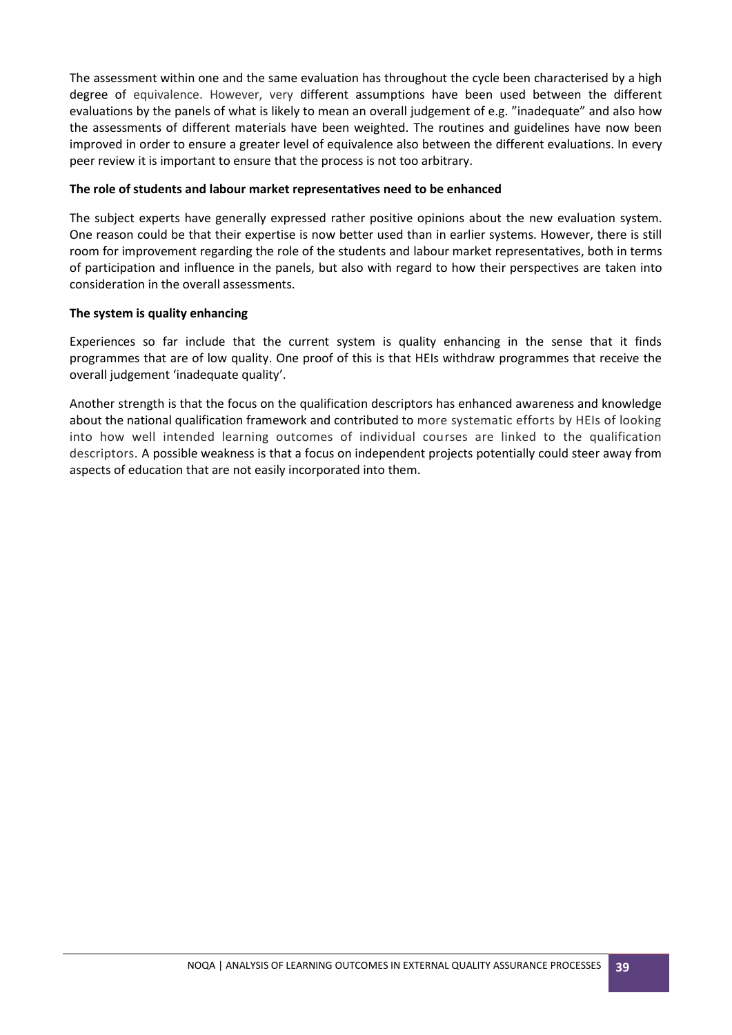The assessment within one and the same evaluation has throughout the cycle been characterised by a high degree of equivalence. However, very different assumptions have been used between the different evaluations by the panels of what is likely to mean an overall judgement of e.g. "inadequate" and also how the assessments of different materials have been weighted. The routines and guidelines have now been improved in order to ensure a greater level of equivalence also between the different evaluations. In every peer review it is important to ensure that the process is not too arbitrary.

**The role of students and labour market representatives need to be enhanced**

The subject experts have generally expressed rather positive opinions about the new evaluation system. One reason could be that their expertise is now better used than in earlier systems. However, there is still room for improvement regarding the role of the students and labour market representatives, both in terms of participation and influence in the panels, but also with regard to how their perspectives are taken into consideration in the overall assessments.

**The system is quality enhancing**

Experiences so far include that the current system is quality enhancing in the sense that it finds programmes that are of low quality. One proof of this is that HEIs withdraw programmes that receive the overall judgement 'inadequate quality'.

Another strength is that the focus on the qualification descriptors has enhanced awareness and knowledge about the national qualification framework and contributed to more systematic efforts by HEIs of looking into how well intended learning outcomes of individual courses are linked to the qualification descriptors. A possible weakness is that a focus on independent projects potentially could steer away from aspects of education that are not easily incorporated into them.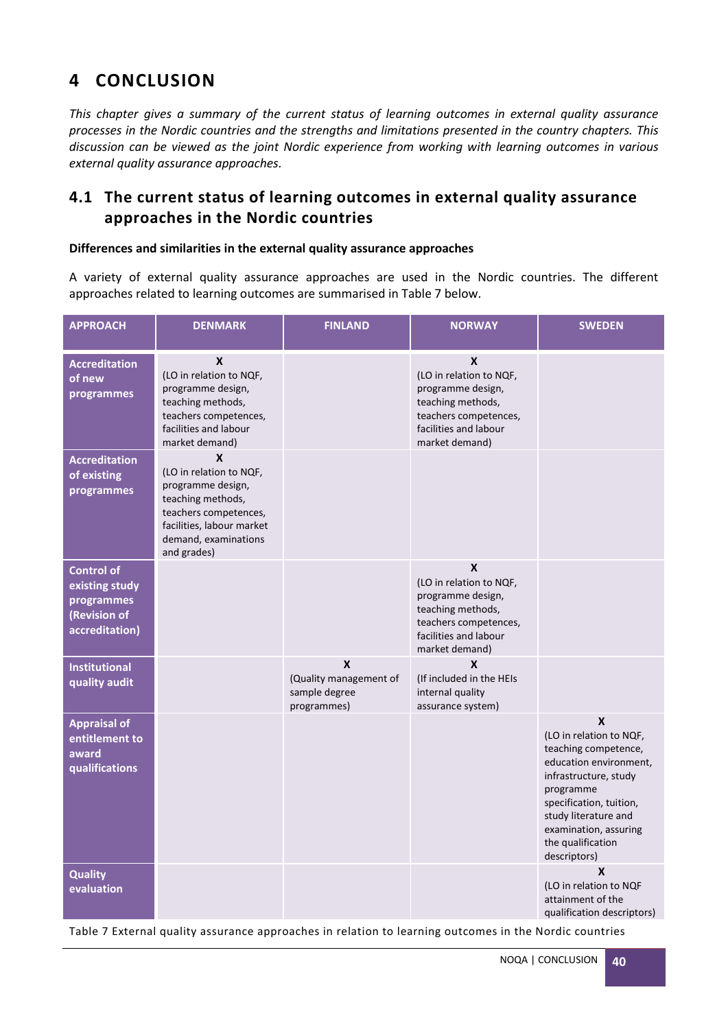# 4 CONCLUSION

*This chapter gives a summary of the current status of learning outcomes in external quality assurance processes in the Nordic countries and the strengths and limitations presented in the country chapters. This discussion can be viewed as the joint Nordic experience from working with learning outcomes in various external quality assurance approaches.*

## 4.1 The current status of learning outcomes in external quality assurance approaches in the Nordic countries

**Differences and similarities in the external quality assurance approaches**

A variety of external quality assurance approaches are used in the Nordic countries. The different approaches related to learning outcomes are summarised in Table 7 below.

| APPROACH | DENMARK | FINLAND | NORWAY | SWEDEN |
|---|---|---|---|---|
| **Accreditation of new programmes** | **X** (LO in relation to NQF, programme design, teaching methods, teachers competences, facilities and labour market demand) | | **X** (LO in relation to NQF, programme design, teaching methods, teachers competences, facilities and labour market demand) | |
| **Accreditation of existing programmes** | **X** (LO in relation to NQF, programme design, teaching methods, teachers competences, facilities, labour market demand, examinations and grades) | | | |
| **Control of existing study programmes (Revision of accreditation)** | | | **X** (LO in relation to NQF, programme design, teaching methods, teachers competences, facilities and labour market demand) | |
| **Institutional quality audit** | | **X** (Quality management of sample degree programmes) | **X** (If included in the HEIs internal quality assurance system) | |
| **Appraisal of entitlement to award qualifications** | | | | **X** (LO in relation to NQF, teaching competence, education environment, infrastructure, study programme specification, tuition, study literature and examination, assuring the qualification descriptors) |
| **Quality evaluation** | | | | **X** (LO in relation to NQF attainment of the qualification descriptors) |

Table 7 External quality assurance approaches in relation to learning outcomes in the Nordic countries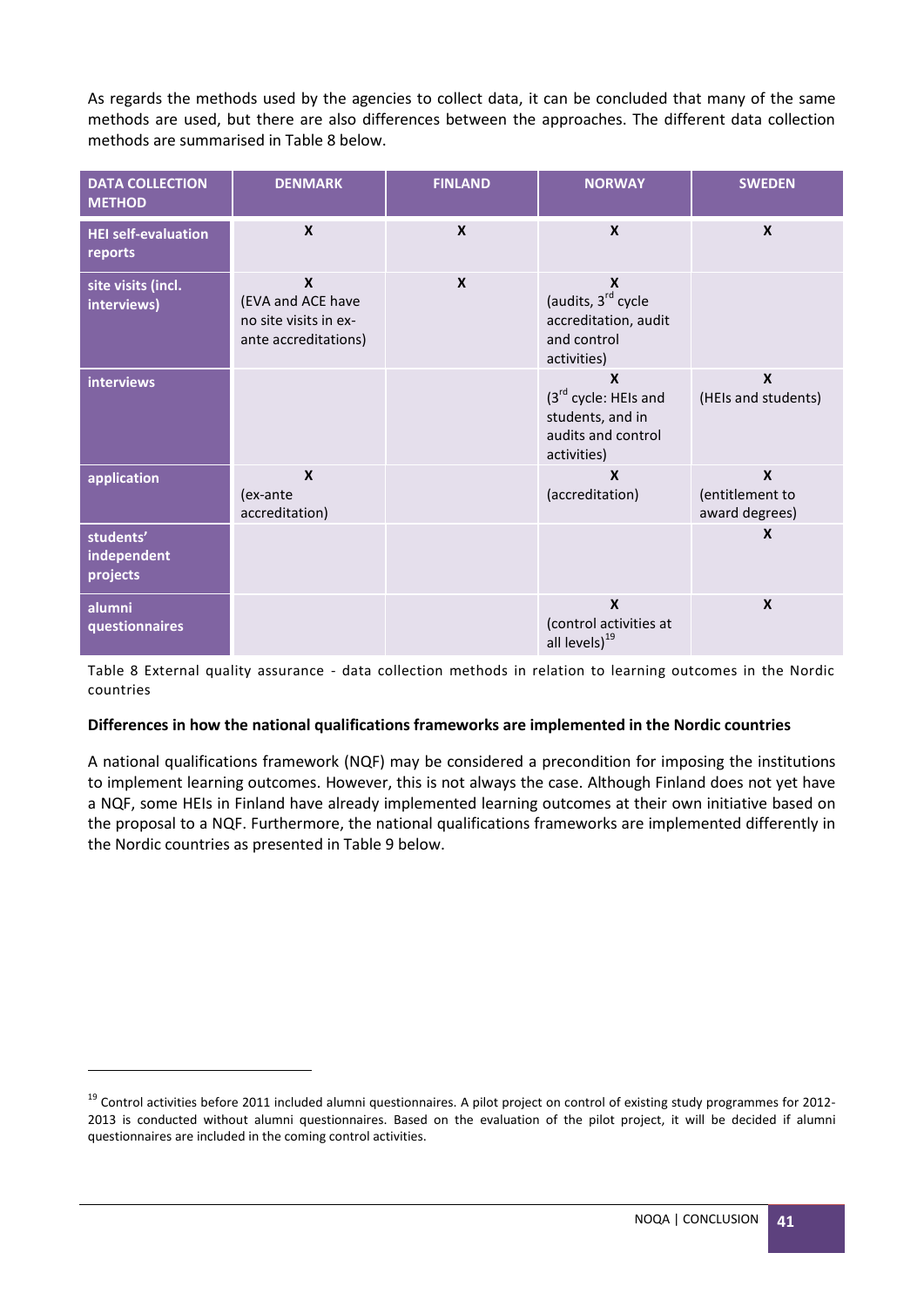As regards the methods used by the agencies to collect data, it can be concluded that many of the same methods are used, but there are also differences between the approaches. The different data collection methods are summarised in Table 8 below.

| DATA COLLECTION METHOD | DENMARK | FINLAND | NORWAY | SWEDEN |
|---|---|---|---|---|
| HEI self-evaluation reports | X | X | X | X |
| site visits (incl. interviews) | X (EVA and ACE have no site visits in ex-ante accreditations) | X | X (audits, 3rd cycle accreditation, audit and control activities) | |
| interviews | | | X (3rd cycle: HEIs and students, and in audits and control activities) | X (HEIs and students) |
| application | X (ex-ante accreditation) | | X (accreditation) | X (entitlement to award degrees) |
| students' independent projects | | | | X |
| alumni questionnaires | | | X (control activities at all levels)[19] | X |

Table 8 External quality assurance - data collection methods in relation to learning outcomes in the Nordic countries

**Differences in how the national qualifications frameworks are implemented in the Nordic countries**

A national qualifications framework (NQF) may be considered a precondition for imposing the institutions to implement learning outcomes. However, this is not always the case. Although Finland does not yet have a NQF, some HEIs in Finland have already implemented learning outcomes at their own initiative based on the proposal to a NQF. Furthermore, the national qualifications frameworks are implemented differently in the Nordic countries as presented in Table 9 below.

[19] Control activities before 2011 included alumni questionnaires. A pilot project on control of existing study programmes for 2012-2013 is conducted without alumni questionnaires. Based on the evaluation of the pilot project, it will be decided if alumni questionnaires are included in the coming control activities.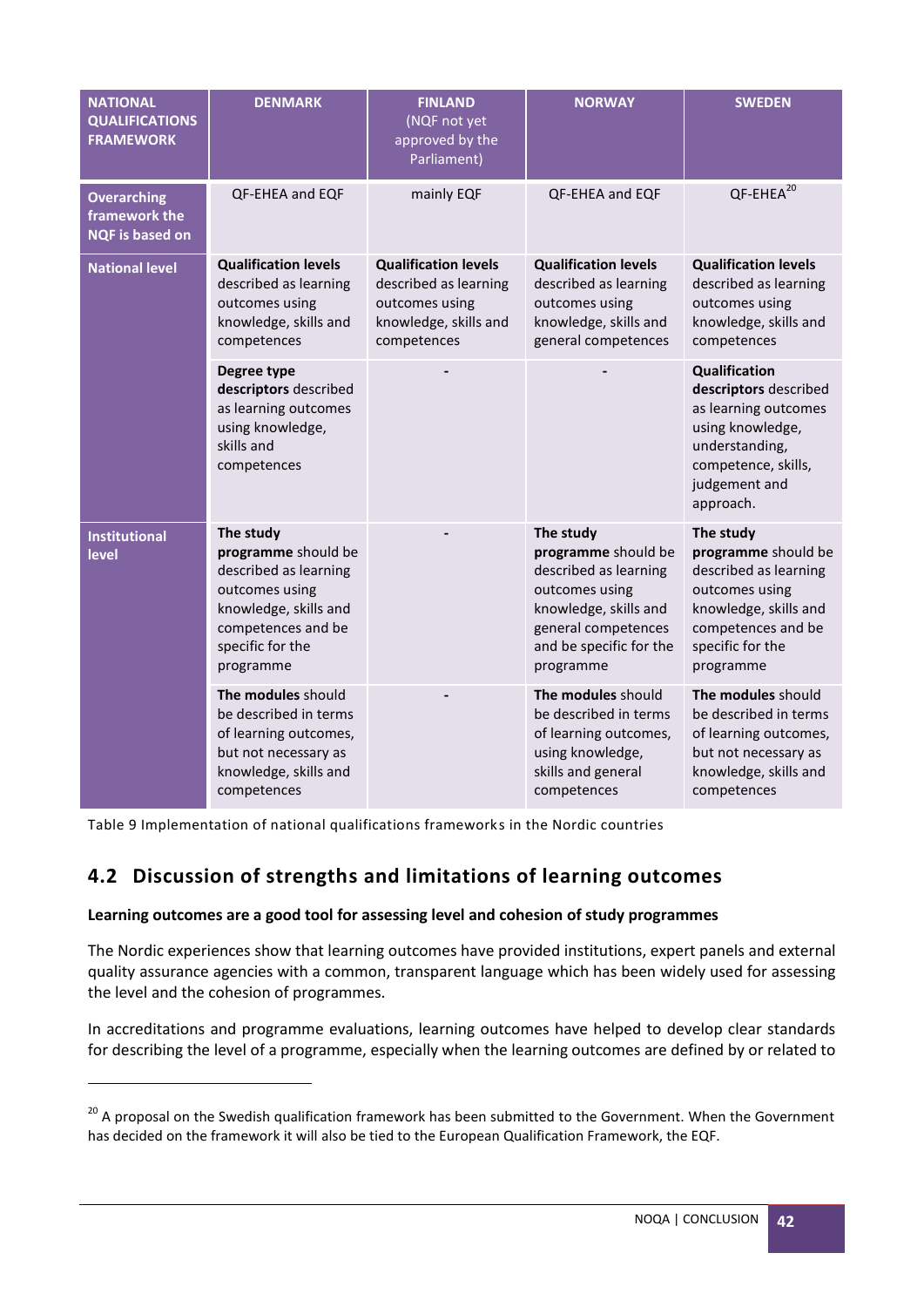| NATIONAL QUALIFICATIONS FRAMEWORK | DENMARK | FINLAND (NQF not yet approved by the Parliament) | NORWAY | SWEDEN |
|---|---|---|---|---|
| Overarching framework the NQF is based on | QF-EHEA and EQF | mainly EQF | QF-EHEA and EQF | QF-EHEA[20] |
| National level | **Qualification levels** described as learning outcomes using knowledge, skills and competences | **Qualification levels** described as learning outcomes using knowledge, skills and competences | **Qualification levels** described as learning outcomes using knowledge, skills and general competences | **Qualification levels** described as learning outcomes using knowledge, skills and competences |
| | **Degree type descriptors** described as learning outcomes using knowledge, skills and competences | - | - | **Qualification descriptors** described as learning outcomes using knowledge, understanding, competence, skills, judgement and approach. |
| Institutional level | **The study programme** should be described as learning outcomes using knowledge, skills and competences and be specific for the programme | - | **The study programme** should be described as learning outcomes using knowledge, skills and general competences and be specific for the programme | **The study programme** should be described as learning outcomes using knowledge, skills and competences and be specific for the programme |
| | **The modules** should be described in terms of learning outcomes, but not necessary as knowledge, skills and competences | - | **The modules** should be described in terms of learning outcomes, using knowledge, skills and general competences | **The modules** should be described in terms of learning outcomes, but not necessary as knowledge, skills and competences |

Table 9 Implementation of national qualifications frameworks in the Nordic countries

## 4.2 Discussion of strengths and limitations of learning outcomes

**Learning outcomes are a good tool for assessing level and cohesion of study programmes**

The Nordic experiences show that learning outcomes have provided institutions, expert panels and external quality assurance agencies with a common, transparent language which has been widely used for assessing the level and the cohesion of programmes.

In accreditations and programme evaluations, learning outcomes have helped to develop clear standards for describing the level of a programme, especially when the learning outcomes are defined by or related to

[20] A proposal on the Swedish qualification framework has been submitted to the Government. When the Government has decided on the framework it will also be tied to the European Qualification Framework, the EQF.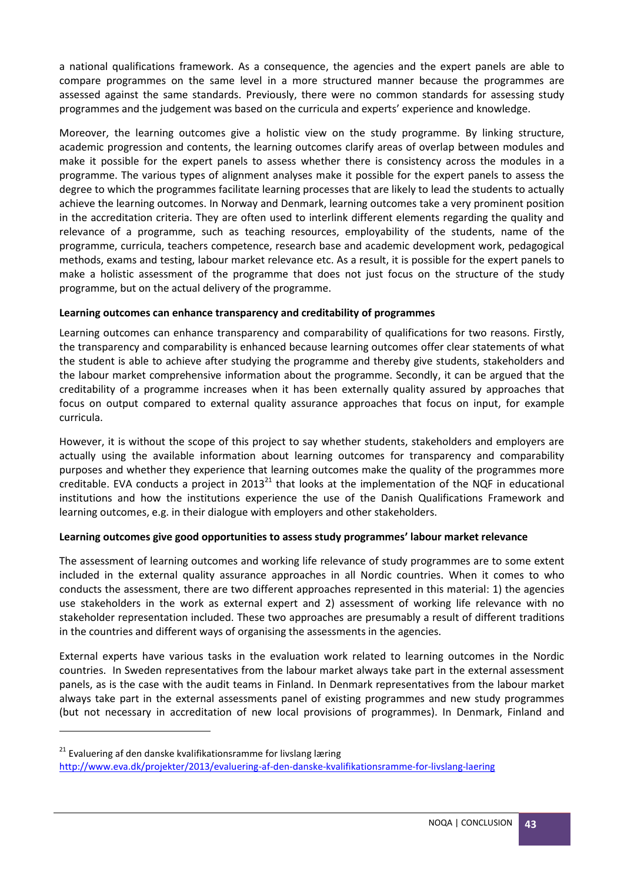a national qualifications framework. As a consequence, the agencies and the expert panels are able to compare programmes on the same level in a more structured manner because the programmes are assessed against the same standards. Previously, there were no common standards for assessing study programmes and the judgement was based on the curricula and experts' experience and knowledge.

Moreover, the learning outcomes give a holistic view on the study programme. By linking structure, academic progression and contents, the learning outcomes clarify areas of overlap between modules and make it possible for the expert panels to assess whether there is consistency across the modules in a programme. The various types of alignment analyses make it possible for the expert panels to assess the degree to which the programmes facilitate learning processes that are likely to lead the students to actually achieve the learning outcomes. In Norway and Denmark, learning outcomes take a very prominent position in the accreditation criteria. They are often used to interlink different elements regarding the quality and relevance of a programme, such as teaching resources, employability of the students, name of the programme, curricula, teachers competence, research base and academic development work, pedagogical methods, exams and testing, labour market relevance etc. As a result, it is possible for the expert panels to make a holistic assessment of the programme that does not just focus on the structure of the study programme, but on the actual delivery of the programme.

**Learning outcomes can enhance transparency and creditability of programmes**

Learning outcomes can enhance transparency and comparability of qualifications for two reasons. Firstly, the transparency and comparability is enhanced because learning outcomes offer clear statements of what the student is able to achieve after studying the programme and thereby give students, stakeholders and the labour market comprehensive information about the programme. Secondly, it can be argued that the creditability of a programme increases when it has been externally quality assured by approaches that focus on output compared to external quality assurance approaches that focus on input, for example curricula.

However, it is without the scope of this project to say whether students, stakeholders and employers are actually using the available information about learning outcomes for transparency and comparability purposes and whether they experience that learning outcomes make the quality of the programmes more creditable. EVA conducts a project in 2013[21] that looks at the implementation of the NQF in educational institutions and how the institutions experience the use of the Danish Qualifications Framework and learning outcomes, e.g. in their dialogue with employers and other stakeholders.

**Learning outcomes give good opportunities to assess study programmes' labour market relevance**

The assessment of learning outcomes and working life relevance of study programmes are to some extent included in the external quality assurance approaches in all Nordic countries. When it comes to who conducts the assessment, there are two different approaches represented in this material: 1) the agencies use stakeholders in the work as external expert and 2) assessment of working life relevance with no stakeholder representation included. These two approaches are presumably a result of different traditions in the countries and different ways of organising the assessments in the agencies.

External experts have various tasks in the evaluation work related to learning outcomes in the Nordic countries. In Sweden representatives from the labour market always take part in the external assessment panels, as is the case with the audit teams in Finland. In Denmark representatives from the labour market always take part in the external assessments panel of existing programmes and new study programmes (but not necessary in accreditation of new local provisions of programmes). In Denmark, Finland and

---

[21] Evaluering af den danske kvalifikationsramme for livslang læring
http://www.eva.dk/projekter/2013/evaluering-af-den-danske-kvalifikationsramme-for-livslang-laering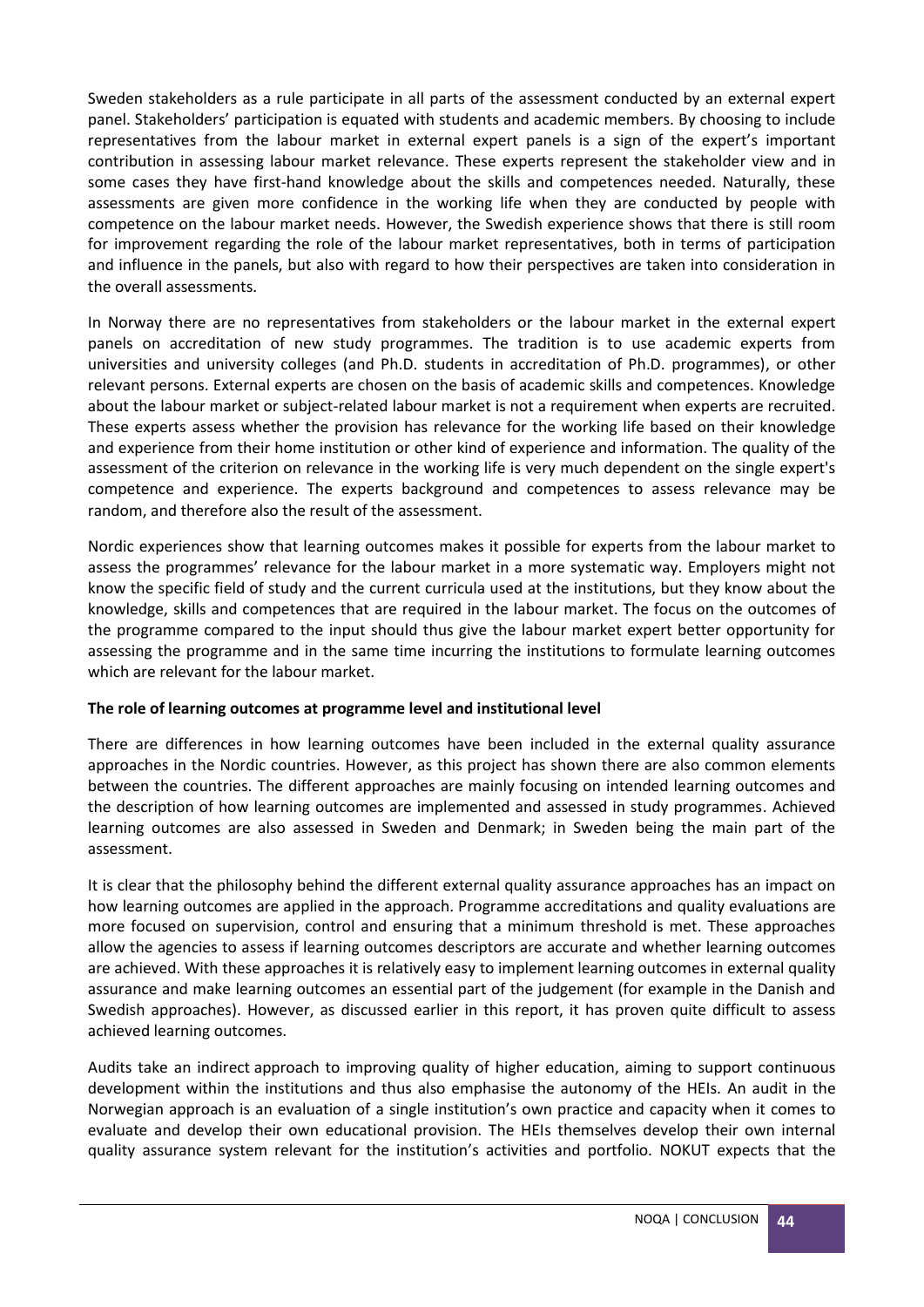Sweden stakeholders as a rule participate in all parts of the assessment conducted by an external expert panel. Stakeholders' participation is equated with students and academic members. By choosing to include representatives from the labour market in external expert panels is a sign of the expert's important contribution in assessing labour market relevance. These experts represent the stakeholder view and in some cases they have first-hand knowledge about the skills and competences needed. Naturally, these assessments are given more confidence in the working life when they are conducted by people with competence on the labour market needs. However, the Swedish experience shows that there is still room for improvement regarding the role of the labour market representatives, both in terms of participation and influence in the panels, but also with regard to how their perspectives are taken into consideration in the overall assessments.

In Norway there are no representatives from stakeholders or the labour market in the external expert panels on accreditation of new study programmes. The tradition is to use academic experts from universities and university colleges (and Ph.D. students in accreditation of Ph.D. programmes), or other relevant persons. External experts are chosen on the basis of academic skills and competences. Knowledge about the labour market or subject-related labour market is not a requirement when experts are recruited. These experts assess whether the provision has relevance for the working life based on their knowledge and experience from their home institution or other kind of experience and information. The quality of the assessment of the criterion on relevance in the working life is very much dependent on the single expert's competence and experience. The experts background and competences to assess relevance may be random, and therefore also the result of the assessment.

Nordic experiences show that learning outcomes makes it possible for experts from the labour market to assess the programmes' relevance for the labour market in a more systematic way. Employers might not know the specific field of study and the current curricula used at the institutions, but they know about the knowledge, skills and competences that are required in the labour market. The focus on the outcomes of the programme compared to the input should thus give the labour market expert better opportunity for assessing the programme and in the same time incurring the institutions to formulate learning outcomes which are relevant for the labour market.

**The role of learning outcomes at programme level and institutional level**

There are differences in how learning outcomes have been included in the external quality assurance approaches in the Nordic countries. However, as this project has shown there are also common elements between the countries. The different approaches are mainly focusing on intended learning outcomes and the description of how learning outcomes are implemented and assessed in study programmes. Achieved learning outcomes are also assessed in Sweden and Denmark; in Sweden being the main part of the assessment.

It is clear that the philosophy behind the different external quality assurance approaches has an impact on how learning outcomes are applied in the approach. Programme accreditations and quality evaluations are more focused on supervision, control and ensuring that a minimum threshold is met. These approaches allow the agencies to assess if learning outcomes descriptors are accurate and whether learning outcomes are achieved. With these approaches it is relatively easy to implement learning outcomes in external quality assurance and make learning outcomes an essential part of the judgement (for example in the Danish and Swedish approaches). However, as discussed earlier in this report, it has proven quite difficult to assess achieved learning outcomes.

Audits take an indirect approach to improving quality of higher education, aiming to support continuous development within the institutions and thus also emphasise the autonomy of the HEIs. An audit in the Norwegian approach is an evaluation of a single institution's own practice and capacity when it comes to evaluate and develop their own educational provision. The HEIs themselves develop their own internal quality assurance system relevant for the institution's activities and portfolio. NOKUT expects that the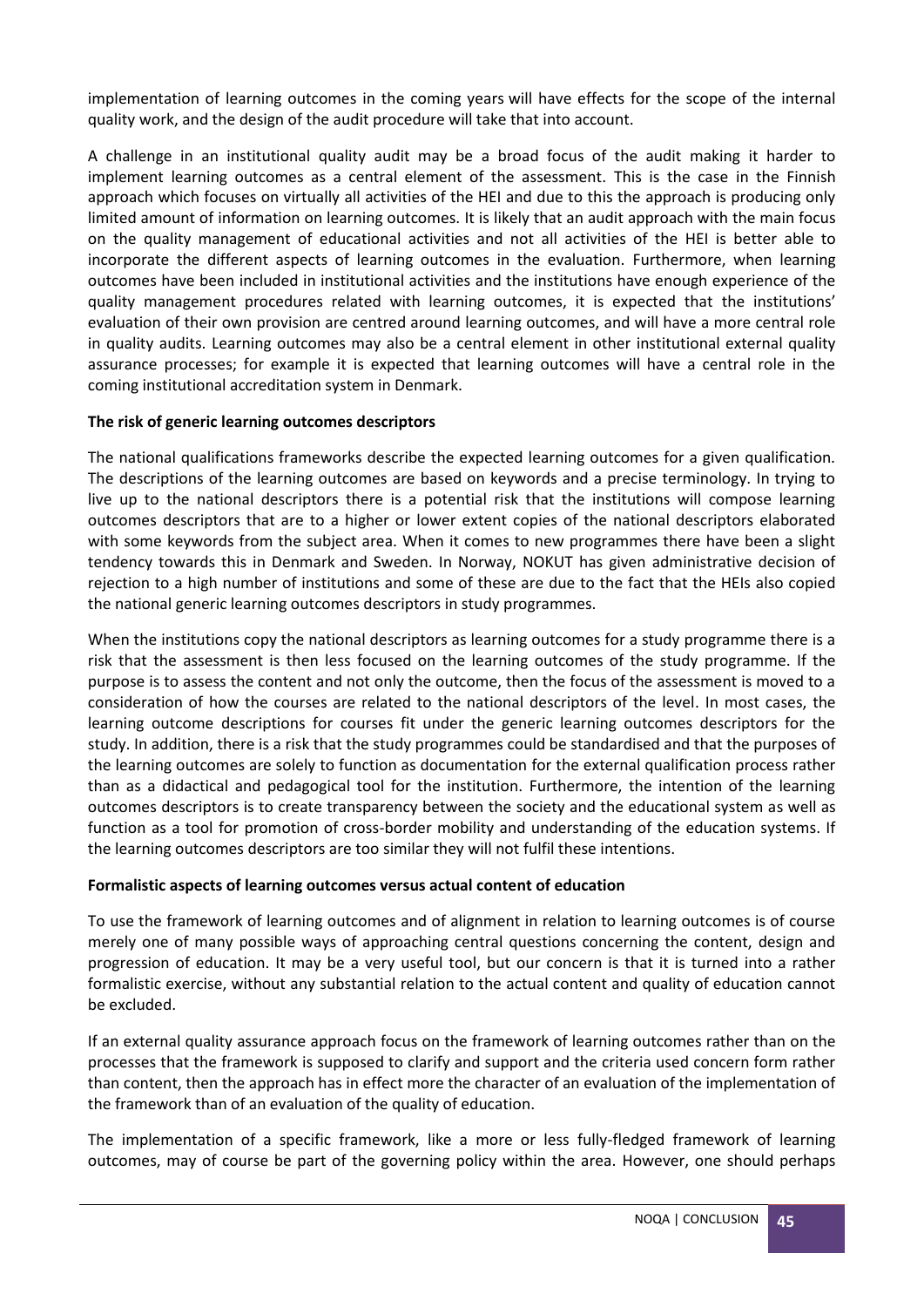implementation of learning outcomes in the coming years will have effects for the scope of the internal quality work, and the design of the audit procedure will take that into account.

A challenge in an institutional quality audit may be a broad focus of the audit making it harder to implement learning outcomes as a central element of the assessment. This is the case in the Finnish approach which focuses on virtually all activities of the HEI and due to this the approach is producing only limited amount of information on learning outcomes. It is likely that an audit approach with the main focus on the quality management of educational activities and not all activities of the HEI is better able to incorporate the different aspects of learning outcomes in the evaluation. Furthermore, when learning outcomes have been included in institutional activities and the institutions have enough experience of the quality management procedures related with learning outcomes, it is expected that the institutions' evaluation of their own provision are centred around learning outcomes, and will have a more central role in quality audits. Learning outcomes may also be a central element in other institutional external quality assurance processes; for example it is expected that learning outcomes will have a central role in the coming institutional accreditation system in Denmark.

**The risk of generic learning outcomes descriptors**

The national qualifications frameworks describe the expected learning outcomes for a given qualification. The descriptions of the learning outcomes are based on keywords and a precise terminology. In trying to live up to the national descriptors there is a potential risk that the institutions will compose learning outcomes descriptors that are to a higher or lower extent copies of the national descriptors elaborated with some keywords from the subject area. When it comes to new programmes there have been a slight tendency towards this in Denmark and Sweden. In Norway, NOKUT has given administrative decision of rejection to a high number of institutions and some of these are due to the fact that the HEIs also copied the national generic learning outcomes descriptors in study programmes.

When the institutions copy the national descriptors as learning outcomes for a study programme there is a risk that the assessment is then less focused on the learning outcomes of the study programme. If the purpose is to assess the content and not only the outcome, then the focus of the assessment is moved to a consideration of how the courses are related to the national descriptors of the level. In most cases, the learning outcome descriptions for courses fit under the generic learning outcomes descriptors for the study. In addition, there is a risk that the study programmes could be standardised and that the purposes of the learning outcomes are solely to function as documentation for the external qualification process rather than as a didactical and pedagogical tool for the institution. Furthermore, the intention of the learning outcomes descriptors is to create transparency between the society and the educational system as well as function as a tool for promotion of cross-border mobility and understanding of the education systems. If the learning outcomes descriptors are too similar they will not fulfil these intentions.

**Formalistic aspects of learning outcomes versus actual content of education**

To use the framework of learning outcomes and of alignment in relation to learning outcomes is of course merely one of many possible ways of approaching central questions concerning the content, design and progression of education. It may be a very useful tool, but our concern is that it is turned into a rather formalistic exercise, without any substantial relation to the actual content and quality of education cannot be excluded.

If an external quality assurance approach focus on the framework of learning outcomes rather than on the processes that the framework is supposed to clarify and support and the criteria used concern form rather than content, then the approach has in effect more the character of an evaluation of the implementation of the framework than of an evaluation of the quality of education.

The implementation of a specific framework, like a more or less fully-fledged framework of learning outcomes, may of course be part of the governing policy within the area. However, one should perhaps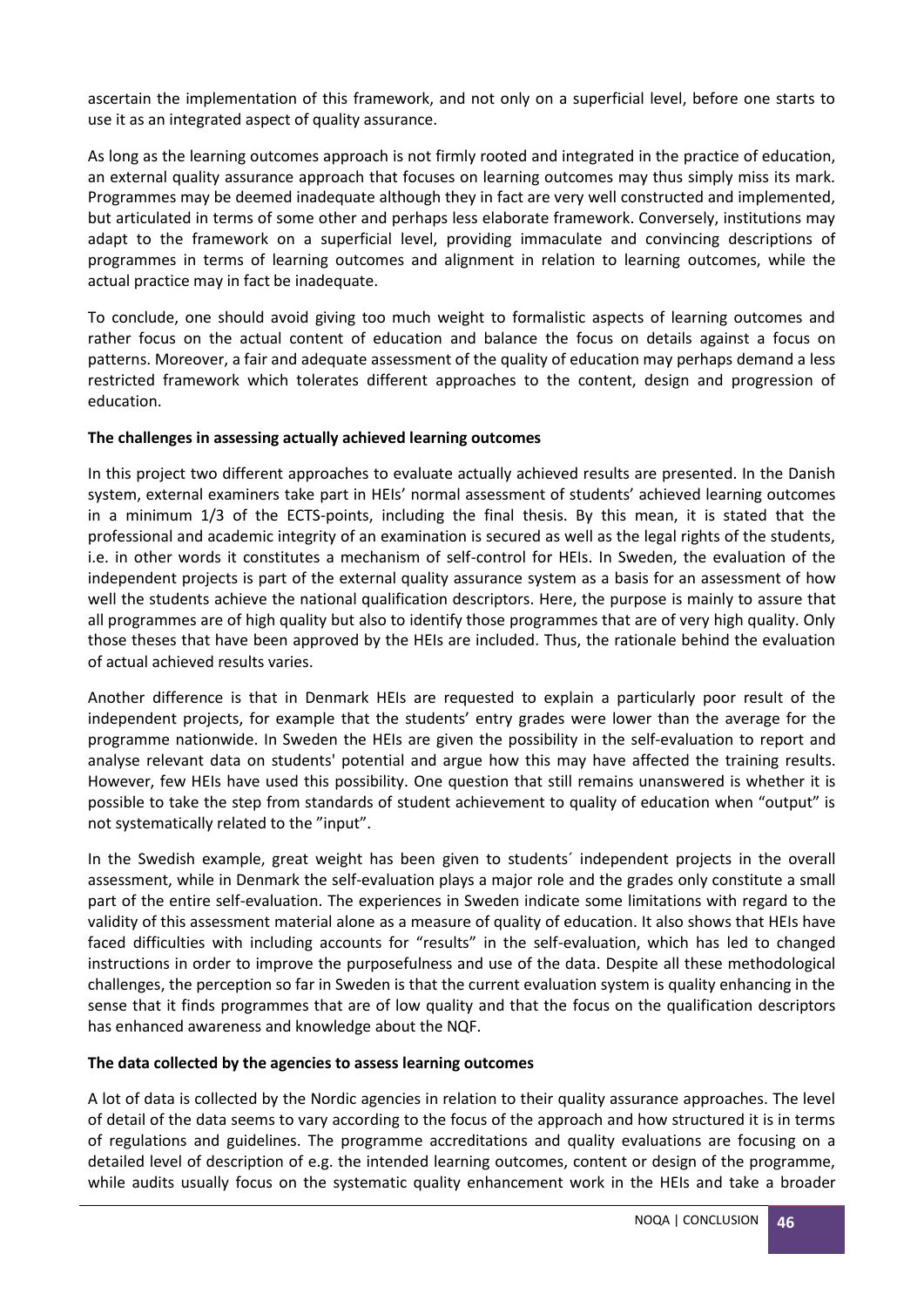ascertain the implementation of this framework, and not only on a superficial level, before one starts to use it as an integrated aspect of quality assurance.

As long as the learning outcomes approach is not firmly rooted and integrated in the practice of education, an external quality assurance approach that focuses on learning outcomes may thus simply miss its mark. Programmes may be deemed inadequate although they in fact are very well constructed and implemented, but articulated in terms of some other and perhaps less elaborate framework. Conversely, institutions may adapt to the framework on a superficial level, providing immaculate and convincing descriptions of programmes in terms of learning outcomes and alignment in relation to learning outcomes, while the actual practice may in fact be inadequate.

To conclude, one should avoid giving too much weight to formalistic aspects of learning outcomes and rather focus on the actual content of education and balance the focus on details against a focus on patterns. Moreover, a fair and adequate assessment of the quality of education may perhaps demand a less restricted framework which tolerates different approaches to the content, design and progression of education.

**The challenges in assessing actually achieved learning outcomes**

In this project two different approaches to evaluate actually achieved results are presented. In the Danish system, external examiners take part in HEIs' normal assessment of students' achieved learning outcomes in a minimum 1/3 of the ECTS-points, including the final thesis. By this mean, it is stated that the professional and academic integrity of an examination is secured as well as the legal rights of the students, i.e. in other words it constitutes a mechanism of self-control for HEIs. In Sweden, the evaluation of the independent projects is part of the external quality assurance system as a basis for an assessment of how well the students achieve the national qualification descriptors. Here, the purpose is mainly to assure that all programmes are of high quality but also to identify those programmes that are of very high quality. Only those theses that have been approved by the HEIs are included. Thus, the rationale behind the evaluation of actual achieved results varies.

Another difference is that in Denmark HEIs are requested to explain a particularly poor result of the independent projects, for example that the students' entry grades were lower than the average for the programme nationwide. In Sweden the HEIs are given the possibility in the self-evaluation to report and analyse relevant data on students' potential and argue how this may have affected the training results. However, few HEIs have used this possibility. One question that still remains unanswered is whether it is possible to take the step from standards of student achievement to quality of education when "output" is not systematically related to the "input".

In the Swedish example, great weight has been given to students´ independent projects in the overall assessment, while in Denmark the self-evaluation plays a major role and the grades only constitute a small part of the entire self-evaluation. The experiences in Sweden indicate some limitations with regard to the validity of this assessment material alone as a measure of quality of education. It also shows that HEIs have faced difficulties with including accounts for "results" in the self-evaluation, which has led to changed instructions in order to improve the purposefulness and use of the data. Despite all these methodological challenges, the perception so far in Sweden is that the current evaluation system is quality enhancing in the sense that it finds programmes that are of low quality and that the focus on the qualification descriptors has enhanced awareness and knowledge about the NQF.

**The data collected by the agencies to assess learning outcomes**

A lot of data is collected by the Nordic agencies in relation to their quality assurance approaches. The level of detail of the data seems to vary according to the focus of the approach and how structured it is in terms of regulations and guidelines. The programme accreditations and quality evaluations are focusing on a detailed level of description of e.g. the intended learning outcomes, content or design of the programme, while audits usually focus on the systematic quality enhancement work in the HEIs and take a broader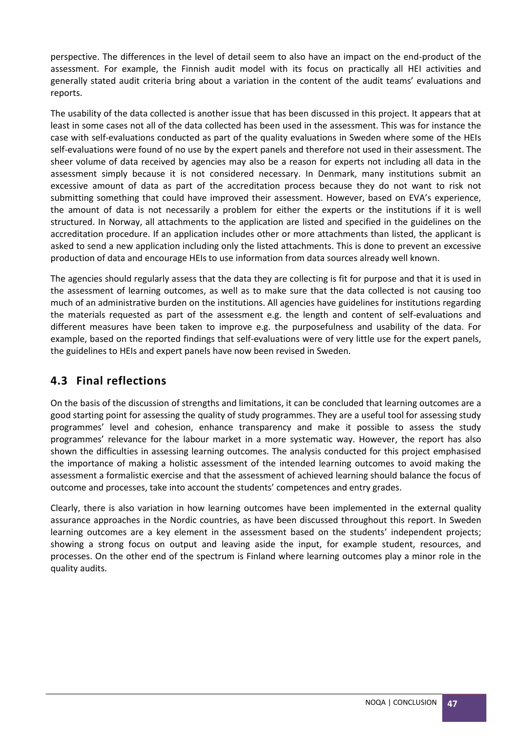perspective. The differences in the level of detail seem to also have an impact on the end-product of the assessment. For example, the Finnish audit model with its focus on practically all HEI activities and generally stated audit criteria bring about a variation in the content of the audit teams' evaluations and reports.

The usability of the data collected is another issue that has been discussed in this project. It appears that at least in some cases not all of the data collected has been used in the assessment. This was for instance the case with self-evaluations conducted as part of the quality evaluations in Sweden where some of the HEIs self-evaluations were found of no use by the expert panels and therefore not used in their assessment. The sheer volume of data received by agencies may also be a reason for experts not including all data in the assessment simply because it is not considered necessary. In Denmark, many institutions submit an excessive amount of data as part of the accreditation process because they do not want to risk not submitting something that could have improved their assessment. However, based on EVA's experience, the amount of data is not necessarily a problem for either the experts or the institutions if it is well structured. In Norway, all attachments to the application are listed and specified in the guidelines on the accreditation procedure. If an application includes other or more attachments than listed, the applicant is asked to send a new application including only the listed attachments. This is done to prevent an excessive production of data and encourage HEIs to use information from data sources already well known.

The agencies should regularly assess that the data they are collecting is fit for purpose and that it is used in the assessment of learning outcomes, as well as to make sure that the data collected is not causing too much of an administrative burden on the institutions. All agencies have guidelines for institutions regarding the materials requested as part of the assessment e.g. the length and content of self-evaluations and different measures have been taken to improve e.g. the purposefulness and usability of the data. For example, based on the reported findings that self-evaluations were of very little use for the expert panels, the guidelines to HEIs and expert panels have now been revised in Sweden.

## 4.3 Final reflections

On the basis of the discussion of strengths and limitations, it can be concluded that learning outcomes are a good starting point for assessing the quality of study programmes. They are a useful tool for assessing study programmes' level and cohesion, enhance transparency and make it possible to assess the study programmes' relevance for the labour market in a more systematic way. However, the report has also shown the difficulties in assessing learning outcomes. The analysis conducted for this project emphasised the importance of making a holistic assessment of the intended learning outcomes to avoid making the assessment a formalistic exercise and that the assessment of achieved learning should balance the focus of outcome and processes, take into account the students' competences and entry grades.

Clearly, there is also variation in how learning outcomes have been implemented in the external quality assurance approaches in the Nordic countries, as have been discussed throughout this report. In Sweden learning outcomes are a key element in the assessment based on the students' independent projects; showing a strong focus on output and leaving aside the input, for example student, resources, and processes. On the other end of the spectrum is Finland where learning outcomes play a minor role in the quality audits.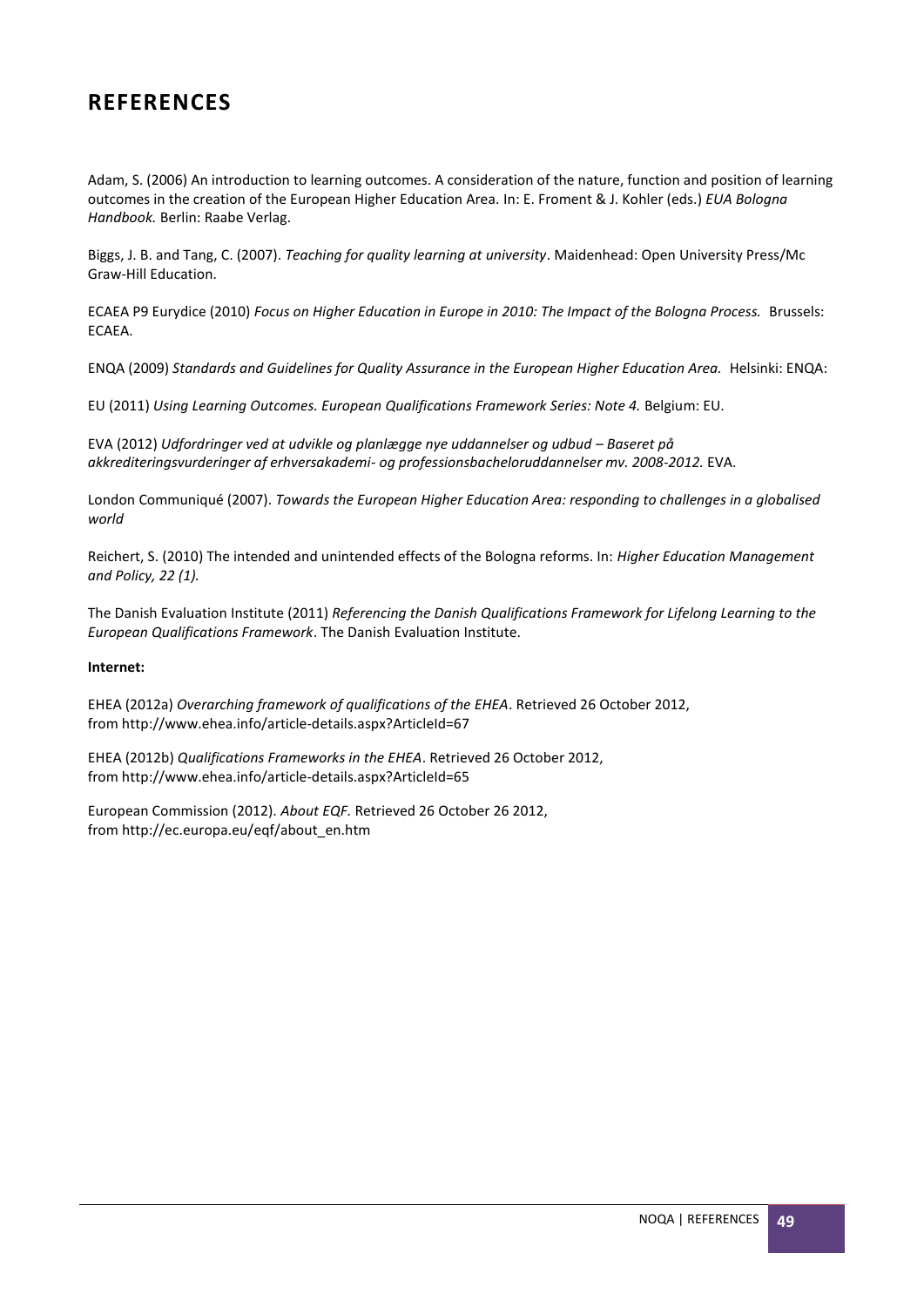# REFERENCES

Adam, S. (2006) An introduction to learning outcomes. A consideration of the nature, function and position of learning outcomes in the creation of the European Higher Education Area. In: E. Froment & J. Kohler (eds.) *EUA Bologna Handbook.* Berlin: Raabe Verlag.

Biggs, J. B. and Tang, C. (2007). *Teaching for quality learning at university*. Maidenhead: Open University Press/Mc Graw-Hill Education.

ECAEA P9 Eurydice (2010) *Focus on Higher Education in Europe in 2010: The Impact of the Bologna Process.* Brussels: ECAEA.

ENQA (2009) *Standards and Guidelines for Quality Assurance in the European Higher Education Area.* Helsinki: ENQA:

EU (2011) *Using Learning Outcomes. European Qualifications Framework Series: Note 4.* Belgium: EU.

EVA (2012) *Udfordringer ved at udvikle og planlægge nye uddannelser og udbud – Baseret på akkrediteringsvurderinger af erhversakademi- og professionsbacheloruddannelser mv. 2008-2012.* EVA.

London Communiqué (2007). *Towards the European Higher Education Area: responding to challenges in a globalised world*

Reichert, S. (2010) The intended and unintended effects of the Bologna reforms. In: *Higher Education Management and Policy, 22 (1).*

The Danish Evaluation Institute (2011) *Referencing the Danish Qualifications Framework for Lifelong Learning to the European Qualifications Framework*. The Danish Evaluation Institute.

**Internet:**

EHEA (2012a) *Overarching framework of qualifications of the EHEA*. Retrieved 26 October 2012, from http://www.ehea.info/article-details.aspx?ArticleId=67

EHEA (2012b) *Qualifications Frameworks in the EHEA*. Retrieved 26 October 2012, from http://www.ehea.info/article-details.aspx?ArticleId=65

European Commission (2012). *About EQF.* Retrieved 26 October 26 2012, from http://ec.europa.eu/eqf/about_en.htm